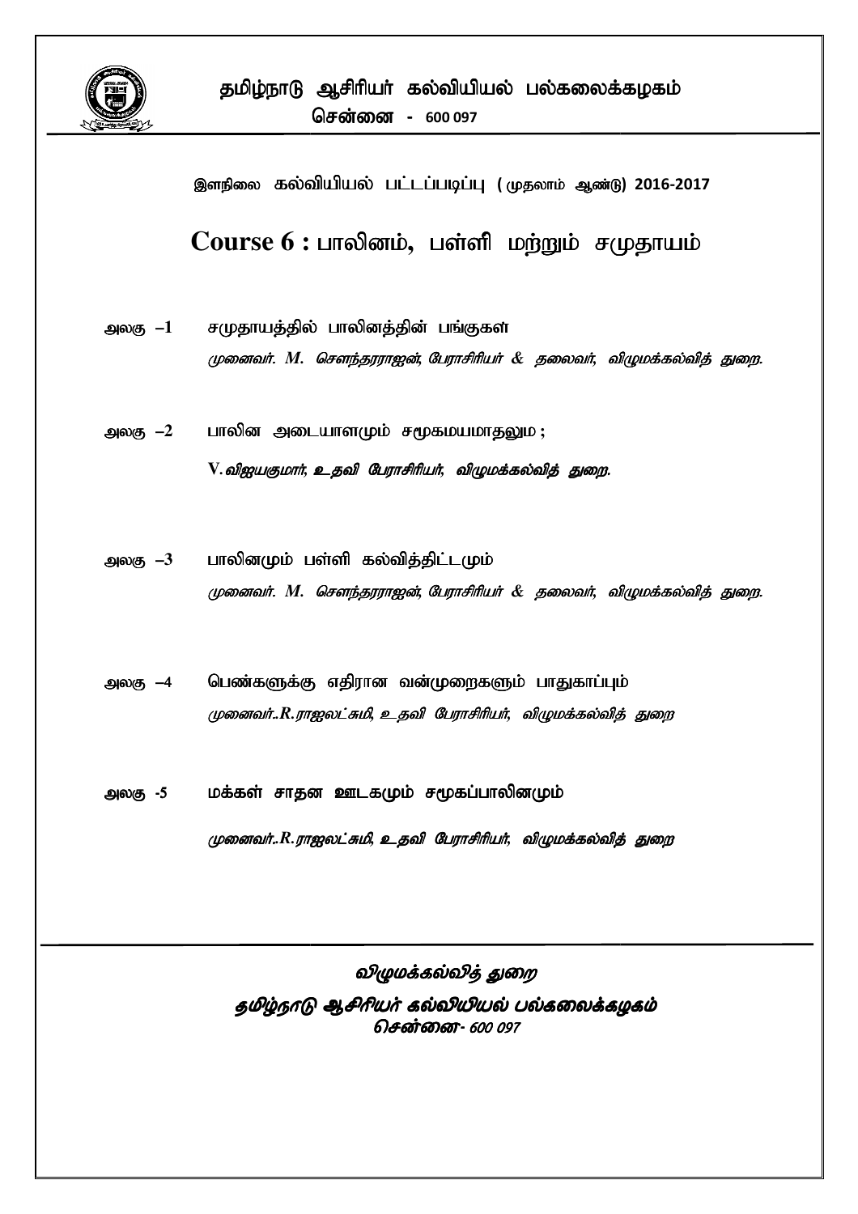# தமிழ்நாடு ஆசிரியர் கல்வியியல் பல்கலைக்கழகம்

**சென்னை - 600 097**

இளநிலை கல்வியியல் பட்டப்படிப்பு (முதலாம் ஆண்டு) 2016-2017

## Course 6 : பாலினம், பள்ளி மற்றும் சமுதாயம்

**அலகு –1** சமுதாயத்தில் பாலினத்தின் பங்குகள்

*முனைவர். M. சௌந்தரராஜன், பேராசிரியர் & தலைவர், விழுமக்கல்வித் துறை.*

**அலகு –2** பாலின அடையாளமும் சமூகமயமாதலும ;

*V. விஜயகுமார், உதவி பேராசிரியர், விழுமக்கல்வித் துறை.*

**அலகு –3** பாலினமும் பள்ளி கல்வித்திட்டமும்

*முனைவர். M. சௌந்தரராஜன், பேராசிரியர் & தலைவர், விழுமக்கல்வித் துறை.*

**அலகு –4** பெண்களுக்கு எதிரான வன்முறைகளும் பாதுகாப்பும்

*முனைவர்..R.ராஜலட்சுமி, உதவி பேராசிரியர், விழுமக்கல்வித் துறை*

**அலகு -5** மக்கள் சாதன ஊடகமும் சமூகப்பாலினமும்

*முனைவர்..R.ராஜலட்சுமி, உதவி பேராசிரியர், விழுமக்கல்வித் துறை*

---

*விழுமக்கல்வித் துறை*

*தமிழ்நாடு ஆசிரியர் கல்வியியல் பல்கலைக்கழகம்*

*சென்னை- 600 097*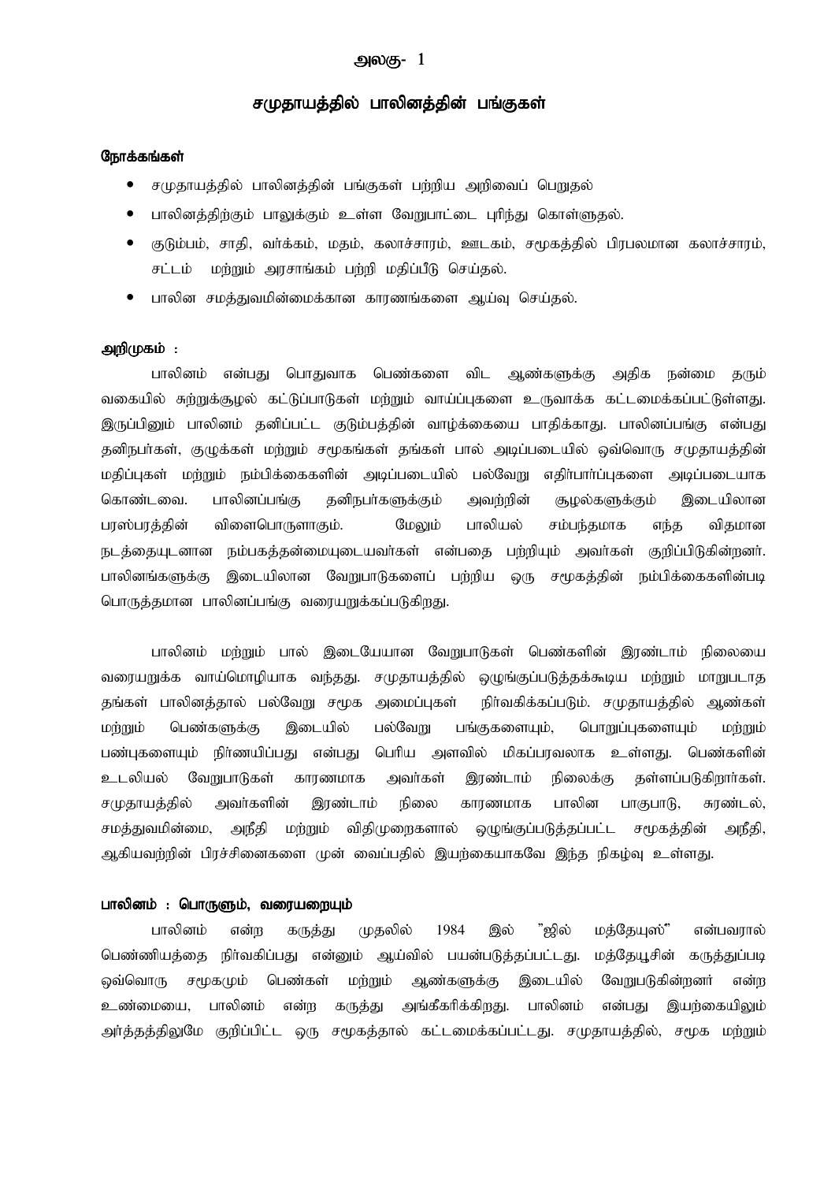## அலகு- 1

# சமுதாயத்தில் பாலினத்தின் பங்குகள்

### நோக்கங்கள்

- சமுதாயத்தில் பாலினத்தின் பங்குகள் பற்றிய அறிவைப் பெறுதல்
- பாலினத்திற்கும் பாலுக்கும் உள்ள வேறுபாட்டை புரிந்து கொள்ளுதல்.
- குடும்பம், சாதி, வர்க்கம், மதம், கலாச்சாரம், ஊடகம், சமூகத்தில் பிரபலமான கலாச்சாரம், சட்டம் மற்றும் அரசாங்கம் பற்றி மதிப்பீடு செய்தல்.
- பாலின சமத்துவமின்மைக்கான காரணங்களை ஆய்வு செய்தல்.

### அறிமுகம் :

பாலினம் என்பது பொதுவாக பெண்களை விட ஆண்களுக்கு அதிக நன்மை தரும் வகையில் சுற்றுக்சூழல் கட்டுப்பாடுகள் மற்றும் வாய்ப்புகளை உருவாக்க கட்டமைக்கப்பட்டுள்ளது. இருப்பினும் பாலினம் தனிப்பட்ட குடும்பத்தின் வாழ்க்கையை பாதிக்காது. பாலினப்பங்கு என்பது தனிநபர்கள், குழுக்கள் மற்றும் சமூகங்கள் தங்கள் பால் அடிப்படையில் ஒவ்வொரு சமுதாயத்தின் மதிப்புகள் மற்றும் நம்பிக்கைகளின் அடிப்படையில் பல்வேறு எதிர்பார்ப்புகளை அடிப்படையாக கொண்டவை. பாலினப்பங்கு தனிநபர்களுக்கும் அவற்றின் சூழல்களுக்கும் இடையிலான பரஸ்பரத்தின் விளைபொருளாகும். மேலும் பாலியல் சம்பந்தமாக எந்த விதமான நடத்தையுடனான நம்பகத்தன்மையுடையவர்கள் என்பதை பற்றியும் அவர்கள் குறிப்பிடுகின்றனர். பாலினங்களுக்கு இடையிலான வேறுபாடுகளைப் பற்றிய ஒரு சமூகத்தின் நம்பிக்கைகளின்படி பொருத்தமான பாலினப்பங்கு வரையறுக்கப்படுகிறது.

பாலினம் மற்றும் பால் இடையேயான வேறுபாடுகள் பெண்களின் இரண்டாம் நிலையை வரையறுக்க வாய்மொழியாக வந்தது. சமுதாயத்தில் ஒழுங்குப்படுத்தக்கூடிய மற்றும் மாறுபடாத தங்கள் பாலினத்தால் பல்வேறு சமூக அமைப்புகள் நிர்வகிக்கப்படும். சமுதாயத்தில் ஆண்கள் மற்றும் பெண்களுக்கு இடையில் பல்வேறு பங்குகளையும், பொறுப்புகளையும் மற்றும் பண்புகளையும் நிர்ணயிப்பது என்பது பெரிய அளவில் மிகப்பரவலாக உள்ளது. பெண்களின் உடலியல் வேறுபாடுகள் காரணமாக அவர்கள் இரண்டாம் நிலைக்கு தள்ளப்படுகிறார்கள். சமுதாயத்தில் அவர்களின் இரண்டாம் நிலை காரணமாக பாலின பாகுபாடு, சுரண்டல், சமத்துவமின்மை, அநீதி மற்றும் விதிமுறைகளால் ஒழுங்குப்படுத்தப்பட்ட சமூகத்தின் அநீதி, ஆகியவற்றின் பிரச்சினைகளை முன் வைப்பதில் இயற்கையாகவே இந்த நிகழ்வு உள்ளது.

### பாலினம் : பொருளும், வரையறையும்

பாலினம் என்ற கருத்து முதலில் 1984 இல் "ஜில் மத்தேயுஸ்" என்பவரால் பெண்ணியத்தை நிர்வகிப்பது என்னும் ஆய்வில் பயன்படுத்தப்பட்டது. மத்தேயூசின் கருத்துப்படி ஒவ்வொரு சமூகமும் பெண்கள் மற்றும் ஆண்களுக்கு இடையில் வேறுபடுகின்றனர் என்ற உண்மையை, பாலினம் என்ற கருத்து அங்கீகரிக்கிறது. பாலினம் என்பது இயற்கையிலும் அர்த்தத்திலுமே குறிப்பிட்ட ஒரு சமூகத்தால் கட்டமைக்கப்பட்டது. சமுதாயத்தில், சமூக மற்றும்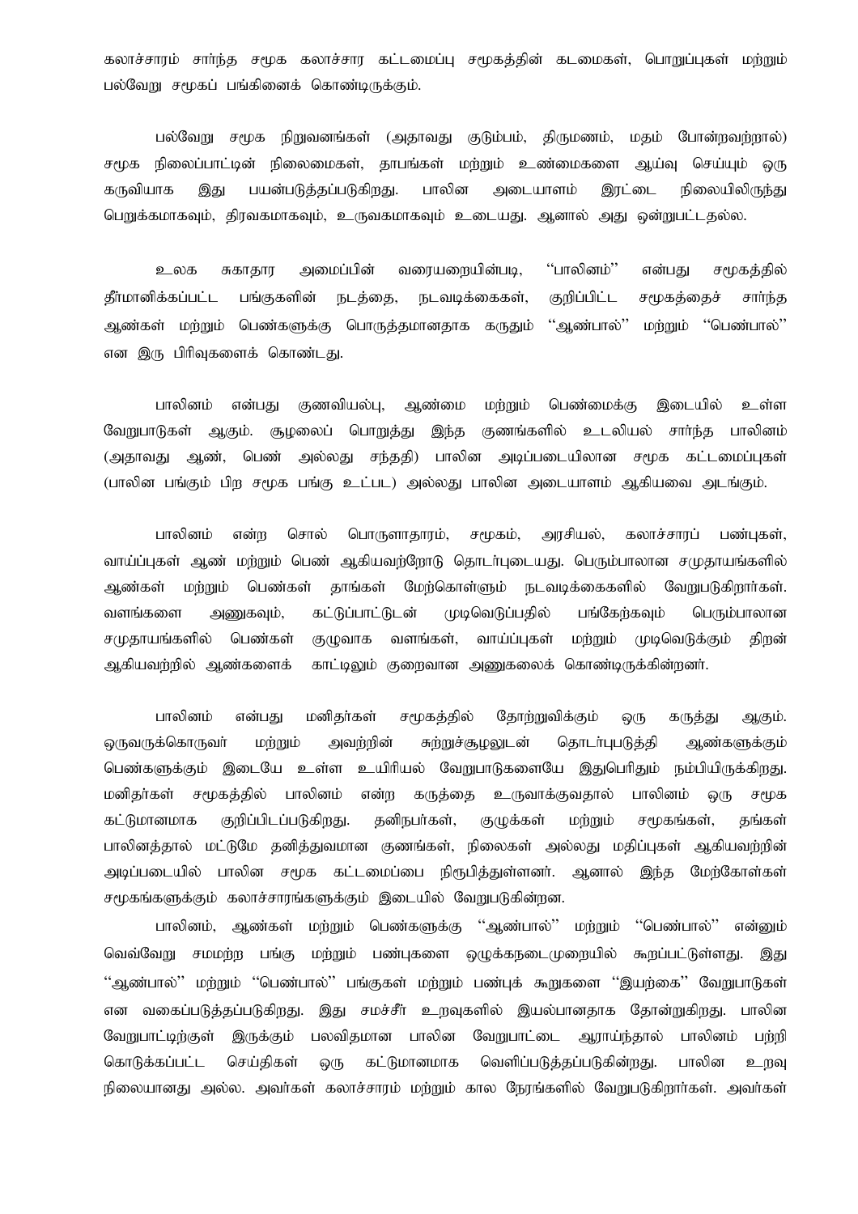கலாச்சாரம் சார்ந்த சமூக கலாச்சார கட்டமைப்பு சமூகத்தின் கடமைகள், பொறுப்புகள் மற்றும் பல்வேறு சமூகப் பங்கினைக் கொண்டிருக்கும்.

பல்வேறு சமூக நிறுவனங்கள் (அதாவது குடும்பம், திருமணம், மதம் போன்றவற்றால்) சமூக நிலைப்பாட்டின் நிலைமைகள், தாபங்கள் மற்றும் உண்மைகளை ஆய்வு செய்யும் ஒரு கருவியாக இது பயன்படுத்தப்படுகிறது. பாலின அடையாளம் இரட்டை நிலையிலிருந்து பெறுக்கமாகவும், திரவகமாகவும், உருவகமாகவும் உடையது. ஆனால் அது ஒன்றுபட்டதல்ல.

உலக சுகாதார அமைப்பின் வரையறையின்படி, ''பாலினம்'' என்பது சமூகத்தில் தீர்மானிக்கப்பட்ட பங்குகளின் நடத்தை, நடவடிக்கைகள், குறிப்பிட்ட சமூகத்தைச் சார்ந்த ஆண்கள் மற்றும் பெண்களுக்கு பொருத்தமானதாக கருதும் ''ஆண்பால்'' மற்றும் ''பெண்பால்'' என இரு பிரிவுகளைக் கொண்டது.

பாலினம் என்பது குணவியல்பு, ஆண்மை மற்றும் பெண்மைக்கு இடையில் உள்ள வேறுபாடுகள் ஆகும். சூழலைப் பொறுத்து இந்த குணங்களில் உடலியல் சார்ந்த பாலினம் (அதாவது ஆண், பெண் அல்லது சந்ததி) பாலின அடிப்படையிலான சமூக கட்டமைப்புகள் (பாலின பங்கும் பிற சமூக பங்கு உட்பட) அல்லது பாலின அடையாளம் ஆகியவை அடங்கும்.

பாலினம் என்ற சொல் பொருளாதாரம், சமூகம், அரசியல், கலாச்சாரப் பண்புகள், வாய்ப்புகள் ஆண் மற்றும் பெண் ஆகியவற்றோடு தொடர்புடையது. பெரும்பாலான சமுதாயங்களில் ஆண்கள் மற்றும் பெண்கள் தாங்கள் மேற்கொள்ளும் நடவடிக்கைகளில் வேறுபடுகிறார்கள். வளங்களை அணுகவும், கட்டுப்பாட்டுடன் முடிவெடுப்பதில் பங்கேற்கவும் பெரும்பாலான சமுதாயங்களில் பெண்கள் குழுவாக வளங்கள், வாய்ப்புகள் மற்றும் முடிவெடுக்கும் திறன் ஆகியவற்றில் ஆண்களைக் காட்டிலும் குறைவான அணுகலைக் கொண்டிருக்கின்றனர்.

பாலினம் என்பது மனிதர்கள் சமூகத்தில் தோற்றுவிக்கும் ஒரு கருத்து ஆகும். ஒருவருக்கொருவர் மற்றும் அவற்றின் சுற்றுச்சூழலுடன் தொடர்புபடுத்தி ஆண்களுக்கும் பெண்களுக்கும் இடையே உள்ள உயிரியல் வேறுபாடுகளையே இதுபெரிதும் நம்பியிருக்கிறது. மனிதர்கள் சமூகத்தில் பாலினம் என்ற கருத்தை உருவாக்குவதால் பாலினம் ஒரு சமூக கட்டுமானமாக குறிப்பிடப்படுகிறது. தனிநபர்கள், குழுக்கள் மற்றும் சமூகங்கள், தங்கள் பாலினத்தால் மட்டுமே தனித்துவமான குணங்கள், நிலைகள் அல்லது மதிப்புகள் ஆகியவற்றின் அடிப்படையில் பாலின சமூக கட்டமைப்பை நிரூபித்துள்ளனர். ஆனால் இந்த மேற்கோள்கள் சமூகங்களுக்கும் கலாச்சாரங்களுக்கும் இடையில் வேறுபடுகின்றன.

பாலினம், ஆண்கள் மற்றும் பெண்களுக்கு ''ஆண்பால்'' மற்றும் ''பெண்பால்'' என்னும் வெவ்வேறு சமமற்ற பங்கு மற்றும் பண்புகளை ஒழுக்கநடைமுறையில் கூறப்பட்டுள்ளது. இது ''ஆண்பால்'' மற்றும் ''பெண்பால்'' பங்குகள் மற்றும் பண்புக் கூறுகளை ''இயற்கை'' வேறுபாடுகள் என வகைப்படுத்தப்படுகிறது. இது சமச்சீர் உறவுகளில் இயல்பானதாக தோன்றுகிறது. பாலின வேறுபாட்டிற்குள் இருக்கும் பலவிதமான பாலின வேறுபாட்டை ஆராய்ந்தால் பாலினம் பற்றி கொடுக்கப்பட்ட செய்திகள் ஒரு கட்டுமானமாக வெளிப்படுத்தப்படுகின்றது. பாலின உறவு நிலையானது அல்ல. அவர்கள் கலாச்சாரம் மற்றும் கால நேரங்களில் வேறுபடுகிறார்கள். அவர்கள்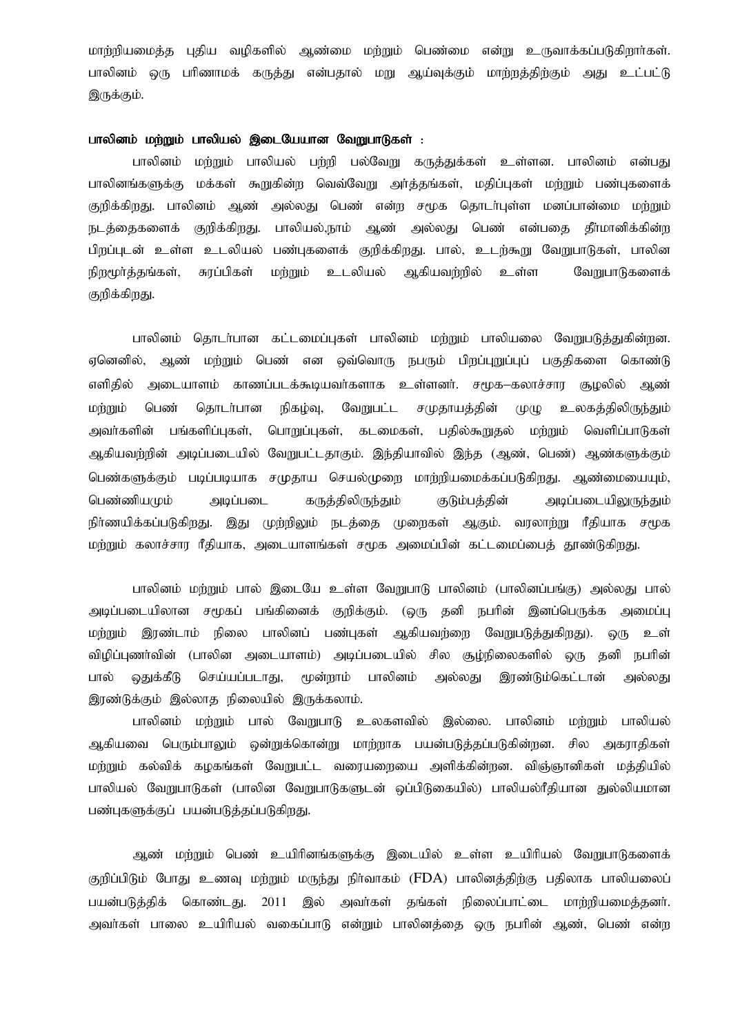மாற்றியமைத்த புதிய வழிகளில் ஆண்மை மற்றும் பெண்மை என்று உருவாக்கப்படுகிறார்கள். பாலினம் ஒரு பரிணாமக் கருத்து என்பதால் மறு ஆய்வுக்கும் மாற்றத்திற்கும் அது உட்பட்டு இருக்கும்.

**பாலினம் மற்றும் பாலியல் இடையேயான வேறுபாடுகள் :**

பாலினம் மற்றும் பாலியல் பற்றி பல்வேறு கருத்துக்கள் உள்ளன. பாலினம் என்பது பாலினங்களுக்கு மக்கள் கூறுகின்ற வெவ்வேறு அர்த்தங்கள், மதிப்புகள் மற்றும் பண்புகளைக் குறிக்கிறது. பாலினம் ஆண் அல்லது பெண் என்ற சமூக தொடர்புள்ள மனப்பான்மை மற்றும் நடத்தைகளைக் குறிக்கிறது. பாலியல்,நாம் ஆண் அல்லது பெண் என்பதை தீர்மானிக்கின்ற பிறப்புடன் உள்ள உடலியல் பண்புகளைக் குறிக்கிறது. பால், உடற்கூறு வேறுபாடுகள், பாலின நிறமூர்த்தங்கள், சுரப்பிகள் மற்றும் உடலியல் ஆகியவற்றில் உள்ள வேறுபாடுகளைக் குறிக்கிறது.

பாலினம் தொடர்பான கட்டமைப்புகள் பாலினம் மற்றும் பாலியலை வேறுபடுத்துகின்றன. ஏனெனில், ஆண் மற்றும் பெண் என ஒவ்வொரு நபரும் பிறப்புறுப்புப் பகுதிகளை கொண்டு எளிதில் அடையாளம் காணப்படக்கூடியவர்களாக உள்ளனர். சமூக–கலாச்சார சூழலில் ஆண் மற்றும் பெண் தொடர்பான நிகழ்வு, வேறுபட்ட சமுதாயத்தின் முழு உலகத்திலிருந்தும் அவர்களின் பங்களிப்புகள், பொறுப்புகள், கடமைகள், பதில்கூறுதல் மற்றும் வெளிப்பாடுகள் ஆகியவற்றின் அடிப்படையில் வேறுபட்டதாகும். இந்தியாவில் இந்த (ஆண், பெண்) ஆண்களுக்கும் பெண்களுக்கும் படிப்படியாக சமுதாய செயல்முறை மாற்றியமைக்கப்படுகிறது. ஆண்மையையும், பெண்ணியமும் அடிப்படை கருத்திலிருந்தும் குடும்பத்தின் அடிப்படையிலுருந்தும் நிர்ணயிக்கப்படுகிறது. இது முற்றிலும் நடத்தை முறைகள் ஆகும். வரலாற்று ரீதியாக சமூக மற்றும் கலாச்சார ரீதியாக, அடையாளங்கள் சமூக அமைப்பின் கட்டமைப்பைத் தூண்டுகிறது.

பாலினம் மற்றும் பால் இடையே உள்ள வேறுபாடு பாலினம் (பாலினப்பங்கு) அல்லது பால் அடிப்படையிலான சமூகப் பங்கினைக் குறிக்கும். (ஒரு தனி நபரின் இனப்பெருக்க அமைப்பு மற்றும் இரண்டாம் நிலை பாலினப் பண்புகள் ஆகியவற்றை வேறுபடுத்துகிறது). ஒரு உள் விழிப்புணர்வின் (பாலின அடையாளம்) அடிப்படையில் சில சூழ்நிலைகளில் ஒரு தனி நபரின் பால் ஒதுக்கீடு செய்யப்படாது, மூன்றாம் பாலினம் அல்லது இரண்டும்கெட்டான் அல்லது இரண்டுக்கும் இல்லாத நிலையில் இருக்கலாம்.

பாலினம் மற்றும் பால் வேறுபாடு உலகளவில் இல்லை. பாலினம் மற்றும் பாலியல் ஆகியவை பெரும்பாலும் ஒன்றுக்கொன்று மாற்றாக பயன்படுத்தப்படுகின்றன. சில அகராதிகள் மற்றும் கல்விக் கழகங்கள் வேறுபட்ட வரையறையை அளிக்கின்றன. விஞ்ஞானிகள் மத்தியில் பாலியல் வேறுபாடுகள் (பாலின வேறுபாடுகளுடன் ஒப்பிடுகையில்) பாலியல்ரீதியான துல்லியமான பண்புகளுக்குப் பயன்படுத்தப்படுகிறது.

ஆண் மற்றும் பெண் உயிரினங்களுக்கு இடையில் உள்ள உயிரியல் வேறுபாடுகளைக் குறிப்பிடும் போது உணவு மற்றும் மருந்து நிர்வாகம் (FDA) பாலினத்திற்கு பதிலாக பாலியலைப் பயன்படுத்திக் கொண்டது. 2011 இல் அவர்கள் தங்கள் நிலைப்பாட்டை மாற்றியமைத்தனர். அவர்கள் பாலை உயிரியல் வகைப்பாடு என்றும் பாலினத்தை ஒரு நபரின் ஆண், பெண் என்ற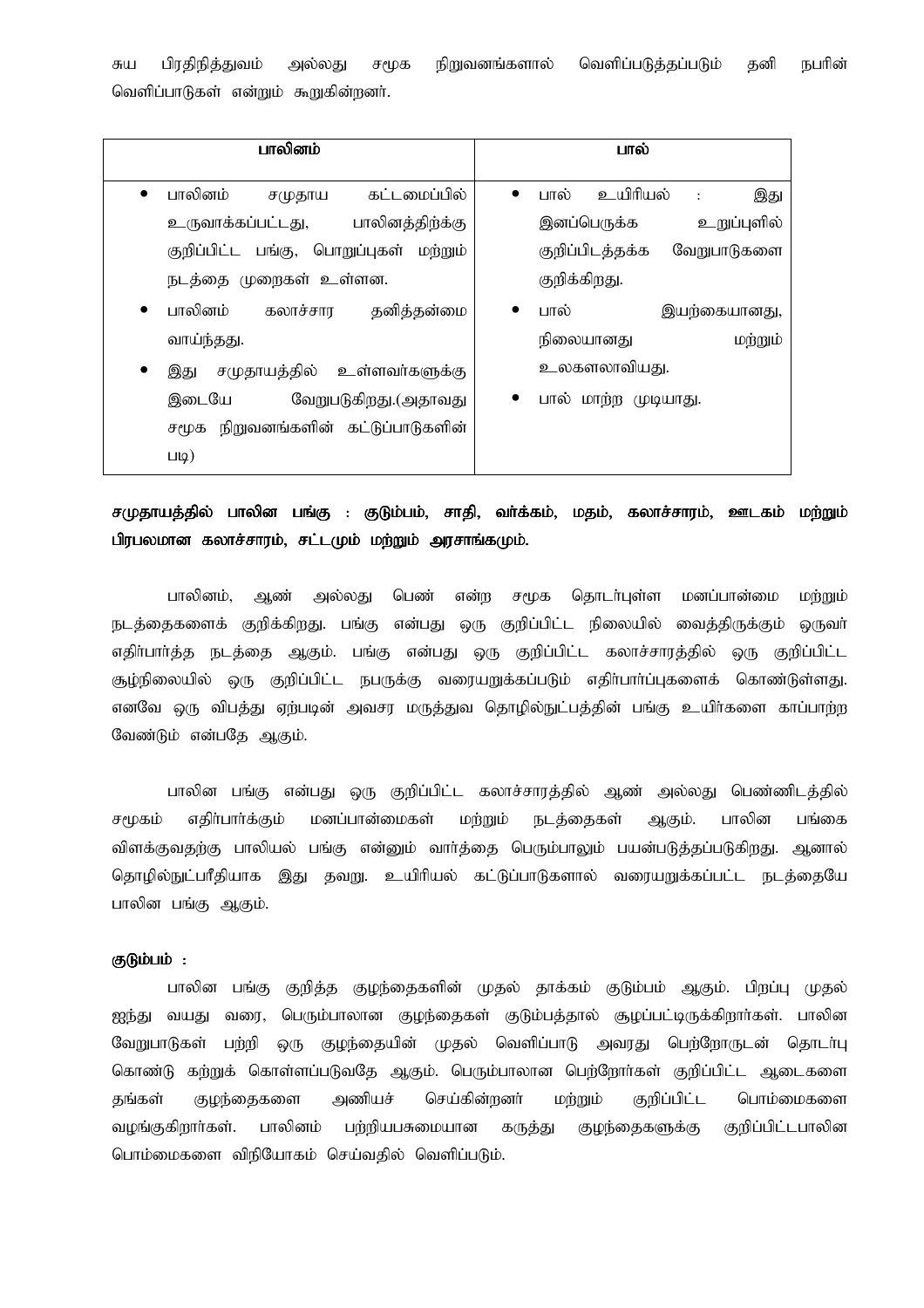சுய பிரதிநித்துவம் அல்லது சமூக நிறுவனங்களால் வெளிப்படுத்தப்படும் தனி நபரின் வெளிப்பாடுகள் என்றும் கூறுகின்றனர்.

| பாலினம் | பால் |
|---|---|
| • பாலினம் சமுதாய கட்டமைப்பில் உருவாக்கப்பட்டது, பாலினத்திற்க்கு குறிப்பிட்ட பங்கு, பொறுப்புகள் மற்றும் நடத்தை முறைகள் உள்ளன.<br>• பாலினம் கலாச்சார தனித்தன்மை வாய்ந்தது.<br>• இது சமுதாயத்தில் உள்ளவர்களுக்கு இடையே வேறுபடுகிறது.(அதாவது சமூக நிறுவனங்களின் கட்டுப்பாடுகளின் படி) | • பால் உயிரியல் : இது இனப்பெருக்க உறுப்புளில் குறிப்பிடத்தக்க வேறுபாடுகளை குறிக்கிறது.<br>• பால் இயற்கையானது, நிலையானது மற்றும் உலகளாவியது.<br>• பால் மாற்ற முடியாது. |

**சமுதாயத்தில் பாலின பங்கு : குடும்பம், சாதி, வர்க்கம், மதம், கலாச்சாரம், ஊடகம் மற்றும் பிரபலமான கலாச்சாரம், சட்டமும் மற்றும் அரசாங்கமும்.**

பாலினம், ஆண் அல்லது பெண் என்ற சமூக தொடர்புள்ள மனப்பான்மை மற்றும் நடத்தைகளைக் குறிக்கிறது. பங்கு என்பது ஒரு குறிப்பிட்ட நிலையில் வைத்திருக்கும் ஒருவர் எதிர்பார்த்த நடத்தை ஆகும். பங்கு என்பது ஒரு குறிப்பிட்ட கலாச்சாரத்தில் ஒரு குறிப்பிட்ட சூழ்நிலையில் ஒரு குறிப்பிட்ட நபருக்கு வரையறுக்கப்படும் எதிர்பார்ப்புகளைக் கொண்டுள்ளது. எனவே ஒரு விபத்து ஏற்படின் அவசர மருத்துவ தொழில்நுட்பத்தின் பங்கு உயிர்களை காப்பாற்ற வேண்டும் என்பதே ஆகும்.

பாலின பங்கு என்பது ஒரு குறிப்பிட்ட கலாச்சாரத்தில் ஆண் அல்லது பெண்ணிடத்தில் சமூகம் எதிர்பார்க்கும் மனப்பான்மைகள் மற்றும் நடத்தைகள் ஆகும். பாலின பங்கை விளக்குவதற்கு பாலியல் பங்கு என்னும் வார்த்தை பெரும்பாலும் பயன்படுத்தப்படுகிறது. ஆனால் தொழில்நுட்பரீதியாக இது தவறு. உயிரியல் கட்டுப்பாடுகளால் வரையறுக்கப்பட்ட நடத்தையே பாலின பங்கு ஆகும்.

**குடும்பம் :**

பாலின பங்கு குறித்த குழந்தைகளின் முதல் தாக்கம் குடும்பம் ஆகும். பிறப்பு முதல் ஐந்து வயது வரை, பெரும்பாலான குழந்தைகள் குடும்பத்தால் சூழப்பட்டிருக்கிறார்கள். பாலின வேறுபாடுகள் பற்றி ஒரு குழந்தையின் முதல் வெளிப்பாடு அவரது பெற்றோருடன் தொடர்பு கொண்டு கற்றுக் கொள்ளப்படுவதே ஆகும். பெரும்பாலான பெற்றோர்கள் குறிப்பிட்ட ஆடைகளை தங்கள் குழந்தைகளை அணியச் செய்கின்றனர் மற்றும் குறிப்பிட்ட பொம்மைகளை வழங்குகிறார்கள். பாலினம் பற்றியபசுமையான கருத்து குழந்தைகளுக்கு குறிப்பிட்டபாலின பொம்மைகளை விநியோகம் செய்வதில் வெளிப்படும்.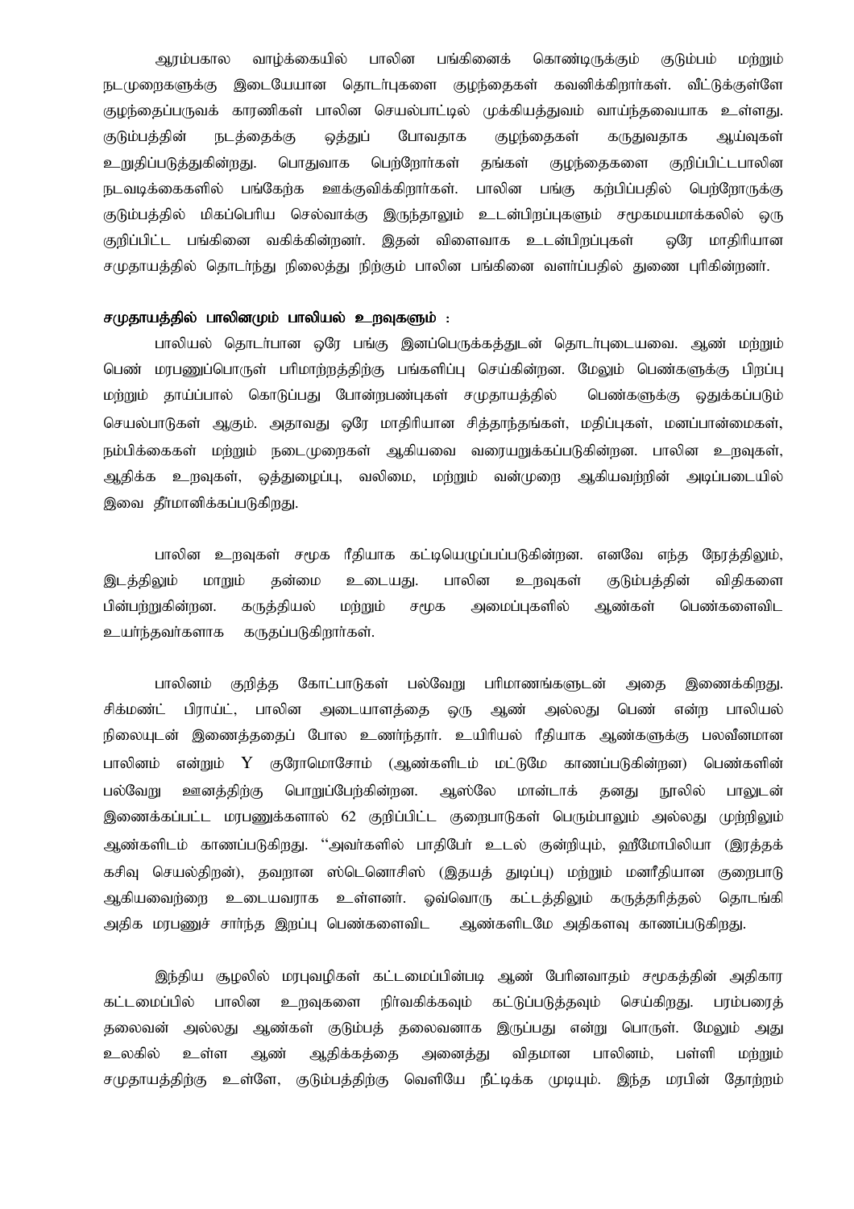ஆரம்பகால வாழ்க்கையில் பாலின பங்கினைக் கொண்டிருக்கும் குடும்பம் மற்றும் நடமுறைகளுக்கு இடையேயான தொடர்புகளை குழந்தைகள் கவனிக்கிறார்கள். வீட்டுக்குள்ளே குழந்தைப்பருவக் காரணிகள் பாலின செயல்பாட்டில் முக்கியத்துவம் வாய்ந்தவையாக உள்ளது. குடும்பத்தின் நடத்தைக்கு ஒத்துப் போவதாக குழந்தைகள் கருதுவதாக ஆய்வுகள் உறுதிப்படுத்துகின்றது. பொதுவாக பெற்றோர்கள் தங்கள் குழந்தைகளை குறிப்பிட்டபாலின நடவடிக்கைகளில் பங்கேற்க ஊக்குவிக்கிறார்கள். பாலின பங்கு கற்பிப்பதில் பெற்றோருக்கு குடும்பத்தில் மிகப்பெரிய செல்வாக்கு இருந்தாலும் உடன்பிறப்புகளும் சமூகமயமாக்கலில் ஒரு குறிப்பிட்ட பங்கினை வகிக்கின்றனர். இதன் விளைவாக உடன்பிறப்புகள் ஒரே மாதிரியான சமுதாயத்தில் தொடர்ந்து நிலைத்து நிற்கும் பாலின பங்கினை வளர்ப்பதில் துணை புரிகின்றனர்.

**சமுதாயத்தில் பாலினமும் பாலியல் உறவுகளும் :**

பாலியல் தொடர்பான ஒரே பங்கு இனப்பெருக்கத்துடன் தொடர்புடையவை. ஆண் மற்றும் பெண் மரபணுப்பொருள் பரிமாற்றத்திற்கு பங்களிப்பு செய்கின்றன. மேலும் பெண்களுக்கு பிறப்பு மற்றும் தாய்ப்பால் கொடுப்பது போன்றபண்புகள் சமுதாயத்தில் பெண்களுக்கு ஒதுக்கப்படும் செயல்பாடுகள் ஆகும். அதாவது ஒரே மாதிரியான சித்தாந்தங்கள், மதிப்புகள், மனப்பான்மைகள், நம்பிக்கைகள் மற்றும் நடைமுறைகள் ஆகியவை வரையறுக்கப்படுகின்றன. பாலின உறவுகள், ஆதிக்க உறவுகள், ஒத்துழைப்பு, வலிமை, மற்றும் வன்முறை ஆகியவற்றின் அடிப்படையில் இவை தீர்மானிக்கப்படுகிறது.

பாலின உறவுகள் சமூக ரீதியாக கட்டியெழுப்பப்படுகின்றன. எனவே எந்த நேரத்திலும், இடத்திலும் மாறும் தன்மை உடையது. பாலின உறவுகள் குடும்பத்தின் விதிகளை பின்பற்றுகின்றன. கருத்தியல் மற்றும் சமூக அமைப்புகளில் ஆண்கள் பெண்களைவிட உயர்ந்தவர்களாக கருதப்படுகிறார்கள்.

பாலினம் குறித்த கோட்பாடுகள் பல்வேறு பரிமாணங்களுடன் அதை இணைக்கிறது. சிக்மண்ட் பிராய்ட், பாலின அடையாளத்தை ஒரு ஆண் அல்லது பெண் என்ற பாலியல் நிலையுடன் இணைத்ததைப் போல உணர்ந்தார். உயிரியல் ரீதியாக ஆண்களுக்கு பலவீனமான பாலினம் என்றும் Y குரோமொசோம் (ஆண்களிடம் மட்டுமே காணப்படுகின்றன) பெண்களின் பல்வேறு ஊனத்திற்கு பொறுப்பேற்கின்றன. ஆஸ்லே மான்டாக் தனது நூலில் பாலுடன் இணைக்கப்பட்ட மரபணுக்களால் 62 குறிப்பிட்ட குறைபாடுகள் பெரும்பாலும் அல்லது முற்றிலும் ஆண்களிடம் காணப்படுகிறது. "அவர்களில் பாதிபேர் உடல் குன்றியும், ஹீமோபிலியா (இரத்தக் கசிவு செயல்திறன்), தவறான ஸ்டெனொசிஸ் (இதயத் துடிப்பு) மற்றும் மனரீதியான குறைபாடு ஆகியவைற்றை உடையவராக உள்ளனர். ஒவ்வொரு கட்டத்திலும் கருத்தரித்தல் தொடங்கி அதிக மரபணுச் சார்ந்த இறப்பு பெண்களைவிட ஆண்களிடமே அதிகளவு காணப்படுகிறது.

இந்திய சூழலில் மரபுவழிகள் கட்டமைப்பின்படி ஆண் பேரினவாதம் சமூகத்தின் அதிகார கட்டமைப்பில் பாலின உறவுகளை நிர்வகிக்கவும் கட்டுப்படுத்தவும் செய்கிறது. பரம்பரைத் தலைவன் அல்லது ஆண்கள் குடும்பத் தலைவனாக இருப்பது என்று பொருள். மேலும் அது உலகில் உள்ள ஆண் ஆதிக்கத்தை அனைத்து விதமான பாலினம், பள்ளி மற்றும் சமுதாயத்திற்கு உள்ளே, குடும்பத்திற்கு வெளியே நீட்டிக்க முடியும். இந்த மரபின் தோற்றம்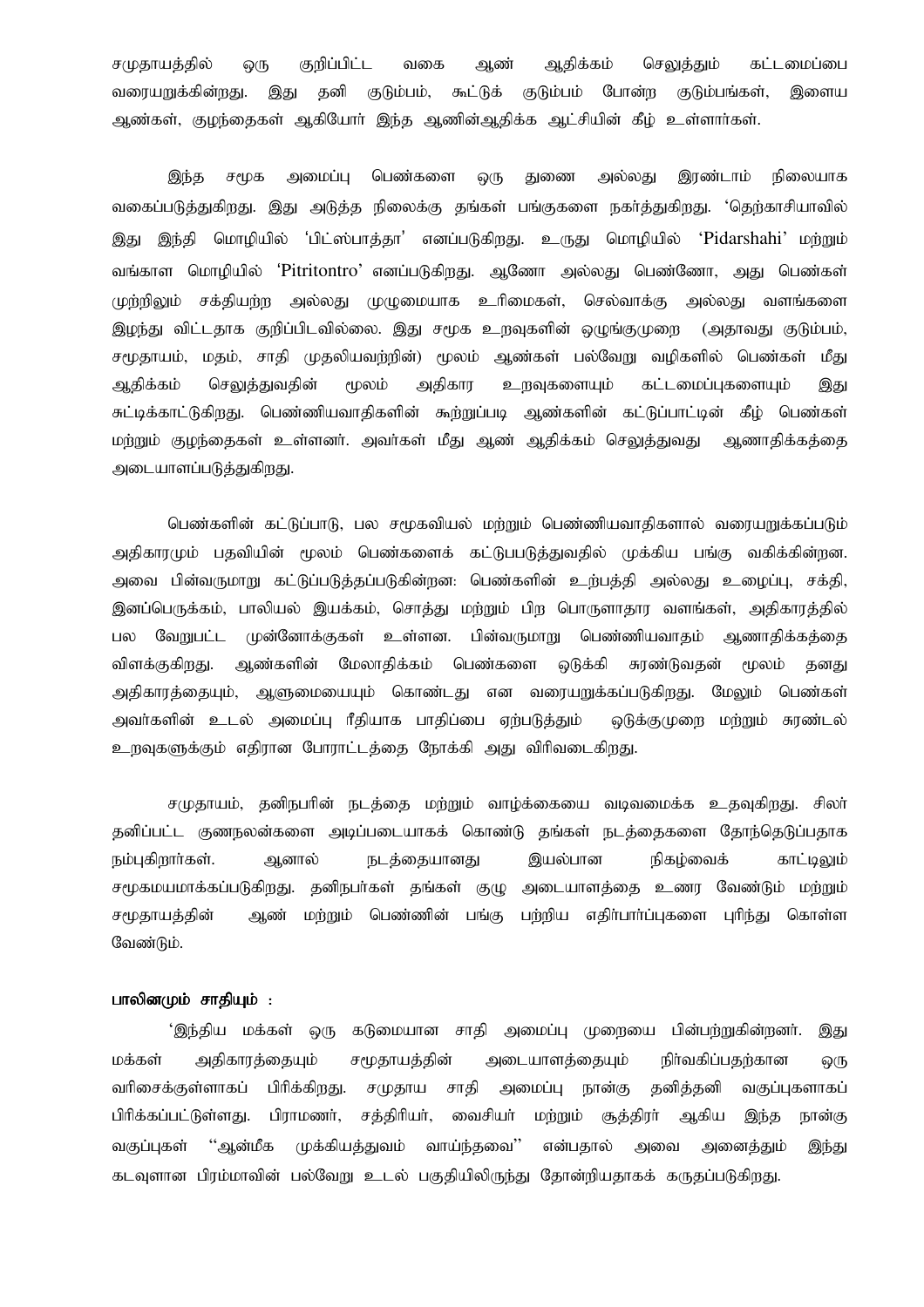சமுதாயத்தில் ஒரு குறிப்பிட்ட வகை ஆண் ஆதிக்கம் செலுத்தும் கட்டமைப்பை வரையறுக்கின்றது. இது தனி குடும்பம், கூட்டுக் குடும்பம் போன்ற குடும்பங்கள், இளைய ஆண்கள், குழந்தைகள் ஆகியோர் இந்த ஆணின்ஆதிக்க ஆட்சியின் கீழ் உள்ளார்கள்.

இந்த சமூக அமைப்பு பெண்களை ஒரு துணை அல்லது இரண்டாம் நிலையாக வகைப்படுத்துகிறது. இது அடுத்த நிலைக்கு தங்கள் பங்குகளை நகர்த்துகிறது. 'தெற்காசியாவில் இது இந்தி மொழியில் 'பிட்ஸ்பாத்தா' எனப்படுகிறது. உருது மொழியில் 'Pidarshahi' மற்றும் வங்காள மொழியில் 'Pitritontro' எனப்படுகிறது. ஆணோ அல்லது பெண்ணோ, அது பெண்கள் முற்றிலும் சக்தியற்ற அல்லது முழுமையாக உரிமைகள், செல்வாக்கு அல்லது வளங்களை இழந்து விட்டதாக குறிப்பிடவில்லை. இது சமூக உறவுகளின் ஒழுங்குமுறை (அதாவது குடும்பம், சமூதாயம், மதம், சாதி முதலியவற்றின்) மூலம் ஆண்கள் பல்வேறு வழிகளில் பெண்கள் மீது ஆதிக்கம் செலுத்துவதின் மூலம் அதிகார உறவுகளையும் கட்டமைப்புகளையும் இது சுட்டிக்காட்டுகிறது. பெண்ணியவாதிகளின் கூற்றுப்படி ஆண்களின் கட்டுப்பாட்டின் கீழ் பெண்கள் மற்றும் குழந்தைகள் உள்ளனர். அவர்கள் மீது ஆண் ஆதிக்கம் செலுத்துவது ஆணாதிக்கத்தை அடையாளப்படுத்துகிறது.

பெண்களின் கட்டுப்பாடு, பல சமூகவியல் மற்றும் பெண்ணியவாதிகளால் வரையறுக்கப்படும் அதிகாரமும் பதவியின் மூலம் பெண்களைக் கட்டுபபடுத்துவதில் முக்கிய பங்கு வகிக்கின்றன. அவை பின்வருமாறு கட்டுப்படுத்தப்படுகின்றன: பெண்களின் உற்பத்தி அல்லது உழைப்பு, சக்தி, இனப்பெருக்கம், பாலியல் இயக்கம், சொத்து மற்றும் பிற பொருளாதார வளங்கள், அதிகாரத்தில் பல வேறுபட்ட முன்னோக்குகள் உள்ளன. பின்வருமாறு பெண்ணியவாதம் ஆணாதிக்கத்தை விளக்குகிறது. ஆண்களின் மேலாதிக்கம் பெண்களை ஒடுக்கி சுரண்டுவதன் மூலம் தனது அதிகாரத்தையும், ஆளுமையையும் கொண்டது என வரையறுக்கப்படுகிறது. மேலும் பெண்கள் அவர்களின் உடல் அமைப்பு ரீதியாக பாதிப்பை ஏற்படுத்தும் ஒடுக்குமுறை மற்றும் சுரண்டல் உறவுகளுக்கும் எதிரான போராட்டத்தை நோக்கி அது விரிவடைகிறது.

சமுதாயம், தனிநபரின் நடத்தை மற்றும் வாழ்க்கையை வடிவமைக்க உதவுகிறது. சிலர் தனிப்பட்ட குணநலன்களை அடிப்படையாகக் கொண்டு தங்கள் நடத்தைகளை தோந்தெடுப்பதாக நம்புகிறார்கள். ஆனால் நடத்தையானது இயல்பான நிகழ்வைக் காட்டிலும் சமூகமயமாக்கப்படுகிறது. தனிநபர்கள் தங்கள் குழு அடையாளத்தை உணர வேண்டும் மற்றும் சமூதாயத்தின் ஆண் மற்றும் பெண்ணின் பங்கு பற்றிய எதிர்பார்ப்புகளை புரிந்து கொள்ள வேண்டும்.

**பாலினமும் சாதியும் :**

'இந்திய மக்கள் ஒரு கடுமையான சாதி அமைப்பு முறையை பின்பற்றுகின்றனர். இது மக்கள் அதிகாரத்தையும் சமூதாயத்தின் அடையாளத்தையும் நிர்வகிப்பதற்கான ஒரு வரிசைக்குள்ளாகப் பிரிக்கிறது. சமுதாய சாதி அமைப்பு நான்கு தனித்தனி வகுப்புகளாகப் பிரிக்கப்பட்டுள்ளது. பிராமணர், சத்திரியர், வைசியர் மற்றும் சூத்திரர் ஆகிய இந்த நான்கு வகுப்புகள் "ஆன்மீக முக்கியத்துவம் வாய்ந்தவை" என்பதால் அவை அனைத்தும் இந்து கடவுளான பிரம்மாவின் பல்வேறு உடல் பகுதியிலிருந்து தோன்றியதாகக் கருதப்படுகிறது.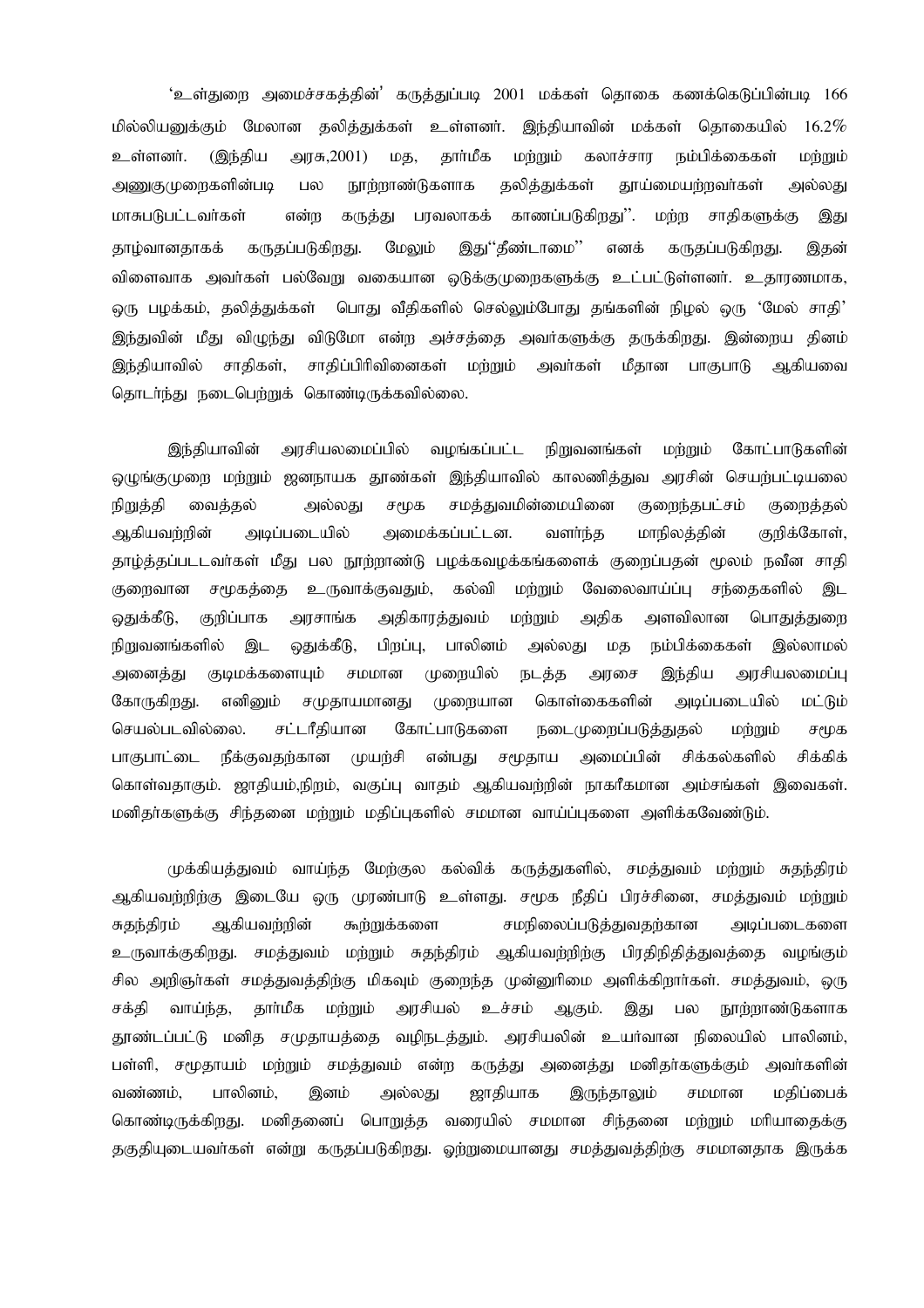'உள்துறை அமைச்சகத்தின்' கருத்துப்படி 2001 மக்கள் தொகை கணக்கெடுப்பின்படி 166 மில்லியனுக்கும் மேலான தலித்துக்கள் உள்ளனர். இந்தியாவின் மக்கள் தொகையில் 16.2% உள்ளனர். (இந்திய அரசு,2001) மத, தார்மீக மற்றும் கலாச்சார நம்பிக்கைகள் மற்றும் அணுகுமுறைகளின்படி பல நூற்றாண்டுகளாக தலித்துக்கள் தூய்மையற்றவர்கள் அல்லது மாசுபடுபட்டவர்கள் என்ற கருத்து பரவலாகக் காணப்படுகிறது''. மற்ற சாதிகளுக்கு இது தாழ்வானதாகக் கருதப்படுகிறது. மேலும் இது''தீண்டாமை'' எனக் கருதப்படுகிறது. இதன் விளைவாக அவர்கள் பல்வேறு வகையான ஒடுக்குமுறைகளுக்கு உட்பட்டுள்ளனர். உதாரணமாக, ஒரு பழக்கம், தலித்துக்கள் பொது வீதிகளில் செல்லும்போது தங்களின் நிழல் ஒரு 'மேல் சாதி' இந்துவின் மீது விழுந்து விடுமோ என்ற அச்சத்தை அவர்களுக்கு தருக்கிறது. இன்றைய தினம் இந்தியாவில் சாதிகள், சாதிப்பிரிவினைகள் மற்றும் அவர்கள் மீதான பாகுபாடு ஆகியவை தொடர்ந்து நடைபெற்றுக் கொண்டிருக்கவில்லை.

இந்தியாவின் அரசியலமைப்பில் வழங்கப்பட்ட நிறுவனங்கள் மற்றும் கோட்பாடுகளின் ஒழுங்குமுறை மற்றும் ஜனநாயக தூண்கள் இந்தியாவில் காலனித்துவ அரசின் செயற்பட்டியலை நிறுத்தி வைத்தல் அல்லது சமூக சமத்துவமின்மையினை குறைந்தபட்சம் குறைத்தல் ஆகியவற்றின் அடிப்படையில் அமைக்கப்பட்டன. வளர்ந்த மாநிலத்தின் குறிக்கோள், தாழ்த்தப்பபடவர்கள் மீது பல நூற்றாண்டு பழக்கவழக்கங்களைக் குறைப்பதன் மூலம் நவீன சாதி குறைவான சமூகத்தை உருவாக்குவதும், கல்வி மற்றும் வேலைவாய்ப்பு சந்தைகளில் இட ஒதுக்கீடு, குறிப்பாக அரசாங்க அதிகாரத்துவம் மற்றும் அதிக அளவிலான பொதுத்துறை நிறுவனங்களில் இட ஒதுக்கீடு, பிறப்பு, பாலினம் அல்லது மத நம்பிக்கைகள் இல்லாமல் அனைத்து குடிமக்களையும் சமமான முறையில் நடத்த அரசை இந்திய அரசியலமைப்பு கோருகிறது. எனினும் சமுதாயமானது முறையான கொள்கைகளின் அடிப்படையில் மட்டும் செயல்படவில்லை. சட்டரீதியான கோட்பாடுகளை நடைமுறைப்படுத்துதல் மற்றும் சமூக பாகுபாட்டை நீக்குவதற்கான முயற்சி என்பது சமூதாய அமைப்பின் சிக்கல்களில் சிக்கிக் கொள்வதாகும். ஜாதியம்,நிறம், வகுப்பு வாதம் ஆகியவற்றின் நாகரீகமான அம்சங்கள் இவைகள். மனிதர்களுக்கு சிந்தனை மற்றும் மதிப்புகளில் சமமான வாய்ப்புகளை அளிக்கவேண்டும்.

முக்கியத்துவம் வாய்ந்த மேற்குல கல்விக் கருத்துகளில், சமத்துவம் மற்றும் சுதந்திரம் ஆகியவற்றிற்கு இடையே ஒரு முரண்பாடு உள்ளது. சமூக நீதிப் பிரச்சினை, சமத்துவம் மற்றும் சுதந்திரம் ஆகியவற்றின் கூற்றுக்களை சமநிலைப்படுத்துவதற்கான அடிப்படைகளை உருவாக்குகிறது. சமத்துவம் மற்றும் சுதந்திரம் ஆகியவற்றிற்கு பிரதிநிதித்துவத்தை வழங்கும் சில அறிஞர்கள் சமத்துவத்திற்கு மிகவும் குறைந்த முன்னுரிமை அளிக்கிறார்கள். சமத்துவம், ஒரு சக்தி வாய்ந்த, தார்மீக மற்றும் அரசியல் உச்சம் ஆகும். இது பல நூற்றாண்டுகளாக தூண்டப்பட்டு மனித சமுதாயத்தை வழிநடத்தும். அரசியலின் உயர்வான நிலையில் பாலினம், பள்ளி, சமூதாயம் மற்றும் சமத்துவம் என்ற கருத்து அனைத்து மனிதர்களுக்கும் அவர்களின் வண்ணம், பாலினம், இனம் அல்லது ஜாதியாக இருந்தாலும் சமமான மதிப்பைக் கொண்டிருக்கிறது. மனிதனைப் பொறுத்த வரையில் சமமான சிந்தனை மற்றும் மரியாதைக்கு தகுதியுடையவர்கள் என்று கருதப்படுகிறது. ஓற்றுமையானது சமத்துவத்திற்கு சமமானதாக இருக்க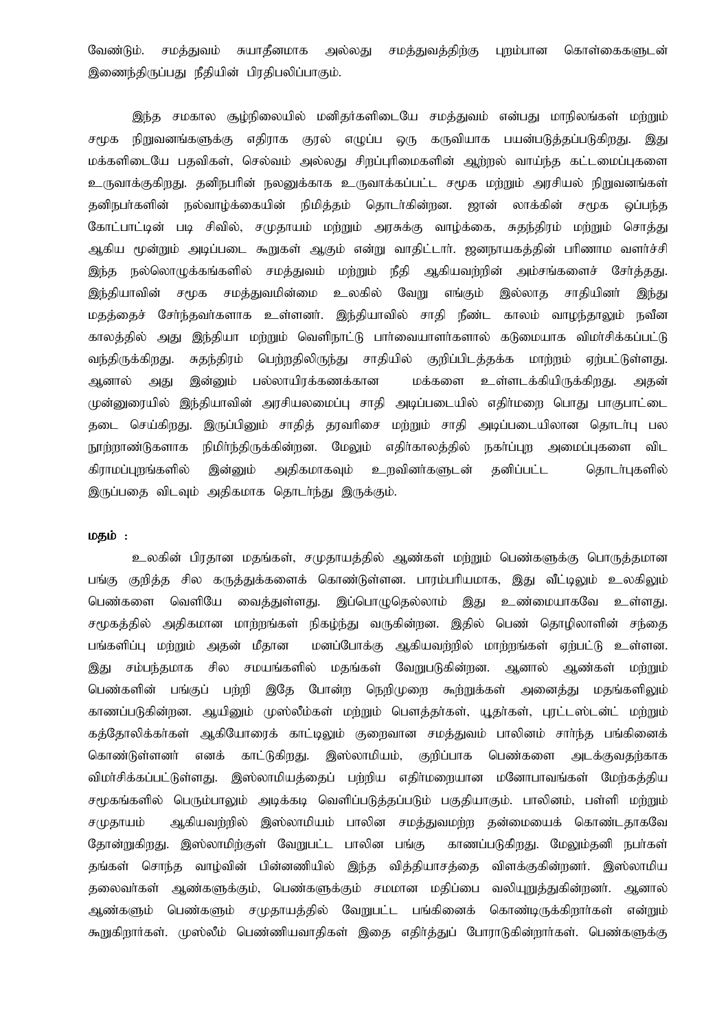வேண்டும். சமத்துவம் சுயாதீனமாக அல்லது சமத்துவத்திற்கு புறம்பான கொள்கைகளுடன் இணைந்திருப்பது நீதியின் பிரதிபலிப்பாகும்.

இந்த சமகால சூழ்நிலையில் மனிதர்களிடையே சமத்துவம் என்பது மாநிலங்கள் மற்றும் சமூக நிறுவனங்களுக்கு எதிராக குரல் எழுப்ப ஒரு கருவியாக பயன்படுத்தப்படுகிறது. இது மக்களிடையே பதவிகள், செல்வம் அல்லது சிறப்புரிமைகளின் ஆற்றல் வாய்ந்த கட்டமைப்புகளை உருவாக்குகிறது. தனிநபரின் நலனுக்காக உருவாக்கப்பட்ட சமூக மற்றும் அரசியல் நிறுவனங்கள் தனிநபர்களின் நல்வாழ்க்கையின் நிமித்தம் தொடர்கின்றன. ஜான் லாக்கின் சமூக ஒப்பந்த கோட்பாட்டின் படி சிவில், சமுதாயம் மற்றும் அரசுக்கு வாழ்க்கை, சுதந்திரம் மற்றும் சொத்து ஆகிய மூன்றும் அடிப்படை கூறுகள் ஆகும் என்று வாதிட்டார். ஜனநாயகத்தின் பரிணாம வளர்ச்சி இந்த நல்லொழுக்கங்களில் சமத்துவம் மற்றும் நீதி ஆகியவற்றின் அம்சங்களைச் சேர்த்தது. இந்தியாவின் சமூக சமத்துவமின்மை உலகில் வேறு எங்கும் இல்லாத சாதியினர் இந்து மதத்தைச் சேர்ந்தவர்களாக உள்ளனர். இந்தியாவில் சாதி நீண்ட காலம் வாழ்ந்தாலும் நவீன காலத்தில் அது இந்தியா மற்றும் வெளிநாட்டு பார்வையாளர்களால் கடுமையாக விமர்சிக்கப்பட்டு வந்திருக்கிறது. சுதந்திரம் பெற்றதிலிருந்து சாதியில் குறிப்பிடத்தக்க மாற்றம் ஏற்பட்டுள்ளது. ஆனால் அது இன்னும் பல்லாயிரக்கணக்கான மக்களை உள்ளடக்கியிருக்கிறது. அதன் முன்னுரையில் இந்தியாவின் அரசியலமைப்பு சாதி அடிப்படையில் எதிர்மறை பொது பாகுபாட்டை தடை செய்கிறது. இருப்பினும் சாதித் தரவரிசை மற்றும் சாதி அடிப்படையிலான தொடர்பு பல நூற்றாண்டுகளாக நிமிர்ந்திருக்கின்றன. மேலும் எதிர்காலத்தில் நகர்ப்புற அமைப்புகளை விட கிராமப்புறங்களில் இன்னும் அதிகமாகவும் உறவினர்களுடன் தனிப்பட்ட தொடர்புகளில் இருப்பதை விடவும் அதிகமாக தொடர்ந்து இருக்கும்.

**மதம் :**

உலகின் பிரதான மதங்கள், சமுதாயத்தில் ஆண்கள் மற்றும் பெண்களுக்கு பொருத்தமான பங்கு குறித்த சில கருத்துக்களைக் கொண்டுள்ளன. பாரம்பரியமாக, இது வீட்டிலும் உலகிலும் பெண்களை வெளியே வைத்துள்ளது. இப்பொழுதெல்லாம் இது உண்மையாகவே உள்ளது. சமூகத்தில் அதிகமான மாற்றங்கள் நிகழ்ந்து வருகின்றன. இதில் பெண் தொழிலாளின் சந்தை பங்களிப்பு மற்றும் அதன் மீதான மனப்போக்கு ஆகியவற்றில் மாற்றங்கள் ஏற்பட்டு உள்ளன. இது சம்பந்தமாக சில சமயங்களில் மதங்கள் வேறுபடுகின்றன. ஆனால் ஆண்கள் மற்றும் பெண்களின் பங்குப் பற்றி இதே போன்ற நெறிமுறை கூற்றுக்கள் அனைத்து மதங்களிலும் காணப்படுகின்றன. ஆயினும் முஸ்லீம்கள் மற்றும் பௌத்தர்கள், யூதர்கள், புரட்டஸ்டன்ட் மற்றும் கத்தோலிக்கர்கள் ஆகியோரைக் காட்டிலும் குறைவான சமத்துவம் பாலினம் சார்ந்த பங்கினைக் கொண்டுள்ளனர் எனக் காட்டுகிறது. இஸ்லாமியம், குறிப்பாக பெண்களை அடக்குவதற்காக விமர்சிக்கப்பட்டுள்ளது. இஸ்லாமியத்தைப் பற்றிய எதிர்மறையான மனோபாவங்கள் மேற்கத்திய சமூகங்களில் பெரும்பாலும் அடிக்கடி வெளிப்படுத்தப்படும் பகுதியாகும். பாலினம், பள்ளி மற்றும் சமுதாயம் ஆகியவற்றில் இஸ்லாமியம் பாலின சமத்துவமற்ற தன்மையைக் கொண்டதாகவே தோன்றுகிறது. இஸ்லாமிற்குள் வேறுபட்ட பாலின பங்கு காணப்படுகிறது. மேலும்தனி நபர்கள் தங்கள் சொந்த வாழ்வின் பின்னணியில் இந்த வித்தியாசத்தை விளக்குகின்றனர். இஸ்லாமிய தலைவர்கள் ஆண்களுக்கும், பெண்களுக்கும் சமமான மதிப்பை வலியுறுத்துகின்றனர். ஆனால் ஆண்களும் பெண்களும் சமுதாயத்தில் வேறுபட்ட பங்கினைக் கொண்டிருக்கிறார்கள் என்றும் கூறுகிறார்கள். முஸ்லீம் பெண்ணியவாதிகள் இதை எதிர்த்துப் போராடுகின்றார்கள். பெண்களுக்கு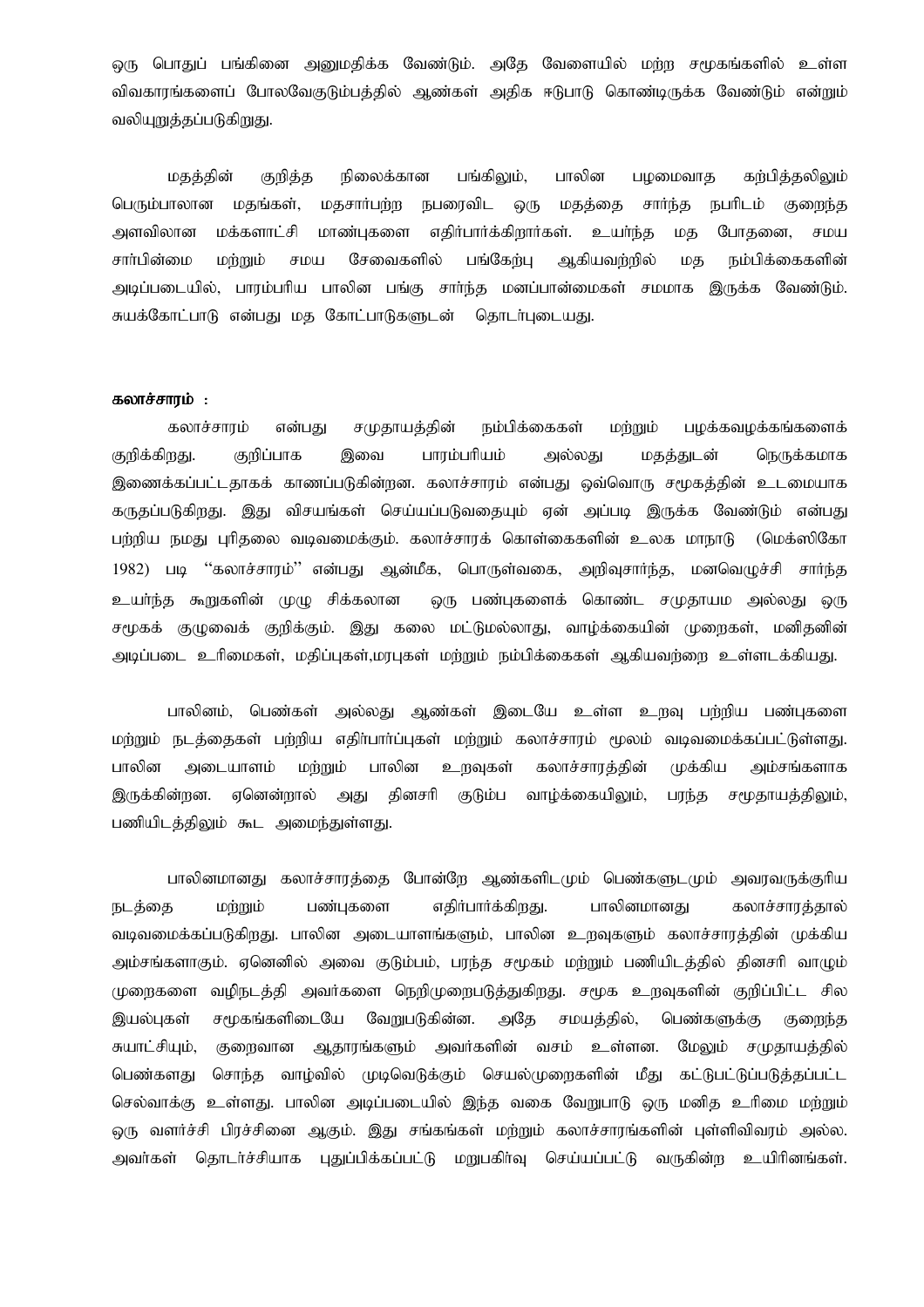ஒரு பொதுப் பங்கினை அனுமதிக்க வேண்டும். அதே வேளையில் மற்ற சமூகங்களில் உள்ள விவகாரங்களைப் போலவேகுடும்பத்தில் ஆண்கள் அதிக ஈடுபாடு கொண்டிருக்க வேண்டும் என்றும் வலியுறுத்தப்படுகிறுது.

மதத்தின் குறித்த நிலைக்கான பங்கிலும், பாலின பழமைவாத கற்பித்தலிலும் பெரும்பாலான மதங்கள், மதசார்பற்ற நபரைவிட ஒரு மதத்தை சார்ந்த நபரிடம் குறைந்த அளவிலான மக்களாட்சி மாண்புகளை எதிர்பார்க்கிறார்கள். உயர்ந்த மத போதனை, சமய சார்பின்மை மற்றும் சமய சேவைகளில் பங்கேற்பு ஆகியவற்றில் மத நம்பிக்கைகளின் அடிப்படையில், பாரம்பரிய பாலின பங்கு சார்ந்த மனப்பான்மைகள் சமமாக இருக்க வேண்டும். சுயக்கோட்பாடு என்பது மத கோட்பாடுகளுடன் தொடர்புடையது.

**கலாச்சாரம் :**

கலாச்சாரம் என்பது சமுதாயத்தின் நம்பிக்கைகள் மற்றும் பழக்கவழக்கங்களைக் குறிக்கிறது. குறிப்பாக இவை பாரம்பரியம் அல்லது மதத்துடன் நெருக்கமாக இணைக்கப்பட்டதாகக் காணப்படுகின்றன. கலாச்சாரம் என்பது ஒவ்வொரு சமூகத்தின் உடமையாக கருதப்படுகிறது. இது விசயங்கள் செய்யப்படுவதையும் ஏன் அப்படி இருக்க வேண்டும் என்பது பற்றிய நமது புரிதலை வடிவமைக்கும். கலாச்சாரக் கொள்கைகளின் உலக மாநாடு (மெக்ஸிகோ 1982) படி ''கலாச்சாரம்'' என்பது ஆன்மீக, பொருள்வகை, அறிவுசார்ந்த, மனவெழுச்சி சார்ந்த உயர்ந்த கூறுகளின் முழு சிக்கலான ஒரு பண்புகளைக் கொண்ட சமுதாயம அல்லது ஒரு சமூகக் குழுவைக் குறிக்கும். இது கலை மட்டுமல்லாது, வாழ்க்கையின் முறைகள், மனிதனின் அடிப்படை உரிமைகள், மதிப்புகள்,மரபுகள் மற்றும் நம்பிக்கைகள் ஆகியவற்றை உள்ளடக்கியது.

பாலினம், பெண்கள் அல்லது ஆண்கள் இடையே உள்ள உறவு பற்றிய பண்புகளை மற்றும் நடத்தைகள் பற்றிய எதிர்பார்ப்புகள் மற்றும் கலாச்சாரம் மூலம் வடிவமைக்கப்பட்டுள்ளது. பாலின அடையாளம் மற்றும் பாலின உறவுகள் கலாச்சாரத்தின் முக்கிய அம்சங்களாக இருக்கின்றன. ஏனென்றால் அது தினசரி குடும்ப வாழ்க்கையிலும், பரந்த சமூதாயத்திலும், பணியிடத்திலும் கூட அமைந்துள்ளது.

பாலினமானது கலாச்சாரத்தை போன்றே ஆண்களிடமும் பெண்களுடமும் அவரவருக்குரிய நடத்தை மற்றும் பண்புகளை எதிர்பார்க்கிறது. பாலினமானது கலாச்சாரத்தால் வடிவமைக்கப்படுகிறது. பாலின அடையாளங்களும், பாலின உறவுகளும் கலாச்சாரத்தின் முக்கிய அம்சங்களாகும். ஏனெனில் அவை குடும்பம், பரந்த சமூகம் மற்றும் பணியிடத்தில் தினசரி வாழும் முறைகளை வழிநடத்தி அவர்களை நெறிமுறைபடுத்துகிறது. சமூக உறவுகளின் குறிப்பிட்ட சில இயல்புகள் சமூகங்களிடையே வேறுபடுகின்ன. அதே சமயத்தில், பெண்களுக்கு குறைந்த சுயாட்சியும், குறைவான ஆதாரங்களும் அவர்களின் வசம் உள்ளன. மேலும் சமுதாயத்தில் பெண்களது சொந்த வாழ்வில் முடிவெடுக்கும் செயல்முறைகளின் மீது கட்டுபட்டுப்படுத்தப்பட்ட செல்வாக்கு உள்ளது. பாலின அடிப்படையில் இந்த வகை வேறுபாடு ஒரு மனித உரிமை மற்றும் ஒரு வளர்ச்சி பிரச்சினை ஆகும். இது சங்கங்கள் மற்றும் கலாச்சாரங்களின் புள்ளிவிவரம் அல்ல. அவர்கள் தொடர்ச்சியாக புதுப்பிக்கப்பட்டு மறுபகிர்வு செய்யப்பட்டு வருகின்ற உயிரினங்கள்.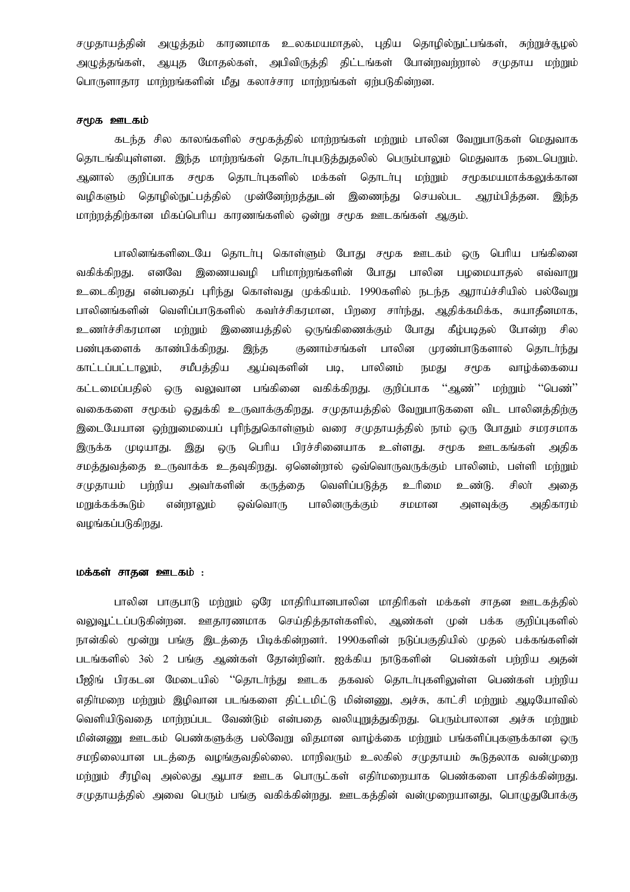சமுதாயத்தின் அழுத்தம் காரணமாக உலகமயமாதல், புதிய தொழில்நுட்பங்கள், சுற்றுச்சூழல் அழுத்தங்கள், ஆயுத மோதல்கள், அபிவிருத்தி திட்டங்கள் போன்றவற்றால் சமுதாய மற்றும் பொருளாதார மாற்றங்களின் மீது கலாச்சார மாற்றங்கள் ஏற்படுகின்றன.

**சமூக ஊடகம்**

கடந்த சில காலங்களில் சமூகத்தில் மாற்றங்கள் மற்றும் பாலின வேறுபாடுகள் மெதுவாக தொடங்கியுள்ளன. இந்த மாற்றங்கள் தொடர்புபடுத்துதலில் பெரும்பாலும் மெதுவாக நடைபெறும். ஆனால் குறிப்பாக சமூக தொடர்புகளில் மக்கள் தொடர்பு மற்றும் சமூகமயமாக்கலுக்கான வழிகளும் தொழில்நுட்பத்தில் முன்னேற்றத்துடன் இணைந்து செயல்பட ஆரம்பித்தன. இந்த மாற்றத்திற்கான மிகப்பெரிய காரணங்களில் ஒன்று சமூக ஊடகங்கள் ஆகும்.

பாலினங்களிடையே தொடர்பு கொள்ளும் போது சமூக ஊடகம் ஒரு பெரிய பங்கினை வகிக்கிறது. எனவே இணையவழி பரிமாற்றங்களின் போது பாலின பழமையாதல் எவ்வாறு உடைகிறது என்பதைப் புரிந்து கொள்வது முக்கியம். 1990களில் நடந்த ஆராய்ச்சியில் பல்வேறு பாலினங்களின் வெளிப்பாடுகளில் கவர்ச்சிகரமான, பிறரை சார்ந்து, ஆதிக்கமிக்க, சுயாதீனமாக, உணர்ச்சிகரமான மற்றும் இணையத்தில் ஒருங்கிணைக்கும் போது கீழ்படிதல் போன்ற சில பண்புகளைக் காண்பிக்கிறது. இந்த குணாம்சங்கள் பாலின முரண்பாடுகளால் தொடர்ந்து காட்டப்பட்டாலும், சமீபத்திய ஆய்வுகளின் படி, பாலினம் நமது சமூக வாழ்க்கையை கட்டமைப்பதில் ஒரு வலுவான பங்கினை வகிக்கிறது. குறிப்பாக ''ஆண்'' மற்றும் ''பெண்'' வகைகளை சமூகம் ஒதுக்கி உருவாக்குகிறது. சமுதாயத்தில் வேறுபாடுகளை விட பாலினத்திற்கு இடையேயான ஒற்றுமையைப் புரிந்துகொள்ளும் வரை சமுதாயத்தில் நாம் ஒரு போதும் சமரசமாக இருக்க முடியாது. இது ஒரு பெரிய பிரச்சினையாக உள்ளது. சமூக ஊடகங்கள் அதிக சமத்துவத்தை உருவாக்க உதவுகிறது. ஏனென்றால் ஒவ்வொருவருக்கும் பாலினம், பள்ளி மற்றும் சமுதாயம் பற்றிய அவர்களின் கருத்தை வெளிப்படுத்த உரிமை உண்டு. சிலர் அதை மறுக்கக்கூடும் என்றாலும் ஒவ்வொரு பாலினருக்கும் சமமான அளவுக்கு அதிகாரம் வழங்கப்படுகிறது.

**மக்கள் சாதன ஊடகம் :**

பாலின பாகுபாடு மற்றும் ஒரே மாதிரியானபாலின மாதிரிகள் மக்கள் சாதன ஊடகத்தில் வலுவூட்டப்படுகின்றன. ஊதாரணமாக செய்தித்தாள்களில், ஆண்கள் முன் பக்க குறிப்புகளில் நான்கில் மூன்று பங்கு இடத்தை பிடிக்கின்றனர். 1990களின் நடுப்பகுதியில் முதல் பக்கங்களின் படங்களில் 3ல் 2 பங்கு ஆண்கள் தோன்றினர். ஐக்கிய நாடுகளின் பெண்கள் பற்றிய அதன் பீஜிங் பிரகடன மேடையில் ''தொடர்ந்து ஊடக தகவல் தொடர்புகளிலுள்ள பெண்கள் பற்றிய எதிர்மறை மற்றும் இழிவான படங்களை திட்டமிட்டு மின்னணு, அச்சு, காட்சி மற்றும் ஆடியோவில் வெளியிடுவதை மாற்றப்பட வேண்டும் என்பதை வலியுறுத்துகிறது. பெரும்பாலான அச்சு மற்றும் மின்னணு ஊடகம் பெண்களுக்கு பல்வேறு விதமான வாழ்க்கை மற்றும் பங்களிப்புகளுக்கான ஒரு சமநிலையான படத்தை வழங்குவதில்லை. மாறிவரும் உலகில் சமுதாயம் கூடுதலாக வன்முறை மற்றும் சீரழிவு அல்லது ஆபாச ஊடக பொருட்கள் எதிர்மறையாக பெண்களை பாதிக்கின்றது. சமுதாயத்தில் அவை பெரும் பங்கு வகிக்கின்றது. ஊடகத்தின் வன்முறையானது, பொழுதுபோக்கு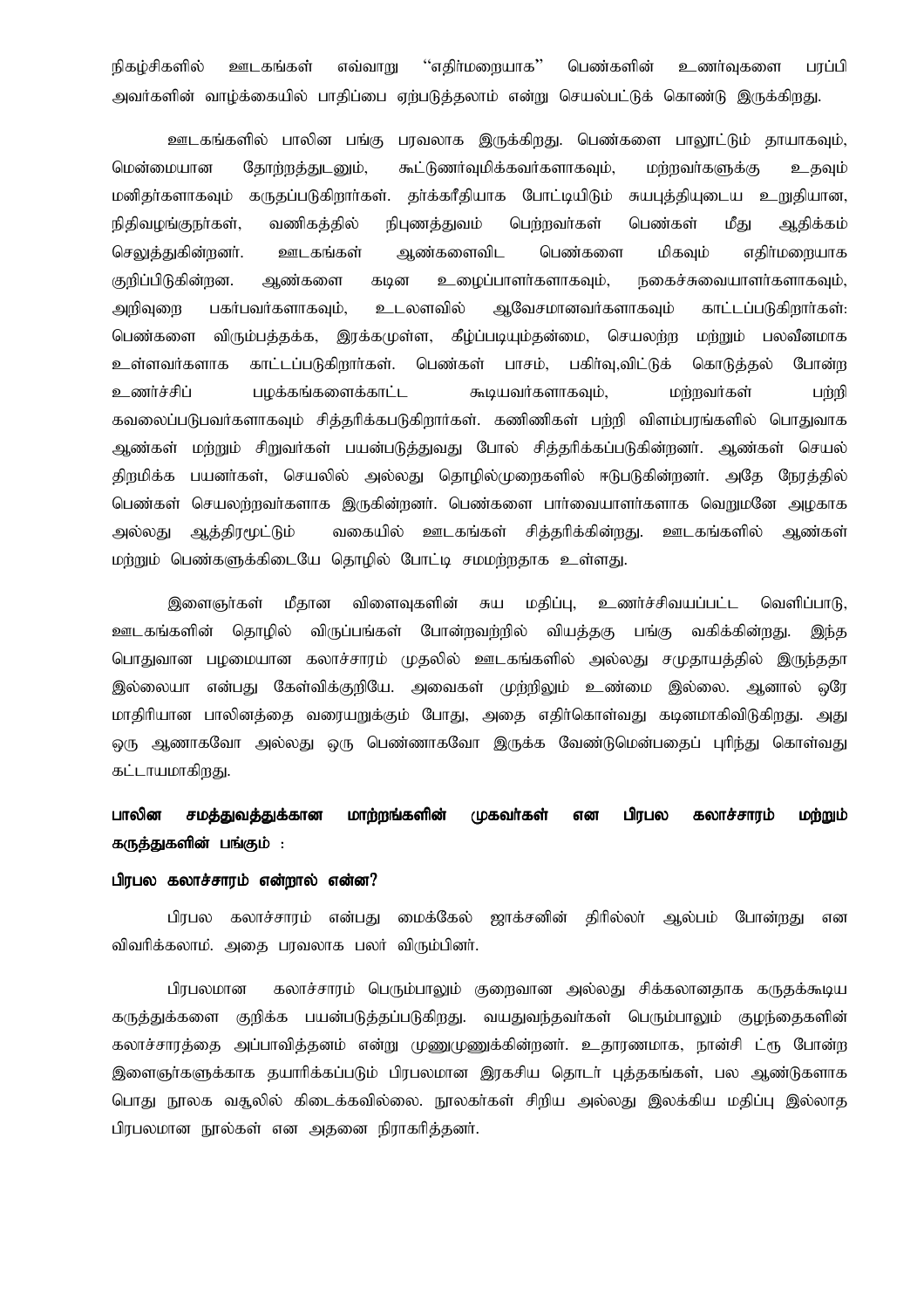நிகழ்சிகளில் ஊடகங்கள் எவ்வாறு ''எதிர்மறையாக'' பெண்களின் உணர்வுகளை பரப்பி அவர்களின் வாழ்க்கையில் பாதிப்பை ஏற்படுத்தலாம் என்று செயல்பட்டுக் கொண்டு இருக்கிறது.

ஊடகங்களில் பாலின பங்கு பரவலாக இருக்கிறது. பெண்களை பாலூட்டும் தாயாகவும், மென்மையான தோற்றத்துடனும், கூட்டுணர்வுமிக்கவர்களாகவும், மற்றவர்களுக்கு உதவும் மனிதர்களாகவும் கருதப்படுகிறார்கள். தர்க்கரீதியாக போட்டியிடும் சுயபுத்தியுடைய உறுதியான, நிதிவழங்குநர்கள், வணிகத்தில் நிபுணத்துவம் பெற்றவர்கள் பெண்கள் மீது ஆதிக்கம் செலுத்துகின்றனர். ஊடகங்கள் ஆண்களைவிட பெண்களை மிகவும் எதிர்மறையாக குறிப்பிடுகின்றன. ஆண்களை கடின உழைப்பாளர்களாகவும், நகைச்சுவையாளர்களாகவும், அறிவுறை பகர்பவர்களாகவும், உடலளவில் ஆவேசமானவர்களாகவும் காட்டப்படுகிறார்கள்: பெண்களை விரும்பத்தக்க, இரக்கமுள்ள, கீழ்ப்படியும்தன்மை, செயலற்ற மற்றும் பலவீனமாக உள்ளவர்களாக காட்டப்படுகிறார்கள். பெண்கள் பாசம், பகிர்வு,விட்டுக் கொடுத்தல் போன்ற உணர்ச்சிப் பழக்கங்களைக்காட்ட கூடியவர்களாகவும், மற்றவர்கள் பற்றி கவலைப்படுபவர்களாகவும் சித்தரிக்கபடுகிறார்கள். கணிணிகள் பற்றி விளம்பரங்களில் பொதுவாக ஆண்கள் மற்றும் சிறுவர்கள் பயன்படுத்துவது போல் சித்தரிக்கப்படுகின்றனர். ஆண்கள் செயல் திறமிக்க பயனர்கள், செயலில் அல்லது தொழில்முறைகளில் ஈடுபடுகின்றனர். அதே நேரத்தில் பெண்கள் செயலற்றவர்களாக இருகின்றனர். பெண்களை பார்வையாளர்களாக வெறுமனே அழகாக அல்லது ஆத்திரமூட்டும் வகையில் ஊடகங்கள் சித்தரிக்கின்றது. ஊடகங்களில் ஆண்கள் மற்றும் பெண்களுக்கிடையே தொழில் போட்டி சமமற்றதாக உள்ளது.

இளைஞர்கள் மீதான விளைவுகளின் சுய மதிப்பு, உணர்ச்சிவயப்பட்ட வெளிப்பாடு, ஊடகங்களின் தொழில் விருப்பங்கள் போன்றவற்றில் வியத்தகு பங்கு வகிக்கின்றது. இந்த பொதுவான பழமையான கலாச்சாரம் முதலில் ஊடகங்களில் அல்லது சமுதாயத்தில் இருந்ததா இல்லையா என்பது கேள்விக்குறியே. அவைகள் முற்றிலும் உண்மை இல்லை. ஆனால் ஒரே மாதிரியான பாலினத்தை வரையறுக்கும் போது, அதை எதிர்கொள்வது கடினமாகிவிடுகிறது. அது ஒரு ஆணாகவோ அல்லது ஒரு பெண்ணாகவோ இருக்க வேண்டுமென்பதைப் புரிந்து கொள்வது கட்டாயமாகிறது.

**பாலின சமத்துவத்துக்கான மாற்றங்களின் முகவர்கள் என பிரபல கலாச்சாரம் மற்றும் கருத்துகளின் பங்கும் :**

**பிரபல கலாச்சாரம் என்றால் என்ன?**

பிரபல கலாச்சாரம் என்பது மைக்கேல் ஜாக்சனின் திரில்லர் ஆல்பம் போன்றது என விவரிக்கலாம். அதை பரவலாக பலர் விரும்பினர்.

பிரபலமான கலாச்சாரம் பெரும்பாலும் குறைவான அல்லது சிக்கலானதாக கருதக்கூடிய கருத்துக்களை குறிக்க பயன்படுத்தப்படுகிறது. வயதுவந்தவர்கள் பெரும்பாலும் குழந்தைகளின் கலாச்சாரத்தை அப்பாவித்தனம் என்று முணுமுணுக்கின்றனர். உதாரணமாக, நான்சி ட்ரூ போன்ற இளைஞர்களுக்காக தயாரிக்கப்படும் பிரபலமான இரகசிய தொடர் புத்தகங்கள், பல ஆண்டுகளாக பொது நூலக வசூலில் கிடைக்கவில்லை. நூலகர்கள் சிறிய அல்லது இலக்கிய மதிப்பு இல்லாத பிரபலமான நூல்கள் என அதனை நிராகரித்தனர்.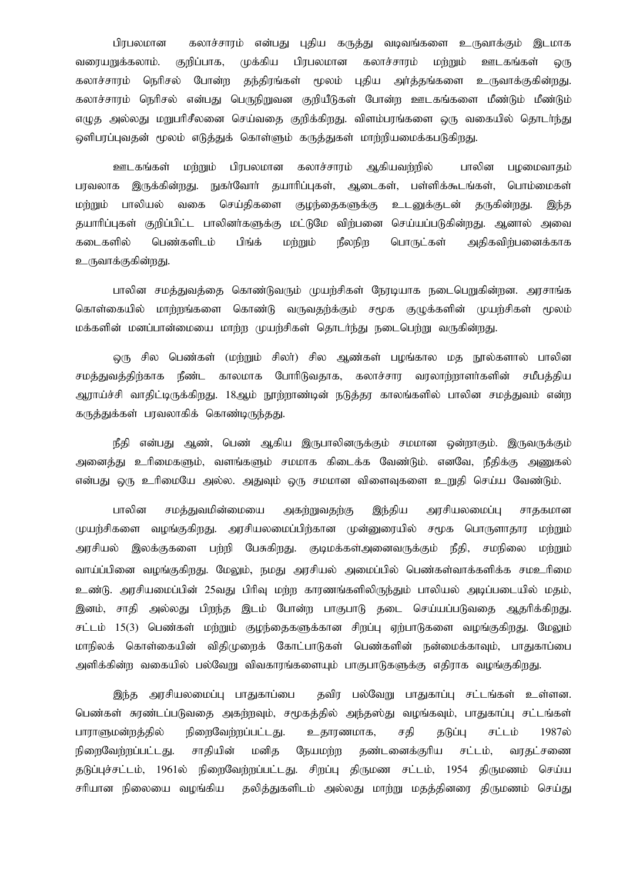பிரபலமான கலாச்சாரம் என்பது புதிய கருத்து வடிவங்களை உருவாக்கும் இடமாக வரையறுக்கலாம். குறிப்பாக, முக்கிய பிரபலமான கலாச்சாரம் மற்றும் ஊடகங்கள் ஒரு கலாச்சாரம் நெரிசல் போன்ற தந்திரங்கள் மூலம் புதிய அர்த்தங்களை உருவாக்குகின்றது. கலாச்சாரம் நெரிசல் என்பது பெருநிறுவன குறியீடுகள் போன்ற ஊடகங்களை மீண்டும் மீண்டும் எழுத அல்லது மறுபரிசீலனை செய்வதை குறிக்கிறது. விளம்பரங்களை ஒரு வகையில் தொடர்ந்து ஒளிபரப்புவதன் மூலம் எடுத்துக் கொள்ளும் கருத்துகள் மாற்றியமைக்கபடுகிறது.

ஊடகங்கள் மற்றும் பிரபலமான கலாச்சாரம் ஆகியவற்றில் பாலின பழமைவாதம் பரவலாக இருக்கின்றது. நுகர்வோர் தயாரிப்புகள், ஆடைகள், பள்ளிக்கூடங்கள், பொம்மைகள் மற்றும் பாலியல் வகை செய்திகளை குழந்தைகளுக்கு உடனுக்குடன் தருகின்றது. இந்த தயாரிப்புகள் குறிப்பிட்ட பாலினர்களுக்கு மட்டுமே விற்பனை செய்யப்படுகின்றது. ஆனால் அவை கடைகளில் பெண்களிடம் பிங்க் மற்றும் நீலநிற பொருட்கள் அதிகவிற்பனைக்காக உருவாக்குகின்றது.

பாலின சமத்துவத்தை கொண்டுவரும் முயற்சிகள் நேரடியாக நடைபெறுகின்றன. அரசாங்க கொள்கையில் மாற்றங்களை கொண்டு வருவதற்க்கும் சமூக குழுக்களின் முயற்சிகள் மூலம் மக்களின் மனப்பான்மையை மாற்ற முயற்சிகள் தொடர்ந்து நடைபெற்று வருகின்றது.

ஒரு சில பெண்கள் (மற்றும் சிலர்) சில ஆண்கள் பழங்கால மத நூல்களால் பாலின சமத்துவத்திற்காக நீண்ட காலமாக போரிடுவதாக, கலாச்சார வரலாற்றாளர்களின் சமீபத்திய ஆராய்ச்சி வாதிட்டிருக்கிறது. 18ஆம் நூற்றாண்டின் நடுத்தர காலங்களில் பாலின சமத்துவம் என்ற கருத்துக்கள் பரவலாகிக் கொண்டிருந்தது.

நீதி என்பது ஆண், பெண் ஆகிய இருபாலினருக்கும் சமமான ஒன்றாகும். இருவருக்கும் அனைத்து உரிமைகளும், வளங்களும் சமமாக கிடைக்க வேண்டும். எனவே, நீதிக்கு அணுகல் என்பது ஒரு உரிமையே அல்ல. அதுவும் ஒரு சமமான விளைவுகளை உறுதி செய்ய வேண்டும்.

பாலின சமத்துவமின்மையை அகற்றுவதற்கு இந்திய அரசியலமைப்பு சாதகமான முயற்சிகளை வழங்குகிறது. அரசியலமைப்பிற்கான முன்னுரையில் சமூக பொருளாதார மற்றும் அரசியல் இலக்குகளை பற்றி பேசுகிறது. குடிமக்கள்அனைவருக்கும் நீதி, சமநிலை மற்றும் வாய்ப்பினை வழங்குகிறது. மேலும், நமது அரசியல் அமைப்பில் பெண்கள்வாக்களிக்க சமஉரிமை உண்டு. அரசியமைப்பின் 25வது பிரிவு மற்ற காரணங்களிலிருந்தும் பாலியல் அடிப்படையில் மதம், இனம், சாதி அல்லது பிறந்த இடம் போன்ற பாகுபாடு தடை செய்யப்படுவதை ஆதரிக்கிறது. சட்டம் 15(3) பெண்கள் மற்றும் குழந்தைகளுக்கான சிறப்பு ஏற்பாடுகளை வழங்குகிறது. மேலும் மாநிலக் கொள்கையின் விதிமுறைக் கோட்பாடுகள் பெண்களின் நன்மைக்காவும், பாதுகாப்பை அளிக்கின்ற வகையில் பல்வேறு விவகாரங்களையும் பாகுபாடுகளுக்கு எதிராக வழங்குகிறது.

இந்த அரசியலமைப்பு பாதுகாப்பை தவிர பல்வேறு பாதுகாப்பு சட்டங்கள் உள்ளன. பெண்கள் சுரண்டப்படுவதை அகற்றவும், சமூகத்தில் அந்தஸ்து வழங்கவும், பாதுகாப்பு சட்டங்கள் பாராளுமன்றத்தில் நிறைவேற்றப்பட்டது. உதாரணமாக, சதி தடுப்பு சட்டம் 1987ல் நிறைவேற்றப்பட்டது. சாதியின் மனித நேயமற்ற தண்டனைக்குரிய சட்டம், வரதட்சணை தடுப்புச்சட்டம், 1961ல் நிறைவேற்றப்பட்டது. சிறப்பு திருமண சட்டம், 1954 திருமணம் செய்ய சரியான நிலையை வழங்கிய தலித்துகளிடம் அல்லது மாற்று மதத்தினரை திருமணம் செய்து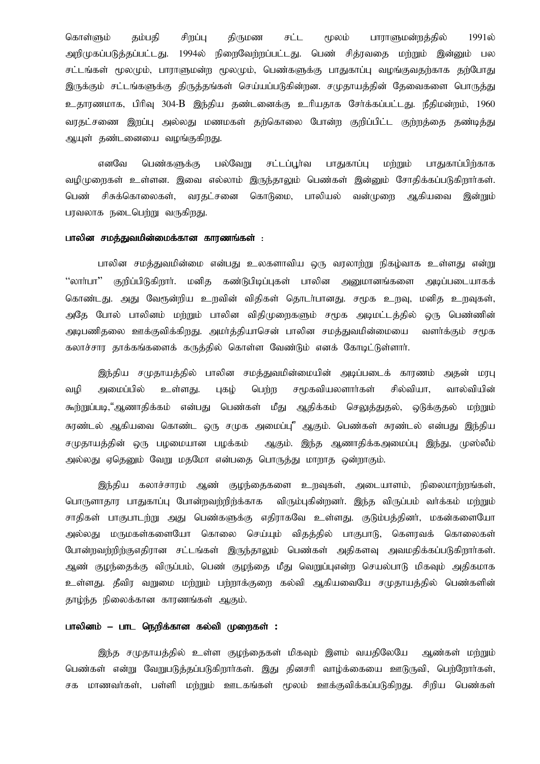கொள்ளும் தம்பதி சிறப்பு திருமண சட்ட மூலம் பாராளுமன்றத்தில் 1991ல் அறிமுகப்படுத்தப்பட்டது. 1994ல் நிறைவேற்றப்பட்டது. பெண் சித்ரவதை மற்றும் இன்னும் பல சட்டங்கள் மூலமும், பாராளுமன்ற மூலமும், பெண்களுக்கு பாதுகாப்பு வழங்குவதற்காக தற்போது இருக்கும் சட்டங்களுக்கு திருத்தங்கள் செய்யப்படுகின்றன. சமுதாயத்தின் தேவைகளை பொருத்து உதாரணமாக, பிரிவு 304-B இந்திய தண்டனைக்கு உரியதாக சேர்க்கப்பட்டது. நீதிமன்றம், 1960 வரதட்சணை இறப்பு அல்லது மணமகள் தற்கொலை போன்ற குறிப்பிட்ட குற்றத்தை தண்டித்து ஆயுள் தண்டனையை வழங்குகிறது.

எனவே பெண்களுக்கு பல்வேறு சட்டப்பூர்வ பாதுகாப்பு மற்றும் பாதுகாப்பிற்காக வழிமுறைகள் உள்ளன. இவை எல்லாம் இருந்தாலும் பெண்கள் இன்னும் சோதிக்கப்படுகிறார்கள். பெண் சிசுக்கொலைகள், வரதட்சனை கொடுமை, பாலியல் வன்முறை ஆகியவை இன்றும் பரவலாக நடைபெற்று வருகிறது.

### பாலின சமத்துவமின்மைக்கான காரணங்கள் :

பாலின சமத்துவமின்மை என்பது உலகளாவிய ஒரு வரலாற்று நிகழ்வாக உள்ளது என்று "லார்பா" குறிப்பிடுகிறார். மனித கண்டுபிடிப்புகள் பாலின அனுமானங்களை அடிப்படையாகக் கொண்டது. அது வேரூன்றிய உறவின் விதிகள் தொடர்பானது. சமூக உறவு, மனித உறவுகள், அதே போல் பாலினம் மற்றும் பாலின விதிமுறைகளும் சமூக அடிமட்டத்தில் ஒரு பெண்ணின் அடிபணிதலை ஊக்குவிக்கிறது. அமர்த்தியாசென் பாலின சமத்துவமின்மையை வளர்க்கும் சமூக கலாச்சார தாக்கங்களைக் கருத்தில் கொள்ள வேண்டும் எனக் கோடிட்டுள்ளார்.

இந்திய சமுதாயத்தில் பாலின சமத்துவமின்மையின் அடிப்படைக் காரணம் அதன் மரபு வழி அமைப்பில் உள்ளது. புகழ் பெற்ற சமூகவியலாளர்கள் சில்வியா, வால்வியின் கூற்றுப்படி,"ஆணாதிக்கம் என்பது பெண்கள் மீது ஆதிக்கம் செலுத்துதல், ஒடுக்குதல் மற்றும் சுரண்டல் ஆகியவை கொண்ட ஒரு சமூக அமைப்பு" ஆகும். பெண்கள் சுரண்டல் என்பது இந்திய சமுதாயத்தின் ஒரு பழமையான பழக்கம் ஆகும். இந்த ஆணாதிக்கஅமைப்பு இந்து, முஸ்லீம் அல்லது ஏதெனும் வேறு மதமோ என்பதை பொருத்து மாறாத ஒன்றாகும்.

இந்திய கலாச்சாரம் ஆண் குழந்தைகளை உறவுகள், அடையாளம், நிலைமாற்றங்கள், பொருளாதார பாதுகாப்பு போன்றவற்றிற்க்காக விரும்புகின்றனர். இந்த விருப்பம் வர்க்கம் மற்றும் சாதிகள் பாகுபாடற்று அது பெண்களுக்கு எதிராகவே உள்ளது. குடும்பத்தினர், மகன்களையோ அல்லது மருமகள்களையோ கொலை செய்யும் விதத்தில் பாகுபாடு, கௌரவக் கொலைகள் போன்றவற்றிற்குஎதிரான சட்டங்கள் இருந்தாலும் பெண்கள் அதிகளவு அவமதிக்கப்படுகிறார்கள். ஆண் குழந்தைக்கு விருப்பம், பெண் குழந்தை மீது வெறுப்புஎன்ற செயல்பாடு மிகவும் அதிகமாக உள்ளது. தீவிர வறுமை மற்றும் பற்றாக்குறை கல்வி ஆகியவையே சமுதாயத்தில் பெண்களின் தாழ்ந்த நிலைக்கான காரணங்கள் ஆகும்.

### பாலினம் – பாட நெறிக்கான கல்வி முறைகள் :

இந்த சமுதாயத்தில் உள்ள குழந்தைகள் மிகவும் இளம் வயதிலேயே ஆண்கள் மற்றும் பெண்கள் என்று வேறுபடுத்தப்படுகிறார்கள். இது தினசரி வாழ்க்கையை ஊடுருவி, பெற்றோர்கள், சக மாணவர்கள், பள்ளி மற்றும் ஊடகங்கள் மூலம் ஊக்குவிக்கப்படுகிறது. சிறிய பெண்கள்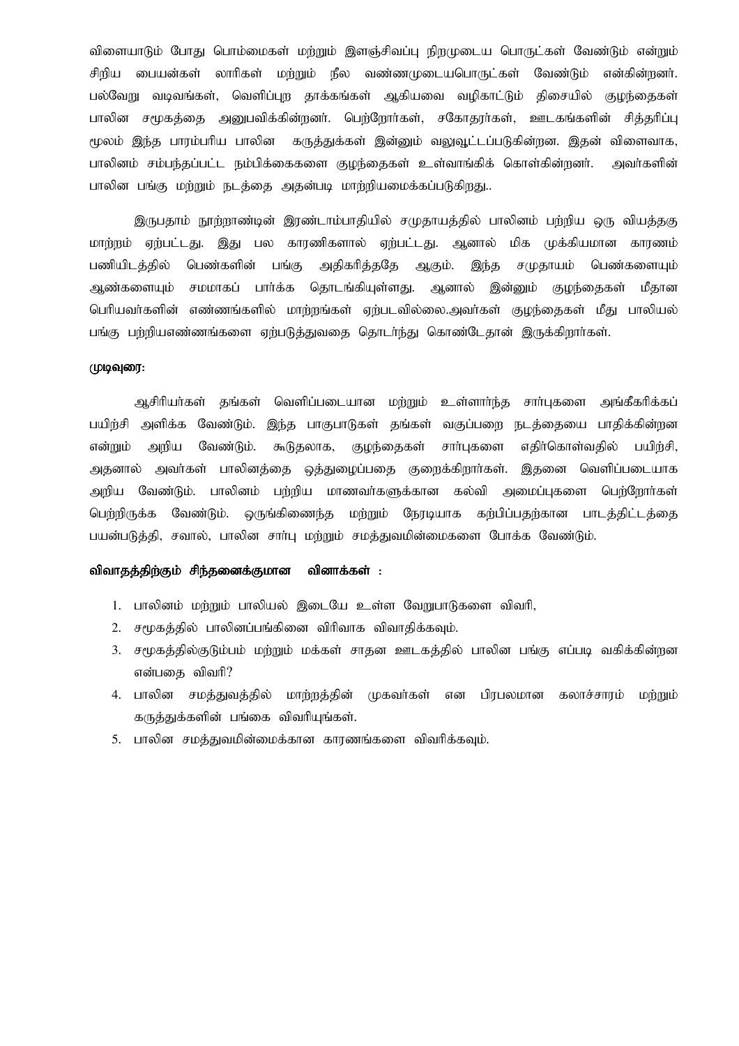விளையாடும் போது பொம்மைகள் மற்றும் இளஞ்சிவப்பு நிறமுடைய பொருட்கள் வேண்டும் என்றும் சிறிய பையன்கள் லாரிகள் மற்றும் நீல வண்ணமுடையபொருட்கள் வேண்டும் என்கின்றனர். பல்வேறு வடிவங்கள், வெளிப்புற தாக்கங்கள் ஆகியவை வழிகாட்டும் திசையில் குழந்தைகள் பாலின சமூகத்தை அனுபவிக்கின்றனர். பெற்றோர்கள், சகோதரர்கள், ஊடகங்களின் சித்தரிப்பு மூலம் இந்த பாரம்பரிய பாலின கருத்துக்கள் இன்னும் வலுவூட்டப்படுகின்றன. இதன் விளைவாக, பாலினம் சம்பந்தப்பட்ட நம்பிக்கைகளை குழந்தைகள் உள்வாங்கிக் கொள்கின்றனர். அவர்களின் பாலின பங்கு மற்றும் நடத்தை அதன்படி மாற்றியமைக்கப்படுகிறது..

இருபதாம் நூற்றாண்டின் இரண்டாம்பாதியில் சமுதாயத்தில் பாலினம் பற்றிய ஒரு வியத்தகு மாற்றம் ஏற்பட்டது. இது பல காரணிகளால் ஏற்பட்டது. ஆனால் மிக முக்கியமான காரணம் பணியிடத்தில் பெண்களின் பங்கு அதிகரித்ததே ஆகும். இந்த சமுதாயம் பெண்களையும் ஆண்களையும் சமமாகப் பார்க்க தொடங்கியுள்ளது. ஆனால் இன்னும் குழந்தைகள் மீதான பெரியவர்களின் எண்ணங்களில் மாற்றங்கள் ஏற்படவில்லை.அவர்கள் குழந்தைகள் மீது பாலியல் பங்கு பற்றியஎண்ணங்களை ஏற்படுத்துவதை தொடர்ந்து கொண்டேதான் இருக்கிறார்கள்.

**முடிவுரை:**

ஆசிரியர்கள் தங்கள் வெளிப்படையான மற்றும் உள்ளார்ந்த சார்புகளை அங்கீகரிக்கப் பயிற்சி அளிக்க வேண்டும். இந்த பாகுபாடுகள் தங்கள் வகுப்பறை நடத்தையை பாதிக்கின்றன என்றும் அறிய வேண்டும். கூடுதலாக, குழந்தைகள் சார்புகளை எதிர்கொள்வதில் பயிற்சி, அதனால் அவர்கள் பாலினத்தை ஒத்துழைப்பதை குறைக்கிறார்கள். இதனை வெளிப்படையாக அறிய வேண்டும். பாலினம் பற்றிய மாணவர்களுக்கான கல்வி அமைப்புகளை பெற்றோர்கள் பெற்றிருக்க வேண்டும். ஒருங்கிணைந்த மற்றும் நேரடியாக கற்பிப்பதற்கான பாடத்திட்டத்தை பயன்படுத்தி, சவால், பாலின சார்பு மற்றும் சமத்துவமின்மைகளை போக்க வேண்டும்.

**விவாதத்திற்கும் சிந்தனைக்குமான வினாக்கள் :**

1. பாலினம் மற்றும் பாலியல் இடையே உள்ள வேறுபாடுகளை விவரி,
2. சமூகத்தில் பாலினப்பங்கினை விரிவாக விவாதிக்கவும்.
3. சமூகத்தில்குடும்பம் மற்றும் மக்கள் சாதன ஊடகத்தில் பாலின பங்கு எப்படி வகிக்கின்றன என்பதை விவரி?
4. பாலின சமத்துவத்தில் மாற்றத்தின் முகவர்கள் என பிரபலமான கலாச்சாரம் மற்றும் கருத்துக்களின் பங்கை விவரியுங்கள்.
5. பாலின சமத்துவமின்மைக்கான காரணங்களை விவரிக்கவும்.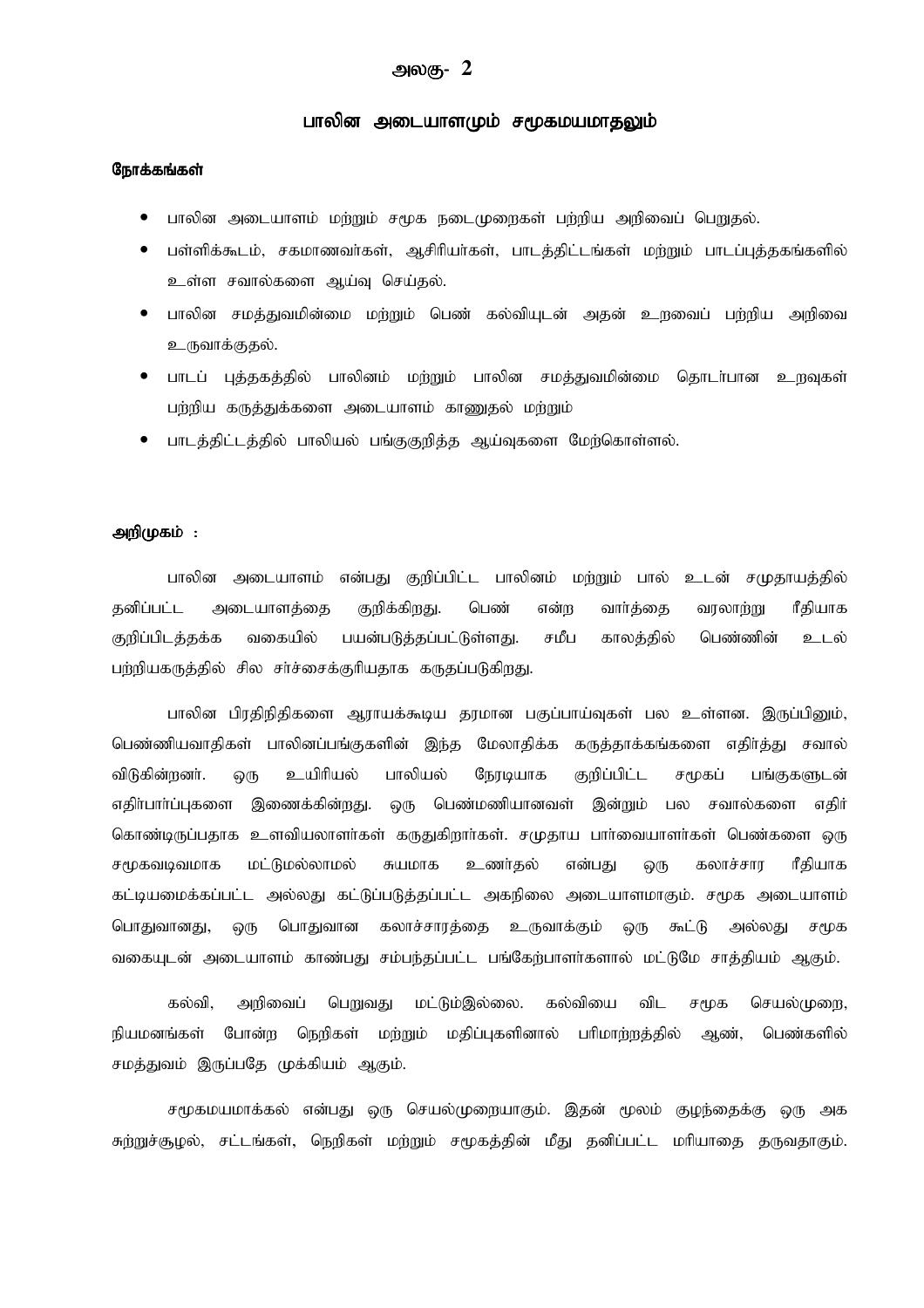# அலகு- 2

## பாலின அடையாளமும் சமூகமயமாதலும்

### நோக்கங்கள்

- பாலின அடையாளம் மற்றும் சமூக நடைமுறைகள் பற்றிய அறிவைப் பெறுதல்.
- பள்ளிக்கூடம், சகமாணவர்கள், ஆசிரியர்கள், பாடத்திட்டங்கள் மற்றும் பாடப்புத்தகங்களில் உள்ள சவால்களை ஆய்வு செய்தல்.
- பாலின சமத்துவமின்மை மற்றும் பெண் கல்வியுடன் அதன் உறவைப் பற்றிய அறிவை உருவாக்குதல்.
- பாடப் புத்தகத்தில் பாலினம் மற்றும் பாலின சமத்துவமின்மை தொடர்பான உறவுகள் பற்றிய கருத்துக்களை அடையாளம் காணுதல் மற்றும்
- பாடத்திட்டத்தில் பாலியல் பங்குகுறித்த ஆய்வுகளை மேற்கொள்ளல்.

### அறிமுகம் :

பாலின அடையாளம் என்பது குறிப்பிட்ட பாலினம் மற்றும் பால் உடன் சமுதாயத்தில் தனிப்பட்ட அடையாளத்தை குறிக்கிறது. பெண் என்ற வார்த்தை வரலாற்று ரீதியாக குறிப்பிடத்தக்க வகையில் பயன்படுத்தப்பட்டுள்ளது. சமீப காலத்தில் பெண்ணின் உடல் பற்றியகருத்தில் சில சர்ச்சைக்குரியதாக கருதப்படுகிறது.

பாலின பிரதிநிதிகளை ஆராயக்கூடிய தரமான பகுப்பாய்வுகள் பல உள்ளன. இருப்பினும், பெண்ணியவாதிகள் பாலினப்பங்குகளின் இந்த மேலாதிக்க கருத்தாக்கங்களை எதிர்த்து சவால் விடுகின்றனர். ஒரு உயிரியல் பாலியல் நேரடியாக குறிப்பிட்ட சமூகப் பங்குகளுடன் எதிர்பார்ப்புகளை இணைக்கின்றது. ஒரு பெண்மணியானவள் இன்றும் பல சவால்களை எதிர் கொண்டிருப்பதாக உளவியலாளர்கள் கருதுகிறார்கள். சமுதாய பார்வையாளர்கள் பெண்களை ஒரு சமூகவடிவமாக மட்டுமல்லாமல் சுயமாக உணர்தல் என்பது ஒரு கலாச்சார ரீதியாக கட்டியமைக்கப்பட்ட அல்லது கட்டுப்படுத்தப்பட்ட அகநிலை அடையாளமாகும். சமூக அடையாளம் பொதுவானது, ஒரு பொதுவான கலாச்சாரத்தை உருவாக்கும் ஒரு கூட்டு அல்லது சமூக வகையுடன் அடையாளம் காண்பது சம்பந்தப்பட்ட பங்கேற்பாளர்களால் மட்டுமே சாத்தியம் ஆகும்.

கல்வி, அறிவைப் பெறுவது மட்டும்இல்லை. கல்வியை விட சமூக செயல்முறை, நியமனங்கள் போன்ற நெறிகள் மற்றும் மதிப்புகளினால் பரிமாற்றத்தில் ஆண், பெண்களில் சமத்துவம் இருப்பதே முக்கியம் ஆகும்.

சமூகமயமாக்கல் என்பது ஒரு செயல்முறையாகும். இதன் மூலம் குழந்தைக்கு ஒரு அக சுற்றுச்சூழல், சட்டங்கள், நெறிகள் மற்றும் சமூகத்தின் மீது தனிப்பட்ட மரியாதை தருவதாகும்.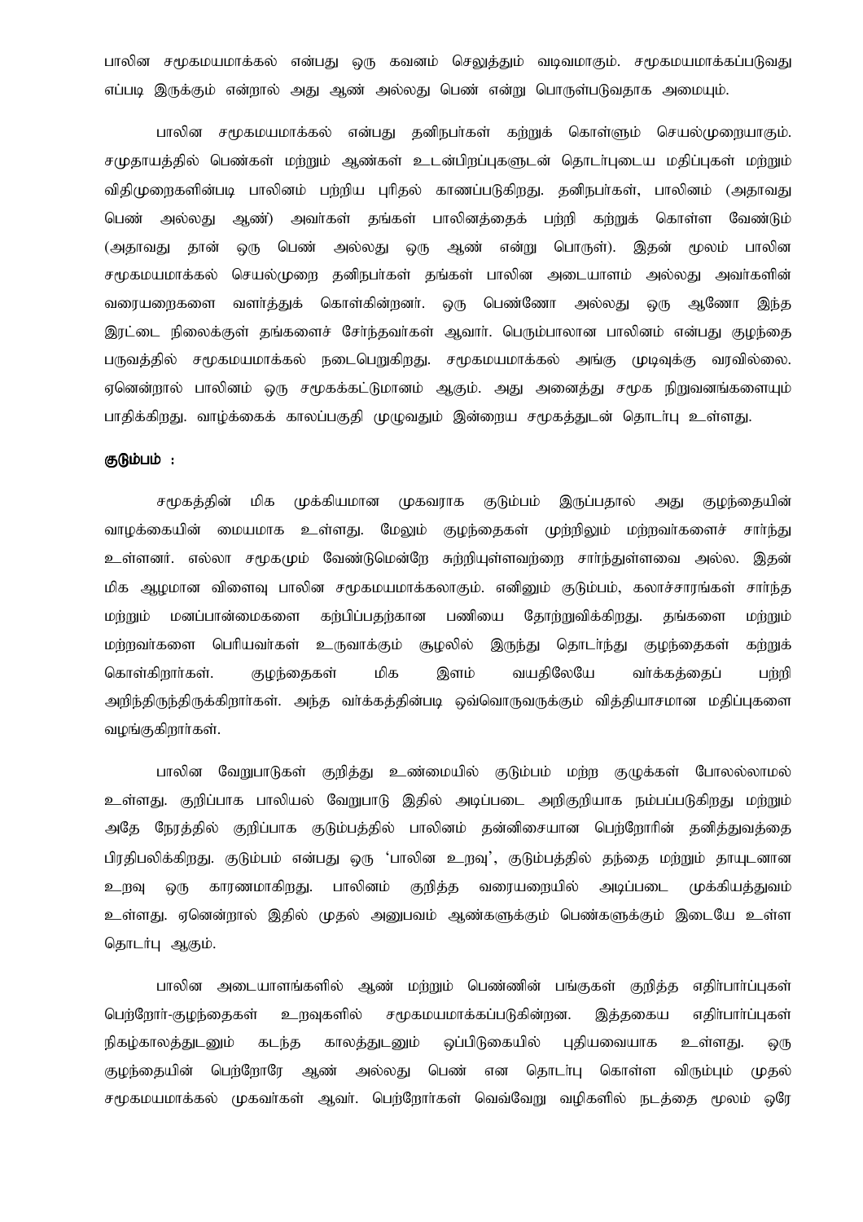பாலின சமூகமயமாக்கல் என்பது ஒரு கவனம் செலுத்தும் வடிவமாகும். சமூகமயமாக்கப்படுவது எப்படி இருக்கும் என்றால் அது ஆண் அல்லது பெண் என்று பொருள்படுவதாக அமையும்.

பாலின சமூகமயமாக்கல் என்பது தனிநபர்கள் கற்றுக் கொள்ளும் செயல்முறையாகும். சமுதாயத்தில் பெண்கள் மற்றும் ஆண்கள் உடன்பிறப்புகளுடன் தொடர்புடைய மதிப்புகள் மற்றும் விதிமுறைகளின்படி பாலினம் பற்றிய புரிதல் காணப்படுகிறது. தனிநபர்கள், பாலினம் (அதாவது பெண் அல்லது ஆண்) அவர்கள் தங்கள் பாலினத்தைக் பற்றி கற்றுக் கொள்ள வேண்டும் (அதாவது தான் ஒரு பெண் அல்லது ஒரு ஆண் என்று பொருள்). இதன் மூலம் பாலின சமூகமயமாக்கல் செயல்முறை தனிநபர்கள் தங்கள் பாலின அடையாளம் அல்லது அவர்களின் வரையறைகளை வளர்த்துக் கொள்கின்றனர். ஒரு பெண்ணோ அல்லது ஒரு ஆணோ இந்த இரட்டை நிலைக்குள் தங்களைச் சேர்ந்தவர்கள் ஆவார். பெரும்பாலான பாலினம் என்பது குழந்தை பருவத்தில் சமூகமயமாக்கல் நடைபெறுகிறது. சமூகமயமாக்கல் அங்கு முடிவுக்கு வரவில்லை. ஏனென்றால் பாலினம் ஒரு சமூகக்கட்டுமானம் ஆகும். அது அனைத்து சமூக நிறுவனங்களையும் பாதிக்கிறது. வாழ்க்கைக் காலப்பகுதி முழுவதும் இன்றைய சமூகத்துடன் தொடர்பு உள்ளது.

**குடும்பம் :**

சமூகத்தின் மிக முக்கியமான முகவராக குடும்பம் இருப்பதால் அது குழந்தையின் வாழக்கையின் மையமாக உள்ளது. மேலும் குழந்தைகள் முற்றிலும் மற்றவர்களைச் சார்ந்து உள்ளனர். எல்லா சமூகமும் வேண்டுமென்றே சுற்றியுள்ளவற்றை சார்ந்துள்ளவை அல்ல. இதன் மிக ஆழமான விளைவு பாலின சமூகமயமாக்கலாகும். எனினும் குடும்பம், கலாச்சாரங்கள் சார்ந்த மற்றும் மனப்பான்மைகளை கற்பிப்பதற்கான பணியை தோற்றுவிக்கிறது. தங்களை மற்றும் மற்றவர்களை பெரியவர்கள் உருவாக்கும் சூழலில் இருந்து தொடர்ந்து குழந்தைகள் கற்றுக் கொள்கிறார்கள். குழந்தைகள் மிக இளம் வயதிலேயே வர்க்கத்தைப் பற்றி அறிந்திருந்திருக்கிறார்கள். அந்த வர்க்கத்தின்படி ஒவ்வொருவருக்கும் வித்தியாசமான மதிப்புகளை வழங்குகிறார்கள்.

பாலின வேறுபாடுகள் குறித்து உண்மையில் குடும்பம் மற்ற குழுக்கள் போலல்லாமல் உள்ளது. குறிப்பாக பாலியல் வேறுபாடு இதில் அடிப்படை அறிகுறியாக நம்பப்படுகிறது மற்றும் அதே நேரத்தில் குறிப்பாக குடும்பத்தில் பாலினம் தன்னிசையான பெற்றோரின் தனித்துவத்தை பிரதிபலிக்கிறது. குடும்பம் என்பது ஒரு 'பாலின உறவு', குடும்பத்தில் தந்தை மற்றும் தாயுடனான உறவு ஒரு காரணமாகிறது. பாலினம் குறித்த வரையறையில் அடிப்படை முக்கியத்துவம் உள்ளது. ஏனென்றால் இதில் முதல் அனுபவம் ஆண்களுக்கும் பெண்களுக்கும் இடையே உள்ள தொடர்பு ஆகும்.

பாலின அடையாளங்களில் ஆண் மற்றும் பெண்ணின் பங்குகள் குறித்த எதிர்பார்ப்புகள் பெற்றோர்-குழந்தைகள் உறவுகளில் சமூகமயமாக்கப்படுகின்றன. இத்தகைய எதிர்பார்ப்புகள் நிகழ்காலத்துடனும் கடந்த காலத்துடனும் ஒப்பிடுகையில் புதியவையாக உள்ளது. ஒரு குழந்தையின் பெற்றோரே ஆண் அல்லது பெண் என தொடர்பு கொள்ள விரும்பும் முதல் சமூகமயமாக்கல் முகவர்கள் ஆவர். பெற்றோர்கள் வெவ்வேறு வழிகளில் நடத்தை மூலம் ஒரே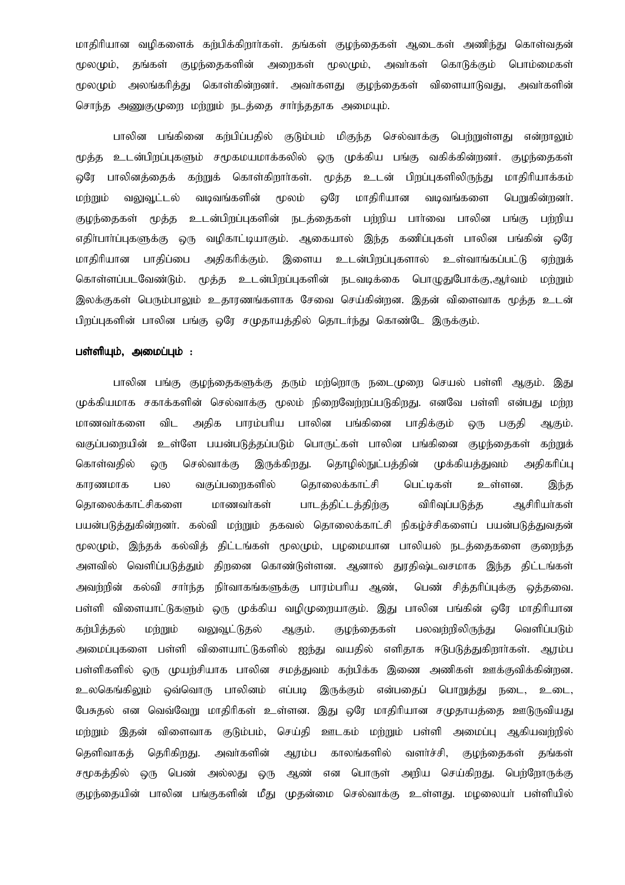மாதிரியான வழிகளைக் கற்பிக்கிறார்கள். தங்கள் குழந்தைகள் ஆடைகள் அணிந்து கொள்வதன் மூலமும், தங்கள் குழந்தைகளின் அறைகள் மூலமும், அவர்கள் கொடுக்கும் பொம்மைகள் மூலமும் அலங்கரித்து கொள்கின்றனர். அவர்களது குழந்தைகள் விளையாடுவது, அவர்களின் சொந்த அணுகுமுறை மற்றும் நடத்தை சார்ந்ததாக அமையும்.

பாலின பங்கினை கற்பிப்பதில் குடும்பம் மிகுந்த செல்வாக்கு பெற்றுள்ளது என்றாலும் மூத்த உடன்பிறப்புகளும் சமூகமயமாக்கலில் ஒரு முக்கிய பங்கு வகிக்கின்றனர். குழந்தைகள் ஒரே பாலினத்தைக் கற்றுக் கொள்கிறார்கள். மூத்த உடன் பிறப்புகளிலிருந்து மாதிரியாக்கம் மற்றும் வலுவூட்டல் வடிவங்களின் மூலம் ஒரே மாதிரியான வடிவங்களை பெறுகின்றனர். குழந்தைகள் மூத்த உடன்பிறப்புகளின் நடத்தைகள் பற்றிய பார்வை பாலின பங்கு பற்றிய எதிர்பார்ப்புகளுக்கு ஒரு வழிகாட்டியாகும். ஆகையால் இந்த கணிப்புகள் பாலின பங்கின் ஒரே மாதிரியான பாதிப்பை அதிகரிக்கும். இளைய உடன்பிறப்புகளால் உள்வாங்கப்பட்டு ஏற்றுக் கொள்ளப்படவேண்டும். மூத்த உடன்பிறப்புகளின் நடவடிக்கை பொழுதுபோக்கு,ஆர்வம் மற்றும் இலக்குகள் பெரும்பாலும் உதாரணங்களாக சேவை செய்கின்றன. இதன் விளைவாக மூத்த உடன் பிறப்புகளின் பாலின பங்கு ஒரே சமுதாயத்தில் தொடர்ந்து கொண்டே இருக்கும்.

**பள்ளியும், அமைப்பும் :**

பாலின பங்கு குழந்தைகளுக்கு தரும் மற்றொரு நடைமுறை செயல் பள்ளி ஆகும். இது முக்கியமாக சகாக்களின் செல்வாக்கு மூலம் நிறைவேற்றப்படுகிறது. எனவே பள்ளி என்பது மற்ற மாணவர்களை விட அதிக பாரம்பரிய பாலின பங்கினை பாதிக்கும் ஒரு பகுதி ஆகும். வகுப்பறையின் உள்ளே பயன்படுத்தப்படும் பொருட்கள் பாலின பங்கினை குழந்தைகள் கற்றுக் கொள்வதில் ஒரு செல்வாக்கு இருக்கிறது. தொழில்நுட்பத்தின் முக்கியத்துவம் அதிகரிப்பு காரணமாக பல வகுப்பறைகளில் தொலைக்காட்சி பெட்டிகள் உள்ளன. இந்த தொலைக்காட்சிகளை மாணவர்கள் பாடத்திட்டத்திற்கு விரிவுப்படுத்த ஆசிரியர்கள் பயன்படுத்துகின்றனர். கல்வி மற்றும் தகவல் தொலைக்காட்சி நிகழ்ச்சிகளைப் பயன்படுத்துவதன் மூலமும், இந்தக் கல்வித் திட்டங்கள் மூலமும், பழமையான பாலியல் நடத்தைகளை குறைந்த அளவில் வெளிப்படுத்தும் திறனை கொண்டுள்ளன. ஆனால் துரதிஷ்டவசமாக இந்த திட்டங்கள் அவற்றின் கல்வி சார்ந்த நிர்வாகங்களுக்கு பாரம்பரிய ஆண், பெண் சித்தரிப்புக்கு ஒத்தவை. பள்ளி விளையாட்டுகளும் ஒரு முக்கிய வழிமுறையாகும். இது பாலின பங்கின் ஒரே மாதிரியான கற்பித்தல் மற்றும் வலுவூட்டுதல் ஆகும். குழந்தைகள் பலவற்றிலிருந்து வெளிப்படும் அமைப்புகளை பள்ளி விளையாட்டுகளில் ஐந்து வயதில் எளிதாக ஈடுபடுத்துகிறார்கள். ஆரம்ப பள்ளிகளில் ஒரு முயற்சியாக பாலின சமத்துவம் கற்பிக்க இணை அணிகள் ஊக்குவிக்கின்றன. உலகெங்கிலும் ஒவ்வொரு பாலினம் எப்படி இருக்கும் என்பதைப் பொறுத்து நடை, உடை, பேசுதல் என வெவ்வேறு மாதிரிகள் உள்ளன. இது ஒரே மாதிரியான சமுதாயத்தை ஊடுருவியது மற்றும் இதன் விளைவாக குடும்பம், செய்தி ஊடகம் மற்றும் பள்ளி அமைப்பு ஆகியவற்றில் தெளிவாகத் தெரிகிறது. அவர்களின் ஆரம்ப காலங்களில் வளர்ச்சி, குழந்தைகள் தங்கள் சமூகத்தில் ஒரு பெண் அல்லது ஒரு ஆண் என பொருள் அறிய செய்கிறது. பெற்றோருக்கு குழந்தையின் பாலின பங்குகளின் மீது முதன்மை செல்வாக்கு உள்ளது. மழலையர் பள்ளியில்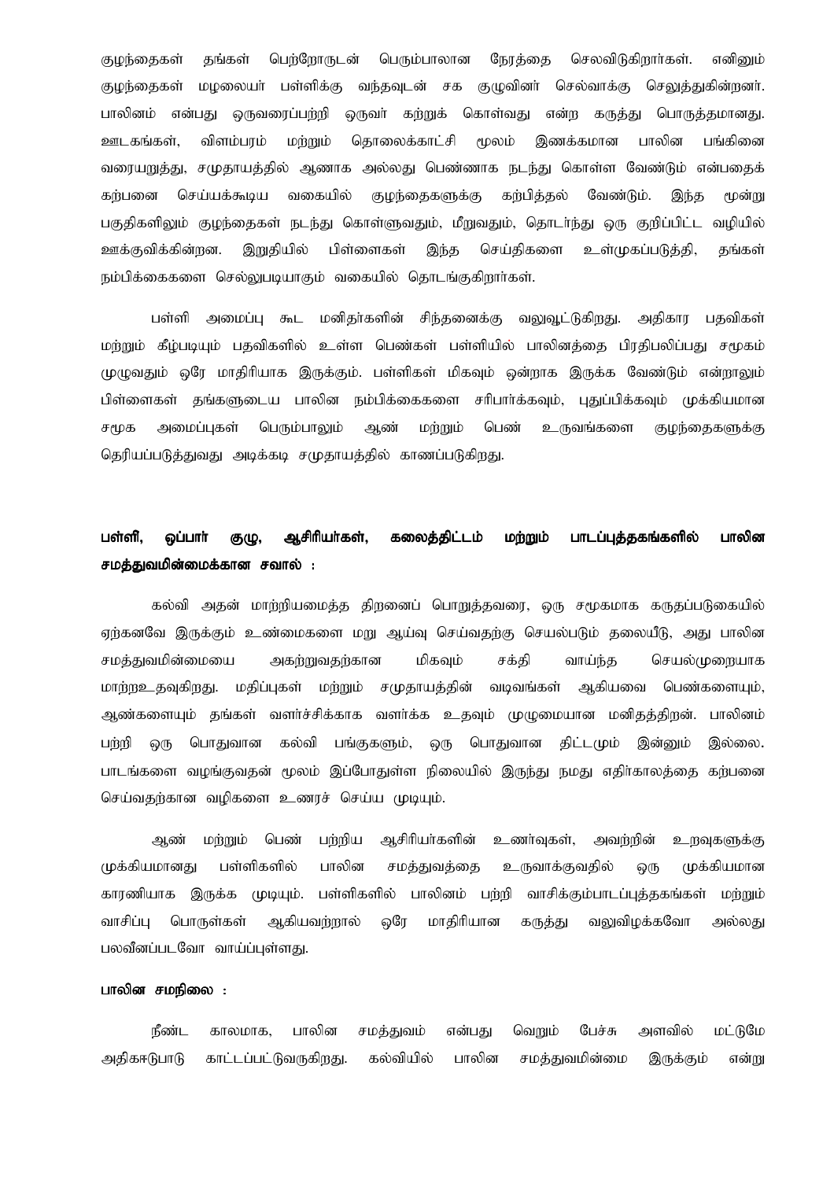குழந்தைகள் தங்கள் பெற்றோருடன் பெரும்பாலான நேரத்தை செலவிடுகிறார்கள். எனினும் குழந்தைகள் மழலையர் பள்ளிக்கு வந்தவுடன் சக குழுவினர் செல்வாக்கு செலுத்துகின்றனர். பாலினம் என்பது ஒருவரைப்பற்றி ஒருவர் கற்றுக் கொள்வது என்ற கருத்து பொருத்தமானது. ஊடகங்கள், விளம்பரம் மற்றும் தொலைக்காட்சி மூலம் இணக்கமான பாலின பங்கினை வரையறுத்து, சமுதாயத்தில் ஆணாக அல்லது பெண்ணாக நடந்து கொள்ள வேண்டும் என்பதைக் கற்பனை செய்யக்கூடிய வகையில் குழந்தைகளுக்கு கற்பித்தல் வேண்டும். இந்த மூன்று பகுதிகளிலும் குழந்தைகள் நடந்து கொள்ளுவதும், மீறுவதும், தொடர்ந்து ஒரு குறிப்பிட்ட வழியில் ஊக்குவிக்கின்றன. இறுதியில் பிள்ளைகள் இந்த செய்திகளை உள்முகப்படுத்தி, தங்கள் நம்பிக்கைகளை செல்லுபடியாகும் வகையில் தொடங்குகிறார்கள்.

பள்ளி அமைப்பு கூட மனிதர்களின் சிந்தனைக்கு வலுவூட்டுகிறது. அதிகார பதவிகள் மற்றும் கீழ்படியும் பதவிகளில் உள்ள பெண்கள் பள்ளியில் பாலினத்தை பிரதிபலிப்பது சமூகம் முழுவதும் ஒரே மாதிரியாக இருக்கும். பள்ளிகள் மிகவும் ஒன்றாக இருக்க வேண்டும் என்றாலும் பிள்ளைகள் தங்களுடைய பாலின நம்பிக்கைகளை சரிபார்க்கவும், புதுப்பிக்கவும் முக்கியமான சமூக அமைப்புகள் பெரும்பாலும் ஆண் மற்றும் பெண் உருவங்களை குழந்தைகளுக்கு தெரியப்படுத்துவது அடிக்கடி சமுதாயத்தில் காணப்படுகிறது.

**பள்ளி, ஒப்பார் குழு, ஆசிரியர்கள், கலைத்திட்டம் மற்றும் பாடப்புத்தகங்களில் பாலின சமத்துவமின்மைக்கான சவால் :**

கல்வி அதன் மாற்றியமைத்த திறனைப் பொறுத்தவரை, ஒரு சமூகமாக கருதப்படுகையில் ஏற்கனவே இருக்கும் உண்மைகளை மறு ஆய்வு செய்வதற்கு செயல்படும் தலையீடு, அது பாலின சமத்துவமின்மையை அகற்றுவதற்கான மிகவும் சக்தி வாய்ந்த செயல்முறையாக மாற்றஉதவுகிறது. மதிப்புகள் மற்றும் சமுதாயத்தின் வடிவங்கள் ஆகியவை பெண்களையும், ஆண்களையும் தங்கள் வளர்ச்சிக்காக வளர்க்க உதவும் முழுமையான மனிதத்திறன். பாலினம் பற்றி ஒரு பொதுவான கல்வி பங்குகளும், ஒரு பொதுவான திட்டமும் இன்னும் இல்லை. பாடங்களை வழங்குவதன் மூலம் இப்போதுள்ள நிலையில் இருந்து நமது எதிர்காலத்தை கற்பனை செய்வதற்கான வழிகளை உணரச் செய்ய முடியும்.

ஆண் மற்றும் பெண் பற்றிய ஆசிரியர்களின் உணர்வுகள், அவற்றின் உறவுகளுக்கு முக்கியமானது பள்ளிகளில் பாலின சமத்துவத்தை உருவாக்குவதில் ஒரு முக்கியமான காரணியாக இருக்க முடியும். பள்ளிகளில் பாலினம் பற்றி வாசிக்கும்பாடப்புத்தகங்கள் மற்றும் வாசிப்பு பொருள்கள் ஆகியவற்றால் ஒரே மாதிரியான கருத்து வலுவிழக்கவோ அல்லது பலவீனப்படவோ வாய்ப்புள்ளது.

**பாலின சமநிலை :**

நீண்ட காலமாக, பாலின சமத்துவம் என்பது வெறும் பேச்சு அளவில் மட்டுமே அதிகாடுபாடு காட்டப்பட்டுவருகிறது. கல்வியில் பாலின சமத்துவமின்மை இருக்கும் என்று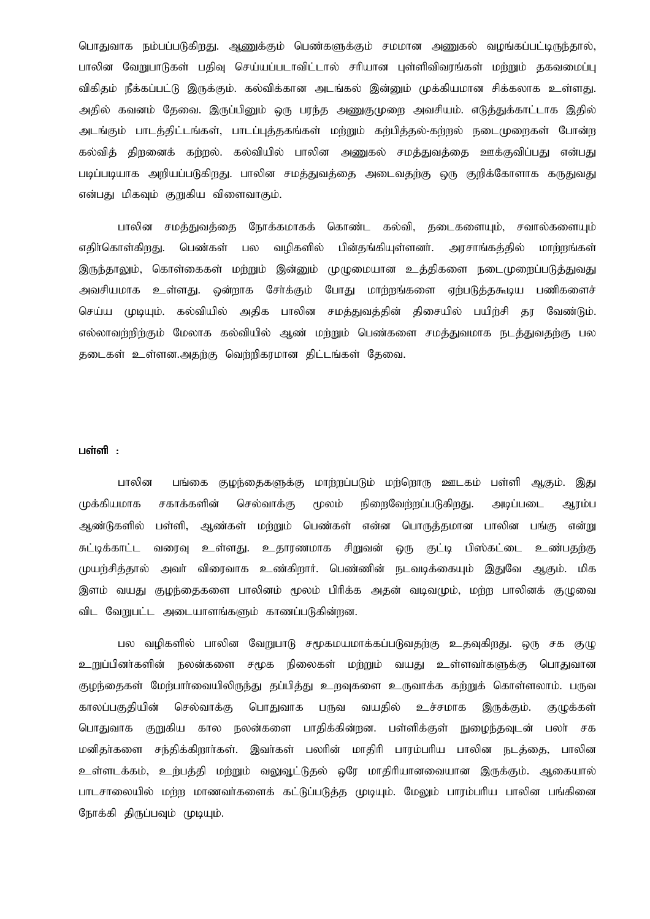பொதுவாக நம்பப்படுகிறது. ஆணுக்கும் பெண்களுக்கும் சமமான அணுகல் வழங்கப்பட்டிருந்தால், பாலின வேறுபாடுகள் பதிவு செய்யப்படாவிட்டால் சரியான புள்ளிவிவரங்கள் மற்றும் தகவமைப்பு விகிதம் நீக்கப்பட்டு இருக்கும். கல்விக்கான அடங்கல் இன்னும் முக்கியமான சிக்கலாக உள்ளது. அதில் கவனம் தேவை. இருப்பினும் ஒரு பரந்த அணுகுமுறை அவசியம். எடுத்துக்காட்டாக இதில் அடங்கும் பாடத்திட்டங்கள், பாடப்புத்தகங்கள் மற்றும் கற்பித்தல்-கற்றல் நடைமுறைகள் போன்ற கல்வித் திறனைக் கற்றல். கல்வியில் பாலின அணுகல் சமத்துவத்தை ஊக்குவிப்பது என்பது படிப்படியாக அறியப்படுகிறது. பாலின சமத்துவத்தை அடைவதற்கு ஒரு குறிக்கோளாக கருதுவது என்பது மிகவும் குறுகிய விளைவாகும்.

பாலின சமத்துவத்தை நோக்கமாகக் கொண்ட கல்வி, தடைகளையும், சவால்களையும் எதிர்கொள்கிறது. பெண்கள் பல வழிகளில் பின்தங்கியுள்ளனர். அரசாங்கத்தில் மாற்றங்கள் இருந்தாலும், கொள்கைகள் மற்றும் இன்னும் முழுமையான உத்திகளை நடைமுறைப்படுத்துவது அவசியமாக உள்ளது. ஒன்றாக சேர்க்கும் போது மாற்றங்களை ஏற்படுத்தகூடிய பணிகளைச் செய்ய முடியும். கல்வியில் அதிக பாலின சமத்துவத்தின் திசையில் பயிற்சி தர வேண்டும். எல்லாவற்றிற்கும் மேலாக கல்வியில் ஆண் மற்றும் பெண்களை சமத்துவமாக நடத்துவதற்கு பல தடைகள் உள்ளன.அதற்கு வெற்றிகரமான திட்டங்கள் தேவை.

**பள்ளி :**

பாலின பங்கை குழந்தைகளுக்கு மாற்றப்படும் மற்றொரு ஊடகம் பள்ளி ஆகும். இது முக்கியமாக சகாக்களின் செல்வாக்கு மூலம் நிறைவேற்றப்படுகிறது. அடிப்படை ஆரம்ப ஆண்டுகளில் பள்ளி, ஆண்கள் மற்றும் பெண்கள் என்ன பொருத்தமான பாலின பங்கு என்று சுட்டிக்காட்ட வரைவு உள்ளது. உதாரணமாக சிறுவன் ஒரு குட்டி பிஸ்கட்டை உண்பதற்கு முயற்சித்தால் அவர் விரைவாக உண்கிறார். பெண்ணின் நடவடிக்கையும் இதுவே ஆகும். மிக இளம் வயது குழந்தைகளை பாலினம் மூலம் பிரிக்க அதன் வடிவமும், மற்ற பாலினக் குழுவை விட வேறுபட்ட அடையாளங்களும் காணப்படுகின்றன.

பல வழிகளில் பாலின வேறுபாடு சமூகமயமாக்கப்படுவதற்கு உதவுகிறது. ஒரு சக குழு உறுப்பினர்களின் நலன்களை சமூக நிலைகள் மற்றும் வயது உள்ளவர்களுக்கு பொதுவான குழந்தைகள் மேற்பார்வையிலிருந்து தப்பித்து உறவுகளை உருவாக்க கற்றுக் கொள்ளலாம். பருவ காலப்பகுதியின் செல்வாக்கு பொதுவாக பருவ வயதில் உச்சமாக இருக்கும். குழுக்கள் பொதுவாக குறுகிய கால நலன்களை பாதிக்கின்றன. பள்ளிக்குள் நுழைந்தவுடன் பலர் சக மனிதர்களை சந்திக்கிறார்கள். இவர்கள் பலரின் மாதிரி பாரம்பரிய பாலின நடத்தை, பாலின உள்ளடக்கம், உற்பத்தி மற்றும் வலுவூட்டுதல் ஒரே மாதிரியானவையான இருக்கும். ஆகையால் பாடசாலையில் மற்ற மாணவர்களைக் கட்டுப்படுத்த முடியும். மேலும் பாரம்பரிய பாலின பங்கினை நோக்கி திருப்பவும் முடியும்.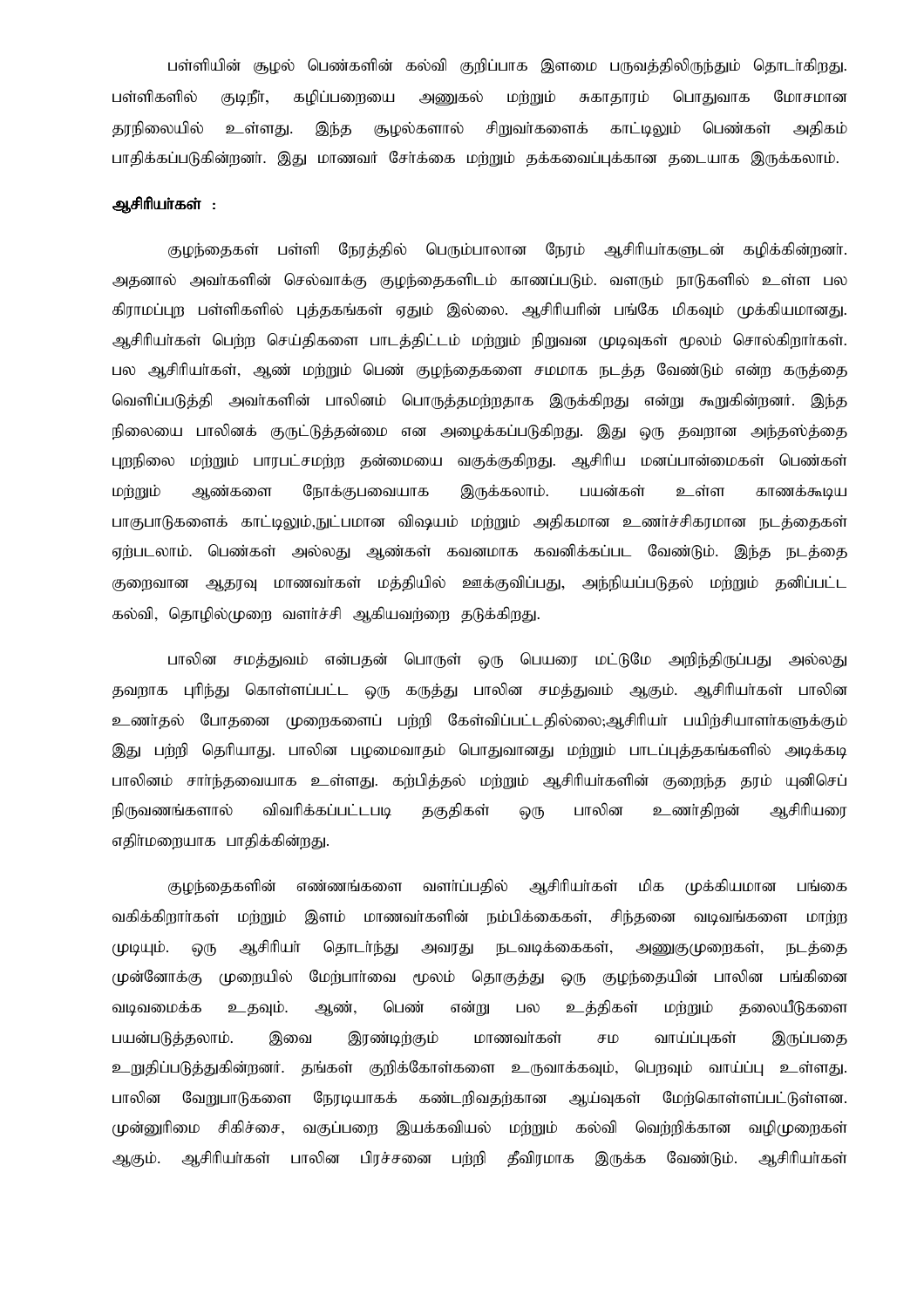பள்ளியின் சூழல் பெண்களின் கல்வி குறிப்பாக இளமை பருவத்திலிருந்தும் தொடர்கிறது. பள்ளிகளில் குடிநீர், கழிப்பறையை அணுகல் மற்றும் சுகாதாரம் பொதுவாக மோசமான தரநிலையில் உள்ளது. இந்த சூழல்களால் சிறுவர்களைக் காட்டிலும் பெண்கள் அதிகம் பாதிக்கப்படுகின்றனர். இது மாணவர் சேர்க்கை மற்றும் தக்கவைப்புக்கான தடையாக இருக்கலாம்.

**ஆசிரியர்கள் :**

குழந்தைகள் பள்ளி நேரத்தில் பெரும்பாலான நேரம் ஆசிரியர்களுடன் கழிக்கின்றனர். அதனால் அவர்களின் செல்வாக்கு குழந்தைகளிடம் காணப்படும். வளரும் நாடுகளில் உள்ள பல கிராமப்புற பள்ளிகளில் புத்தகங்கள் ஏதும் இல்லை. ஆசிரியரின் பங்கே மிகவும் முக்கியமானது. ஆசிரியர்கள் பெற்ற செய்திகளை பாடத்திட்டம் மற்றும் நிறுவன முடிவுகள் மூலம் சொல்கிறார்கள். பல ஆசிரியர்கள், ஆண் மற்றும் பெண் குழந்தைகளை சமமாக நடத்த வேண்டும் என்ற கருத்தை வெளிப்படுத்தி அவர்களின் பாலினம் பொருத்தமற்றதாக இருக்கிறது என்று கூறுகின்றனர். இந்த நிலையை பாலினக் குருட்டுத்தன்மை என அழைக்கப்படுகிறது. இது ஒரு தவறான அந்தஸ்த்தை புறநிலை மற்றும் பாரபட்சமற்ற தன்மையை வகுக்குகிறது. ஆசிரிய மனப்பான்மைகள் பெண்கள் மற்றும் ஆண்களை நோக்குபவையாக இருக்கலாம். பயன்கள் உள்ள காணக்கூடிய பாகுபாடுகளைக் காட்டிலும்,நுட்பமான விஷயம் மற்றும் அதிகமான உணர்ச்சிகரமான நடத்தைகள் ஏற்படலாம். பெண்கள் அல்லது ஆண்கள் கவனமாக கவனிக்கப்பட வேண்டும். இந்த நடத்தை குறைவான ஆதரவு மாணவர்கள் மத்தியில் ஊக்குவிப்பது, அந்நியப்படுதல் மற்றும் தனிப்பட்ட கல்வி, தொழில்முறை வளர்ச்சி ஆகியவற்றை தடுக்கிறது.

பாலின சமத்துவம் என்பதன் பொருள் ஒரு பெயரை மட்டுமே அறிந்திருப்பது அல்லது தவறாக புரிந்து கொள்ளப்பட்ட ஒரு கருத்து பாலின சமத்துவம் ஆகும். ஆசிரியர்கள் பாலின உணர்தல் போதனை முறைகளைப் பற்றி கேள்விப்பட்டதில்லை;ஆசிரியர் பயிற்சியாளர்களுக்கும் இது பற்றி தெரியாது. பாலின பழமைவாதம் பொதுவானது மற்றும் பாடப்புத்தகங்களில் அடிக்கடி பாலினம் சார்ந்தவையாக உள்ளது. கற்பித்தல் மற்றும் ஆசிரியர்களின் குறைந்த தரம் யுனிசெப் நிருவணங்களால் விவரிக்கப்பட்டபடி தகுதிகள் ஒரு பாலின உணர்திறன் ஆசிரியரை எதிர்மறையாக பாதிக்கின்றது.

குழந்தைகளின் எண்ணங்களை வளர்ப்பதில் ஆசிரியர்கள் மிக முக்கியமான பங்கை வகிக்கிறார்கள் மற்றும் இளம் மாணவர்களின் நம்பிக்கைகள், சிந்தனை வடிவங்களை மாற்ற முடியும். ஒரு ஆசிரியர் தொடர்ந்து அவரது நடவடிக்கைகள், அணுகுமுறைகள், நடத்தை முன்னோக்கு முறையில் மேற்பார்வை மூலம் தொகுத்து ஒரு குழந்தையின் பாலின பங்கினை வடிவமைக்க உதவும். ஆண், பெண் என்று பல உத்திகள் மற்றும் தலையீடுகளை பயன்படுத்தலாம். இவை இரண்டிற்கும் மாணவர்கள் சம வாய்ப்புகள் இருப்பதை உறுதிப்படுத்துகின்றனர். தங்கள் குறிக்கோள்களை உருவாக்கவும், பெறவும் வாய்ப்பு உள்ளது. பாலின வேறுபாடுகளை நேரடியாகக் கண்டறிவதற்கான ஆய்வுகள் மேற்கொள்ளப்பட்டுள்ளன. முன்னுரிமை சிகிச்சை, வகுப்பறை இயக்கவியல் மற்றும் கல்வி வெற்றிக்கான வழிமுறைகள் ஆகும். ஆசிரியர்கள் பாலின பிரச்சனை பற்றி தீவிரமாக இருக்க வேண்டும். ஆசிரியர்கள்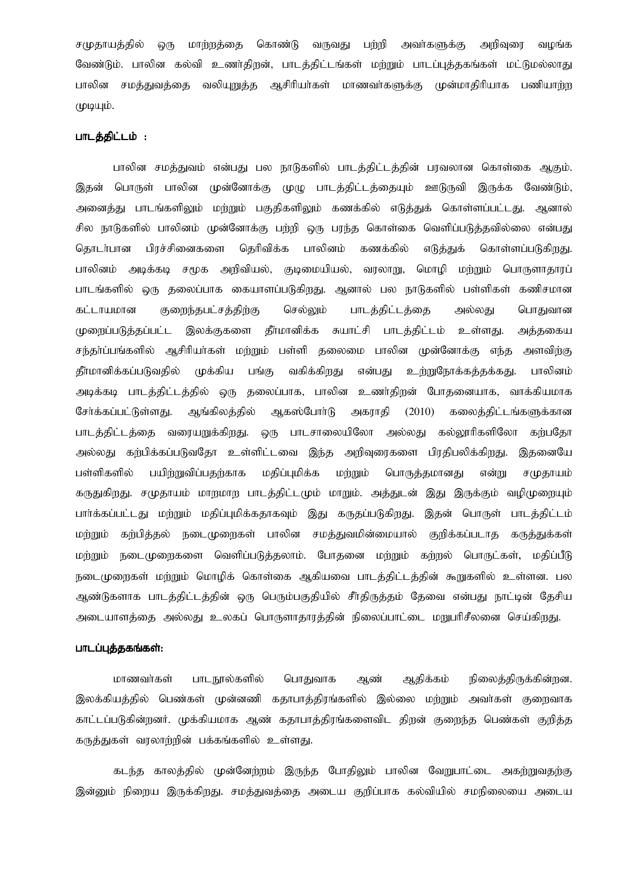சமுதாயத்தில் ஒரு மாற்றத்தை கொண்டு வருவது பற்றி அவர்களுக்கு அறிவுரை வழங்க வேண்டும். பாலின கல்வி உணர்திறன், பாடத்திட்டங்கள் மற்றும் பாடப்புத்தகங்கள் மட்டுமல்லாது பாலின சமத்துவத்தை வலியுறுத்த ஆசிரியர்கள் மாணவர்களுக்கு முன்மாதிரியாக பணியாற்ற முடியும்.

**பாடத்திட்டம் :**

பாலின சமத்துவம் என்பது பல நாடுகளில் பாடத்திட்டத்தின் பரவலான கொள்கை ஆகும். இதன் பொருள் பாலின முன்னோக்கு முழு பாடத்திட்டத்தையும் ஊடுருவி இருக்க வேண்டும், அனைத்து பாடங்களிலும் மற்றும் பகுதிகளிலும் கணக்கில் எடுத்துக் கொள்ளப்பட்டது. ஆனால் சில நாடுகளில் பாலினம் முன்னோக்கு பற்றி ஒரு பரந்த கொள்கை வெளிப்படுத்தவில்லை என்பது தொடர்பான பிரச்சினைகளை தெரிவிக்க பாலினம் கணக்கில் எடுத்துக் கொள்ளப்படுகிறது. பாலினம் அடிக்கடி சமூக அறிவியல், குடிமையியல், வரலாறு, மொழி மற்றும் பொருளாதாரப் பாடங்களில் ஒரு தலைப்பாக கையாளப்படுகிறது. ஆனால் பல நாடுகளில் பள்ளிகள் கணிசமான கட்டாயமான குறைந்தபட்சத்திற்கு செல்லும் பாடத்திட்டத்தை அல்லது பொதுவான முறைப்படுத்தப்பட்ட இலக்குகளை தீர்மானிக்க சுயாட்சி பாடத்திட்டம் உள்ளது. அத்தகைய சந்தர்ப்பங்களில் ஆசிரியர்கள் மற்றும் பள்ளி தலைமை பாலின முன்னோக்கு எந்த அளவிற்கு தீர்மானிக்கப்படுவதில் முக்கிய பங்கு வகிக்கிறது என்பது உற்றுநோக்கத்தக்கது. பாலினம் அடிக்கடி பாடத்திட்டத்தில் ஒரு தலைப்பாக, பாலின உணர்திறன் போதனையாக, வாக்கியமாக சேர்க்கப்பட்டுள்ளது. ஆங்கிலத்தில் ஆகஸ்போர்டு அகராதி (2010) கலைத்திட்டங்களுக்கான பாடத்திட்டத்தை வரையறுக்கிறது. ஒரு பாடசாலையிலோ அல்லது கல்லூரிகளிலோ கற்பதோ அல்லது கற்பிக்கப்படுவதோ உள்ளிட்டவை இந்த அறிவுரைகளை பிரதிபலிக்கிறது. இதனையே பள்ளிகளில் பயிற்றுவிப்பதற்காக மதிப்புமிக்க மற்றும் பொருத்தமானது என்று சமுதாயம் கருதுகிறது. சமுதாயம் மாறமாற பாடத்திட்டமும் மாறும். அத்துடன் இது இருக்கும் வழிமுறையும் பார்க்கப்பட்டது மற்றும் மதிப்புமிக்கதாகவும் இது கருதப்படுகிறது. இதன் பொருள் பாடத்திட்டம் மற்றும் கற்பித்தல் நடைமுறைகள் பாலின சமத்துவமின்மையால் குறிக்கப்படாத கருத்துக்கள் மற்றும் நடைமுறைகளை வெளிப்படுத்தலாம். போதனை மற்றும் கற்றல் பொருட்கள், மதிப்பீடு நடைமுறைகள் மற்றும் மொழிக் கொள்கை ஆகியவை பாடத்திட்டத்தின் கூறுகளில் உள்ளன. பல ஆண்டுகளாக பாடத்திட்டத்தின் ஒரு பெரும்பகுதியில் சீர்திருத்தம் தேவை என்பது நாட்டின் தேசிய அடையாளத்தை அல்லது உலகப் பொருளாதாரத்தின் நிலைப்பாட்டை மறுபரிசீலனை செய்கிறது.

**பாடப்புத்தகங்கள்:**

மாணவர்கள் பாடநூல்களில் பொதுவாக ஆண் ஆதிக்கம் நிலைத்திருக்கின்றன. இலக்கியத்தில் பெண்கள் முன்னணி கதாபாத்திரங்களில் இல்லை மற்றும் அவர்கள் குறைவாக காட்டப்படுகின்றனர். முக்கியமாக ஆண் கதாபாத்திரங்களைவிட திறன் குறைந்த பெண்கள் குறித்த கருத்துகள் வரலாற்றின் பக்கங்களில் உள்ளது.

கடந்த காலத்தில் முன்னேற்றம் இருந்த போதிலும் பாலின வேறுபாட்டை அகற்றுவதற்கு இன்னும் நிறைய இருக்கிறது. சமத்துவத்தை அடைய குறிப்பாக கல்வியில் சமநிலையை அடைய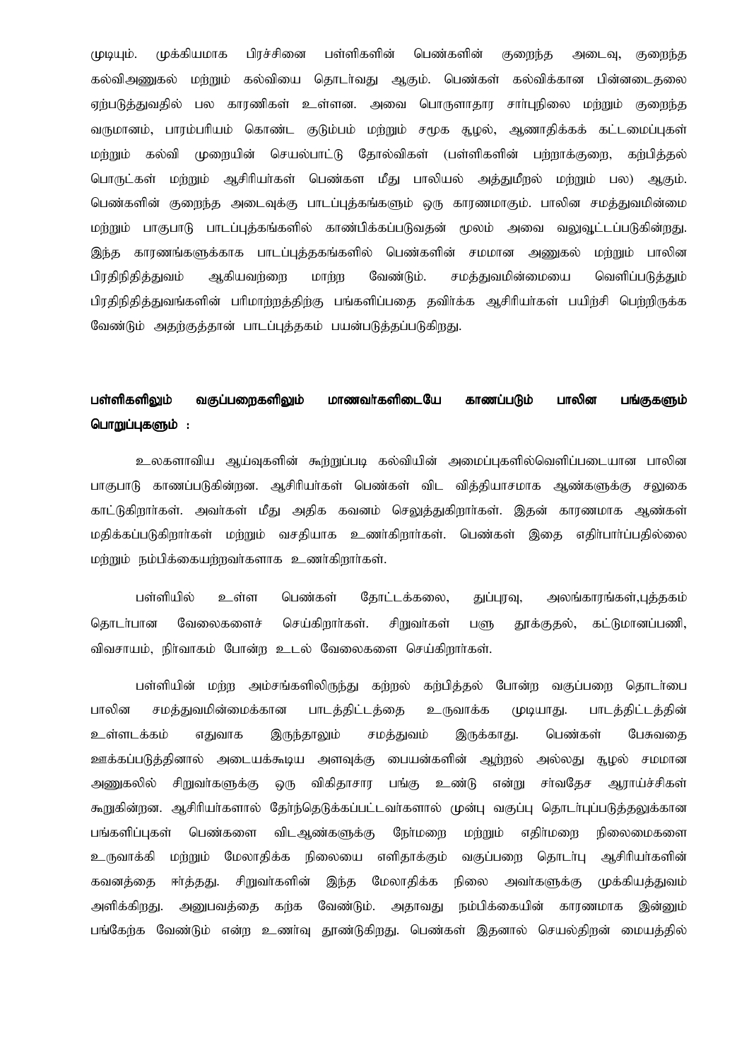முடியும். முக்கியமாக பிரச்சினை பள்ளிகளின் பெண்களின் குறைந்த அடைவு, குறைந்த கல்விஅணுகல் மற்றும் கல்வியை தொடர்வது ஆகும். பெண்கள் கல்விக்கான பின்னடைதலை ஏற்படுத்துவதில் பல காரணிகள் உள்ளன. அவை பொருளாதார சார்புநிலை மற்றும் குறைந்த வருமானம், பாரம்பரியம் கொண்ட குடும்பம் மற்றும் சமூக சூழல், ஆணாதிக்கக் கட்டமைப்புகள் மற்றும் கல்வி முறையின் செயல்பாட்டு தோல்விகள் (பள்ளிகளின் பற்றாக்குறை, கற்பித்தல் பொருட்கள் மற்றும் ஆசிரியர்கள் பெண்கள மீது பாலியல் அத்துமீறல் மற்றும் பல) ஆகும். பெண்களின் குறைந்த அடைவுக்கு பாடப்புத்தகங்களும் ஒரு காரணமாகும். பாலின சமத்துவமின்மை மற்றும் பாகுபாடு பாடப்புத்தகங்களில் காண்பிக்கப்படுவதன் மூலம் அவை வலுவூட்டப்படுகின்றது. இந்த காரணங்களுக்காக பாடப்புத்தகங்களில் பெண்களின் சமமான அணுகல் மற்றும் பாலின பிரதிநிதித்துவம் ஆகியவற்றை மாற்ற வேண்டும். சமத்துவமின்மையை வெளிப்படுத்தும் பிரதிநிதித்துவங்களின் பரிமாற்றத்திற்கு பங்களிப்பதை தவிர்க்க ஆசிரியர்கள் பயிற்சி பெற்றிருக்க வேண்டும் அதற்குத்தான் பாடப்புத்தகம் பயன்படுத்தப்படுகிறது.

## பள்ளிகளிலும் வகுப்பறைகளிலும் மாணவர்களிடையே காணப்படும் பாலின பங்குகளும் பொறுப்புகளும் :

உலகளாவிய ஆய்வுகளின் கூற்றுப்படி கல்வியின் அமைப்புகளில்வெளிப்படையான பாலின பாகுபாடு காணப்படுகின்றன. ஆசிரியர்கள் பெண்கள் விட வித்தியாசமாக ஆண்களுக்கு சலுகை காட்டுகிறார்கள். அவர்கள் மீது அதிக கவனம் செலுத்துகிறார்கள். இதன் காரணமாக ஆண்கள் மதிக்கப்படுகிறார்கள் மற்றும் வசதியாக உணர்கிறார்கள். பெண்கள் இதை எதிர்பார்ப்பதில்லை மற்றும் நம்பிக்கையற்றவர்களாக உணர்கிறார்கள்.

பள்ளியில் உள்ள பெண்கள் தோட்டக்கலை, துப்புரவு, அலங்காரங்கள்,புத்தகம் தொடர்பான வேலைகளைச் செய்கிறார்கள். சிறுவர்கள் பளு தூக்குதல், கட்டுமானப்பணி, விவசாயம், நிர்வாகம் போன்ற உடல் வேலைகளை செய்கிறார்கள்.

பள்ளியின் மற்ற அம்சங்களிலிருந்து கற்றல் கற்பித்தல் போன்ற வகுப்பறை தொடர்பை பாலின சமத்துவமின்மைக்கான பாடத்திட்டத்தை உருவாக்க முடியாது. பாடத்திட்டத்தின் உள்ளடக்கம் எதுவாக இருந்தாலும் சமத்துவம் இருக்காது. பெண்கள் பேசுவதை ஊக்கப்படுத்தினால் அடையக்கூடிய அளவுக்கு பையன்களின் ஆற்றல் அல்லது சூழல் சமமான அணுகலில் சிறுவர்களுக்கு ஒரு விகிதாசார பங்கு உண்டு என்று சர்வதேச ஆராய்ச்சிகள் கூறுகின்றன. ஆசிரியர்களால் தேர்ந்தெடுக்கப்பட்டவர்களால் முன்பு வகுப்பு தொடர்புப்படுத்தலுக்கான பங்களிப்புகள் பெண்களை விட ஆண்களுக்கு நேர்மறை மற்றும் எதிர்மறை நிலைமைகளை உருவாக்கி மற்றும் மேலாதிக்க நிலையை எளிதாக்கும் வகுப்பறை தொடர்பு ஆசிரியர்களின் கவனத்தை ஈர்த்தது. சிறுவர்களின் இந்த மேலாதிக்க நிலை அவர்களுக்கு முக்கியத்துவம் அளிக்கிறது. அனுபவத்தை கற்க வேண்டும். அதாவது நம்பிக்கையின் காரணமாக இன்னும் பங்கேற்க வேண்டும் என்ற உணர்வு தூண்டுகிறது. பெண்கள் இதனால் செயல்திறன் மையத்தில்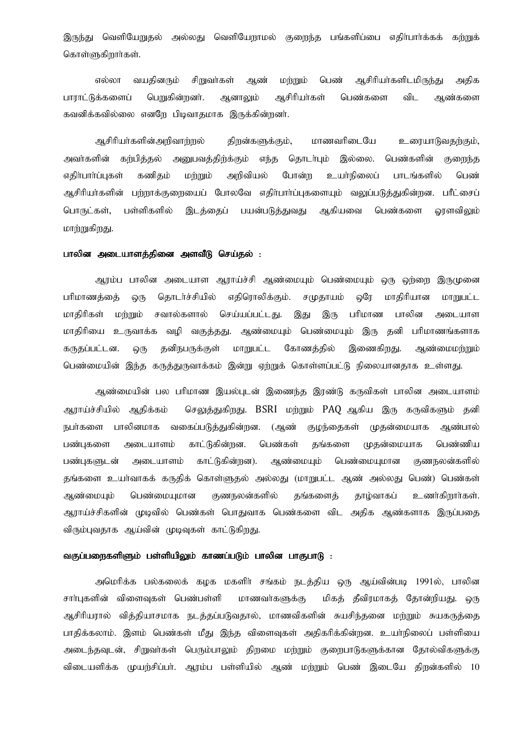இருந்து வெளியேறுதல் அல்லது வெளியேறாமல் குறைந்த பங்களிப்பை எதிர்பார்க்கக் கற்றுக் கொள்ளுகிறார்கள்.

எல்லா வயதினரும் சிறுவர்கள் ஆண் மற்றும் பெண் ஆசிரியர்களிடமிருந்து அதிக பாராட்டுக்களைப் பெறுகின்றனர். ஆனாலும் ஆசிரியர்கள் பெண்களை விட ஆண்களை கவனிக்கவில்லை எனறே பிடிவாதமாக இருக்கின்றனர்.

ஆசிரியர்களின்அறிவாற்றல் திறன்களுக்கும், மாணவரிடையே உரையாடுவதற்கும், அவர்களின் கற்பித்தல் அனுபவத்திற்க்கும் எந்த தொடர்பும் இல்லை. பெண்களின் குறைந்த எதிர்பார்ப்புகள் கணிதம் மற்றும் அறிவியல் போன்ற உயர்நிலைப் பாடங்களில் பெண் ஆசிரியர்களின் பற்றாக்குறையைப் போலவே எதிர்பார்ப்புகளையும் வலுப்படுத்துகின்றன. பரீட்சைப் பொருட்கள், பள்ளிகளில் இடத்தைப் பயன்படுத்துவது ஆகியவை பெண்களை ஓரளவிலும் மாற்றுகிறது.

**பாலின அடையாளத்தினை அளவீடு செய்தல் :**

ஆரம்ப பாலின அடையாள ஆராய்ச்சி ஆண்மையும் பெண்மையும் ஒரு ஒற்றை இருமுனை பரிமாணத்தைத் ஒரு தொடர்ச்சியில் எதிரொலிக்கும். சமுதாயம் ஒரே மாதிரியான மாறுபட்ட மாதிரிகள் மற்றும் சவால்களால் செய்யப்பட்டது. இது இரு பரிமாண பாலின அடையாள மாதிரியை உருவாக்க வழி வகுத்தது. ஆண்மையும் பெண்மையும் இரு தனி பரிமாணங்களாக கருதப்பட்டன. ஒரு தனிநபருக்குள் மாறுபட்ட கோணத்தில் இணைகிறது. ஆண்மைமற்றும் பெண்மையின் இந்த கருத்துருவாக்கம் இன்று ஏற்றுக் கொள்ளப்பட்டு நிலையானதாக உள்ளது.

ஆண்மையின் பல பரிமாண இயல்புடன் இணைந்த இரண்டு கருவிகள் பாலின அடையாளம் ஆராய்ச்சியில் ஆதிக்கம் செலுத்துகிறது. BSRI மற்றும் PAQ ஆகிய இரு கருவிகளும் தனி நபர்களை பாலினமாக வகைப்படுத்துகின்றன. (ஆண் குழந்தைகள் முதன்மையாக ஆண்பால் பண்புகளை அடையாளம் காட்டுகின்றன. பெண்கள் தங்களை முதன்மையாக பெண்ணிய பண்புகளுடன் அடையாளம் காட்டுகின்றன). ஆண்மையும் பெண்மையுமான குணநலன்களில் தங்களை உயர்வாகக் கருதிக் கொள்ளுதல் அல்லது (மாறுபட்ட ஆண் அல்லது பெண்) பெண்கள் ஆண்மையும் பெண்மையுமான குணநலன்களில் தங்களைத் தாழ்வாகப் உணர்கிறார்கள். ஆராய்ச்சிகளின் முடிவில் பெண்கள் பொதுவாக பெண்களை விட அதிக ஆண்களாக இருப்பதை விரும்புவதாக ஆய்வின் முடிவுகள் காட்டுகிறது.

**வகுப்பறைகளிளும் பள்ளியிலும் காணப்படும் பாலின பாகுபாடு :**

அமெரிக்க பல்கலைக் கழக மகளிர் சங்கம் நடத்திய ஒரு ஆய்வின்படி 1991ல், பாலின சார்புகளின் விளைவுகள் பெண்பள்ளி மாணவர்களுக்கு மிகத் தீவிரமாகத் தோன்றியது. ஒரு ஆசிரியரால் வித்தியாசமாக நடத்தப்படுவதால், மாணவிகளின் சுயசிந்தனை மற்றும் சுயகருத்தை பாதிக்கலாம். இளம் பெண்கள் மீது இந்த விளைவுகள் அதிகரிக்கின்றன. உயர்நிலைப் பள்ளியை அடைந்தவுடன், சிறுவர்கள் பெரும்பாலும் திறமை மற்றும் குறைபாடுகளுக்கான தோல்விகளுக்கு விடையளிக்க முயற்சிப்பர். ஆரம்ப பள்ளியில் ஆண் மற்றும் பெண் இடையே திறன்களில் 10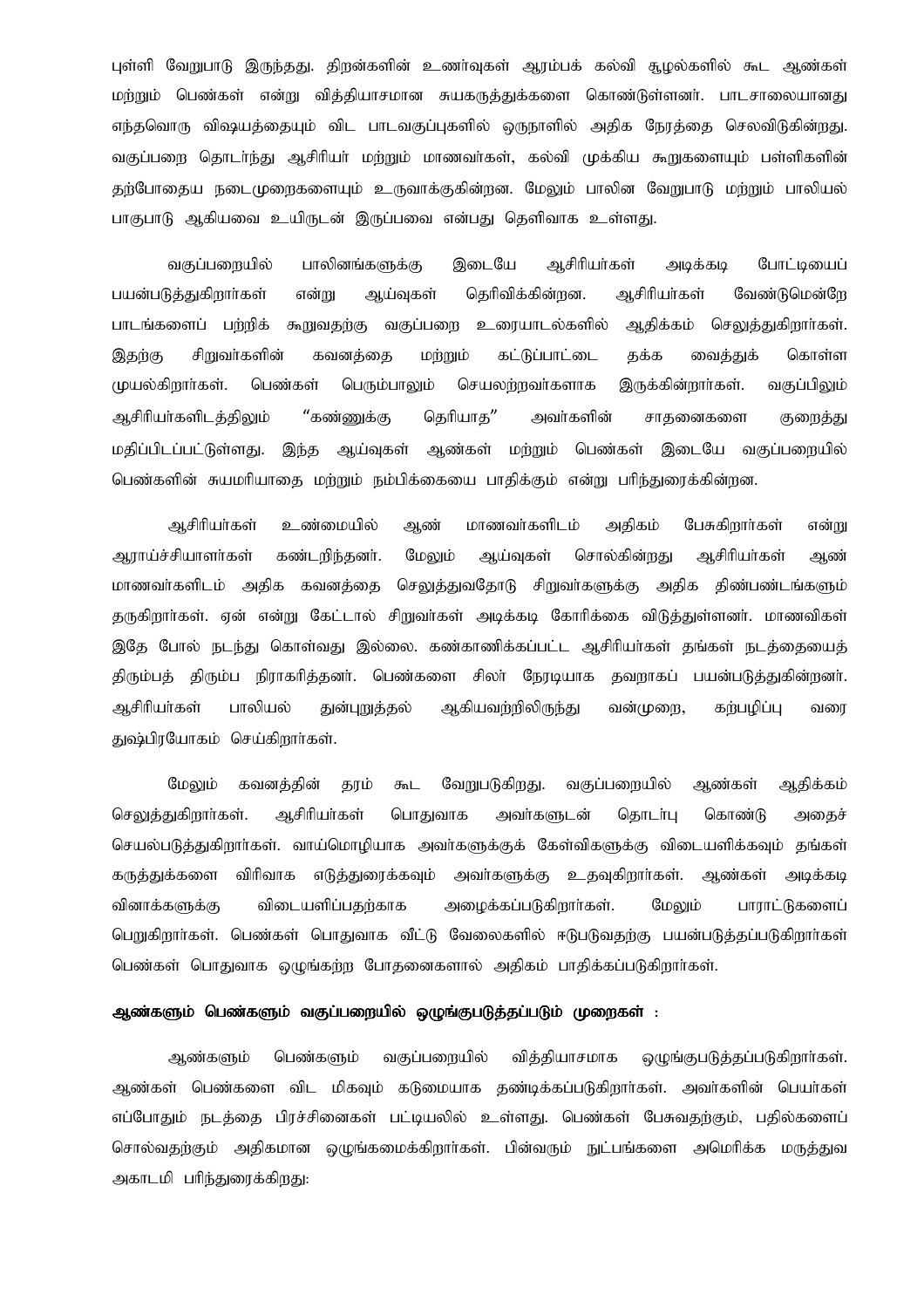புள்ளி வேறுபாடு இருந்தது. திறன்களின் உணர்வுகள் ஆரம்பக் கல்வி சூழல்களில் கூட ஆண்கள் மற்றும் பெண்கள் என்று வித்தியாசமான சுயகருத்துக்களை கொண்டுள்ளனர். பாடசாலையானது எந்தவொரு விஷயத்தையும் விட பாடவகுப்புகளில் ஒருநாளில் அதிக நேரத்தை செலவிடுகின்றது. வகுப்பறை தொடர்ந்து ஆசிரியர் மற்றும் மாணவர்கள், கல்வி முக்கிய கூறுகளையும் பள்ளிகளின் தற்போதைய நடைமுறைகளையும் உருவாக்குகின்றன. மேலும் பாலின வேறுபாடு மற்றும் பாலியல் பாகுபாடு ஆகியவை உயிருடன் இருப்பவை என்பது தெளிவாக உள்ளது.

வகுப்பறையில் பாலினங்களுக்கு இடையே ஆசிரியர்கள் அடிக்கடி போட்டியைப் பயன்படுத்துகிறார்கள் என்று ஆய்வுகள் தெரிவிக்கின்றன. ஆசிரியர்கள் வேண்டுமென்றே பாடங்களைப் பற்றிக் கூறுவதற்கு வகுப்பறை உரையாடல்களில் ஆதிக்கம் செலுத்துகிறார்கள். இதற்கு சிறுவர்களின் கவனத்தை மற்றும் கட்டுப்பாட்டை தக்க வைத்துக் கொள்ள முயல்கிறார்கள். பெண்கள் பெரும்பாலும் செயலற்றவர்களாக இருக்கின்றார்கள். வகுப்பிலும் ஆசிரியர்களிடத்திலும் "கண்ணுக்கு தெரியாத" அவர்களின் சாதனைகளை குறைத்து மதிப்பிடப்பட்டுள்ளது. இந்த ஆய்வுகள் ஆண்கள் மற்றும் பெண்கள் இடையே வகுப்பறையில் பெண்களின் சுயமரியாதை மற்றும் நம்பிக்கையை பாதிக்கும் என்று பரிந்துரைக்கின்றன.

ஆசிரியர்கள் உண்மையில் ஆண் மாணவர்களிடம் அதிகம் பேசுகிறார்கள் என்று ஆராய்ச்சியாளர்கள் கண்டறிந்தனர். மேலும் ஆய்வுகள் சொல்கின்றது ஆசிரியர்கள் ஆண் மாணவர்களிடம் அதிக கவனத்தை செலுத்துவதோடு சிறுவர்களுக்கு அதிக திண்பண்டங்களும் தருகிறார்கள். ஏன் என்று கேட்டால் சிறுவர்கள் அடிக்கடி கோரிக்கை விடுத்துள்ளனர். மாணவிகள் இதே போல் நடந்து கொள்வது இல்லை. கண்காணிக்கப்பட்ட ஆசிரியர்கள் தங்கள் நடத்தையைத் திரும்பத் திரும்ப நிராகரித்தனர். பெண்களை சிலர் நேரடியாக தவறாகப் பயன்படுத்துகின்றனர். ஆசிரியர்கள் பாலியல் துன்புறுத்தல் ஆகியவற்றிலிருந்து வன்முறை, கற்பழிப்பு வரை துஷ்பிரயோகம் செய்கிறார்கள்.

மேலும் கவனத்தின் தரம் கூட வேறுபடுகிறது. வகுப்பறையில் ஆண்கள் ஆதிக்கம் செலுத்துகிறார்கள். ஆசிரியர்கள் பொதுவாக அவர்களுடன் தொடர்பு கொண்டு அதைச் செயல்படுத்துகிறார்கள். வாய்மொழியாக அவர்களுக்குக் கேள்விகளுக்கு விடையளிக்கவும் தங்கள் கருத்துக்களை விரிவாக எடுத்துரைக்கவும் அவர்களுக்கு உதவுகிறார்கள். ஆண்கள் அடிக்கடி வினாக்களுக்கு விடையளிப்பதற்காக அழைக்கப்படுகிறார்கள். மேலும் பாராட்டுகளைப் பெறுகிறார்கள். பெண்கள் பொதுவாக வீட்டு வேலைகளில் ஈடுபடுவதற்கு பயன்படுத்தப்படுகிறார்கள் பெண்கள் பொதுவாக ஒழுங்கற்ற போதனைகளால் அதிகம் பாதிக்கப்படுகிறார்கள்.

**ஆண்களும் பெண்களும் வகுப்பறையில் ஒழுங்குபடுத்தப்படும் முறைகள் :**

ஆண்களும் பெண்களும் வகுப்பறையில் வித்தியாசமாக ஒழுங்குபடுத்தப்படுகிறார்கள். ஆண்கள் பெண்களை விட மிகவும் கடுமையாக தண்டிக்கப்படுகிறார்கள். அவர்களின் பெயர்கள் எப்போதும் நடத்தை பிரச்சினைகள் பட்டியலில் உள்ளது. பெண்கள் பேசுவதற்கும், பதில்களைப் சொல்வதற்கும் அதிகமான ஒழுங்கமைக்கிறார்கள். பின்வரும் நுட்பங்களை அமெரிக்க மருத்துவ அகாடமி பரிந்துரைக்கிறது: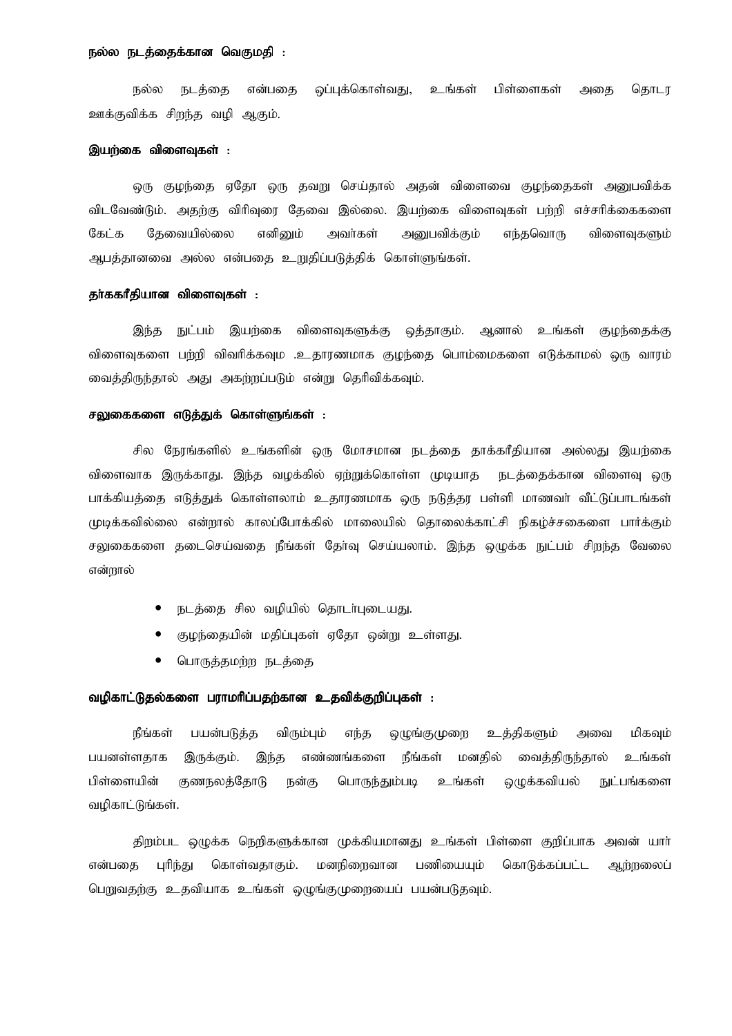**நல்ல நடத்தைக்கான வெகுமதி :**

நல்ல நடத்தை என்பதை ஒப்புக்கொள்வது, உங்கள் பிள்ளைகள் அதை தொடர ஊக்குவிக்க சிறந்த வழி ஆகும்.

**இயற்கை விளைவுகள் :**

ஒரு குழந்தை ஏதோ ஒரு தவறு செய்தால் அதன் விளைவை குழந்தைகள் அனுபவிக்க விடவேண்டும். அதற்கு விரிவுரை தேவை இல்லை. இயற்கை விளைவுகள் பற்றி எச்சரிக்கைகளை கேட்க தேவையில்லை எனினும் அவர்கள் அனுபவிக்கும் எந்தவொரு விளைவுகளும் ஆபத்தானவை அல்ல என்பதை உறுதிப்படுத்திக் கொள்ளுங்கள்.

**தா்ககரீதியான விளைவுகள் :**

இந்த நுட்பம் இயற்கை விளைவுகளுக்கு ஒத்தாகும். ஆனால் உங்கள் குழந்தைக்கு விளைவுகளை பற்றி விவரிக்கவும் .உதாரணமாக குழந்தை பொம்மைகளை எடுக்காமல் ஒரு வாரம் வைத்திருந்தால் அது அகற்றப்படும் என்று தெரிவிக்கவும்.

**சலுகைகளை எடுத்துக் கொள்ளுங்கள் :**

சில நேரங்களில் உங்களின் ஒரு மோசமான நடத்தை தாக்கரீதியான அல்லது இயற்கை விளைவாக இருக்காது. இந்த வழக்கில் ஏற்றுக்கொள்ள முடியாத நடத்தைக்கான விளைவு ஒரு பாக்கியத்தை எடுத்துக் கொள்ளலாம் உதாரணமாக ஒரு நடுத்தர பள்ளி மாணவர் வீட்டுப்பாடங்கள் முடிக்கவில்லை என்றால் காலப்போக்கில் மாலையில் தொலைக்காட்சி நிகழ்ச்சகைளை பார்க்கும் சலுகைகளை தடைசெய்வதை நீங்கள் தேர்வு செய்யலாம். இந்த ஒழுக்க நுட்பம் சிறந்த வேலை என்றால்

- நடத்தை சில வழியில் தொடர்புடையது.
- குழந்தையின் மதிப்புகள் ஏதோ ஒன்று உள்ளது.
- பொருத்தமற்ற நடத்தை

**வழிகாட்டுதல்களை பராமரிப்பதற்கான உதவிக்குறிப்புகள் :**

நீங்கள் பயன்படுத்த விரும்பும் எந்த ஒழுங்குமுறை உத்திகளும் அவை மிகவும் பயனள்ளதாக இருக்கும். இந்த எண்ணங்களை நீங்கள் மனதில் வைத்திருந்தால் உங்கள் பிள்ளையின் குணநலத்தோடு நன்கு பொருந்தும்படி உங்கள் ஒழுக்கவியல் நுட்பங்களை வழிகாட்டுங்கள்.

திறம்பட ஒழுக்க நெறிகளுக்கான முக்கியமானது உங்கள் பிள்ளை குறிப்பாக அவன் யார் என்பதை புரிந்து கொள்வதாகும். மனநிறைவான பணியையும் கொடுக்கப்பட்ட ஆற்றலைப் பெறுவதற்கு உதவியாக உங்கள் ஒழுங்குமுறையைப் பயன்படுதவும்.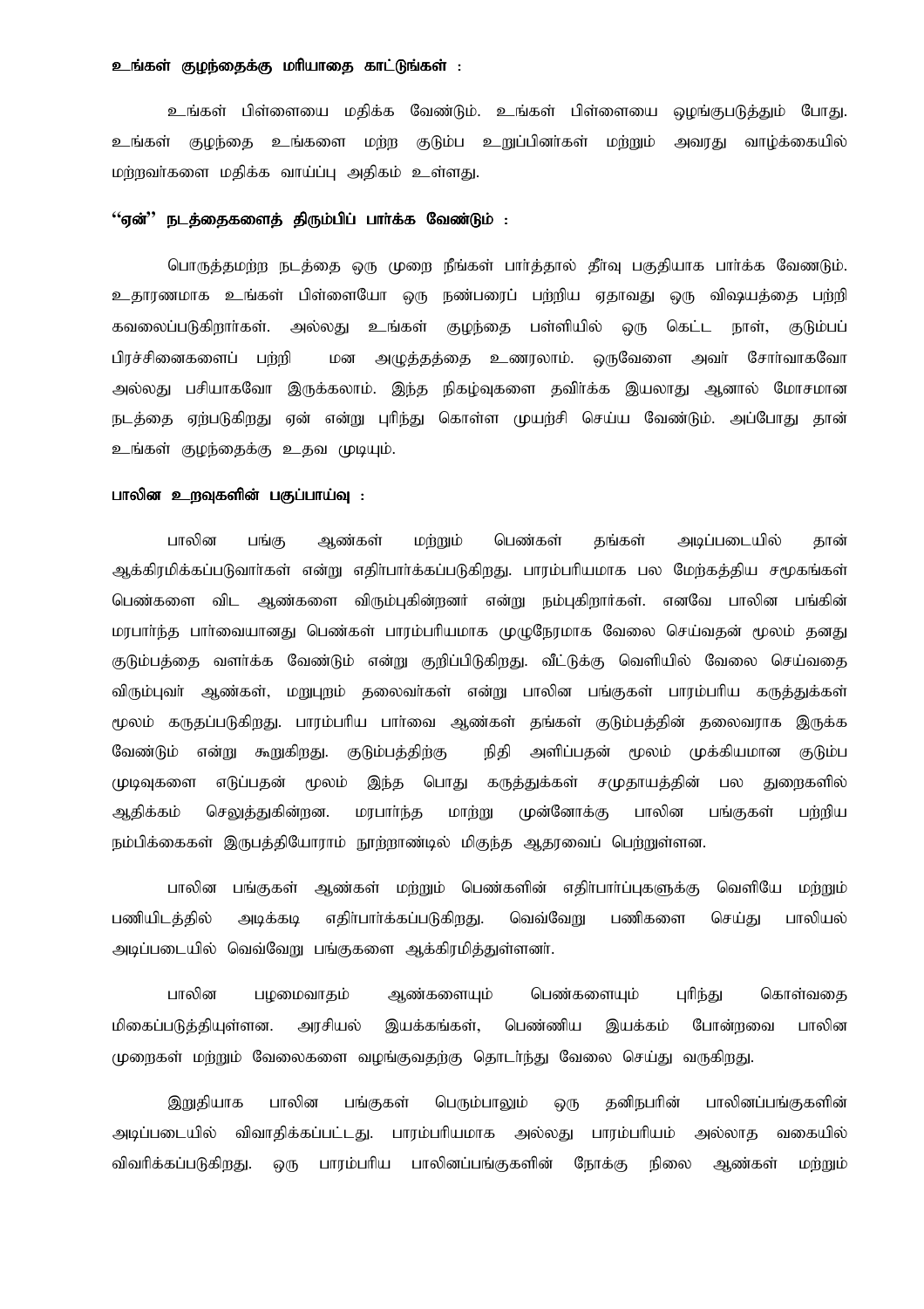**உங்கள் குழந்தைக்கு மரியாதை காட்டுங்கள் :**

உங்கள் பிள்ளையை மதிக்க வேண்டும். உங்கள் பிள்ளையை ஒழுங்குபடுத்தும் போது. உங்கள் குழந்தை உங்களை மற்ற குடும்ப உறுப்பினர்கள் மற்றும் அவரது வாழ்க்கையில் மற்றவர்களை மதிக்க வாய்ப்பு அதிகம் உள்ளது.

**''ஏன்'' நடத்தைகளைத் திரும்பிப் பார்க்க வேண்டும் :**

பொருத்தமற்ற நடத்தை ஒரு முறை நீங்கள் பார்த்தால் தீர்வு பகுதியாக பார்க்க வேணடும். உதாரணமாக உங்கள் பிள்ளையோ ஒரு நண்பரைப் பற்றிய ஏதாவது ஒரு விஷயத்தை பற்றி கவலைப்படுகிறார்கள். அல்லது உங்கள் குழந்தை பள்ளியில் ஒரு கெட்ட நாள், குடும்பப் பிரச்சினைகளைப் பற்றி மன அழுத்தத்தை உணரலாம். ஒருவேளை அவர் சோர்வாகவோ அல்லது பசியாகவோ இருக்கலாம். இந்த நிகழ்வுகளை தவிர்க்க இயலாது ஆனால் மோசமான நடத்தை ஏற்படுகிறது ஏன் என்று புரிந்து கொள்ள முயற்சி செய்ய வேண்டும். அப்போது தான் உங்கள் குழந்தைக்கு உதவ முடியும்.

**பாலின உறவுகளின் பகுப்பாய்வு :**

பாலின பங்கு ஆண்கள் மற்றும் பெண்கள் தங்கள் அடிப்படையில் தான் ஆக்கிரமிக்கப்படுவார்கள் என்று எதிர்பார்க்கப்படுகிறது. பாரம்பரியமாக பல மேற்கத்திய சமூகங்கள் பெண்களை விட ஆண்களை விரும்புகின்றனர் என்று நம்புகிறார்கள். எனவே பாலின பங்கின் மரபார்ந்த பார்வையானது பெண்கள் பாரம்பரியமாக முழுநேரமாக வேலை செய்வதன் மூலம் தனது குடும்பத்தை வளர்க்க வேண்டும் என்று குறிப்பிடுகிறது. வீட்டுக்கு வெளியில் வேலை செய்வதை விரும்புவர் ஆண்கள், மறுபுறம் தலைவர்கள் என்று பாலின பங்குகள் பாரம்பரிய கருத்துக்கள் மூலம் கருதப்படுகிறது. பாரம்பரிய பார்வை ஆண்கள் தங்கள் குடும்பத்தின் தலைவராக இருக்க வேண்டும் என்று கூறுகிறது. குடும்பத்திற்கு நிதி அளிப்பதன் மூலம் முக்கியமான குடும்ப முடிவுகளை எடுப்பதன் மூலம் இந்த பொது கருத்துக்கள் சமுதாயத்தின் பல துறைகளில் ஆதிக்கம் செலுத்துகின்றன. மரபார்ந்த மாற்று முன்னோக்கு பாலின பங்குகள் பற்றிய நம்பிக்கைகள் இருபத்தியோராம் நூற்றாண்டில் மிகுந்த ஆதரவைப் பெற்றுள்ளன.

பாலின பங்குகள் ஆண்கள் மற்றும் பெண்களின் எதிர்பார்ப்புகளுக்கு வெளியே மற்றும் பணியிடத்தில் அடிக்கடி எதிர்பார்க்கப்படுகிறது. வெவ்வேறு பணிகளை செய்து பாலியல் அடிப்படையில் வெவ்வேறு பங்குகளை ஆக்கிரமித்துள்ளனர்.

பாலின பழமைவாதம் ஆண்களையும் பெண்களையும் புரிந்து கொள்வதை மிகைப்படுத்தியுள்ளன. அரசியல் இயக்கங்கள், பெண்ணிய இயக்கம் போன்றவை பாலின முறைகள் மற்றும் வேலைகளை வழங்குவதற்கு தொடர்ந்து வேலை செய்து வருகிறது.

இறுதியாக பாலின பங்குகள் பெரும்பாலும் ஒரு தனிநபரின் பாலினப்பங்குகளின் அடிப்படையில் விவாதிக்கப்பட்டது. பாரம்பரியமாக அல்லது பாரம்பரியம் அல்லாத வகையில் விவரிக்கப்படுகிறது. ஒரு பாரம்பரிய பாலினப்பங்குகளின் நோக்கு நிலை ஆண்கள் மற்றும்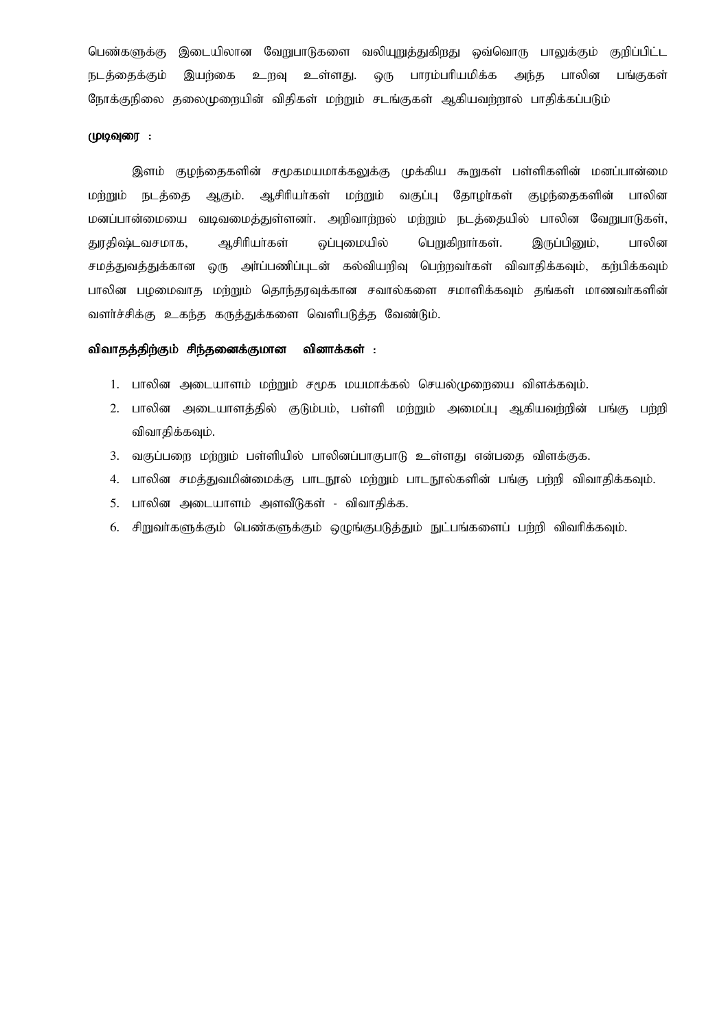பெண்களுக்கு இடையிலான வேறுபாடுகளை வலியுறுத்துகிறது ஒவ்வொரு பாலுக்கும் குறிப்பிட்ட நடத்தைக்கும் இயற்கை உறவு உள்ளது. ஒரு பாரம்பரியமிக்க அந்த பாலின பங்குகள் நோக்குநிலை தலைமுறையின் விதிகள் மற்றும் சடங்குகள் ஆகியவற்றால் பாதிக்கப்படும்

**முடிவுரை :**

இளம் குழந்தைகளின் சமூகமயமாக்கலுக்கு முக்கிய கூறுகள் பள்ளிகளின் மனப்பான்மை மற்றும் நடத்தை ஆகும். ஆசிரியர்கள் மற்றும் வகுப்பு தோழர்கள் குழந்தைகளின் பாலின மனப்பான்மையை வடிவமைத்துள்ளனர். அறிவாற்றல் மற்றும் நடத்தையில் பாலின வேறுபாடுகள், துரதிஷ்டவசமாக, ஆசிரியர்கள் ஒப்புமையில் பெறுகிறார்கள். இருப்பினும், பாலின சமத்துவத்துக்கான ஒரு அர்ப்பணிப்புடன் கல்வியறிவு பெற்றவர்கள் விவாதிக்கவும், கற்பிக்கவும் பாலின பழமைவாத மற்றும் தொந்தரவுக்கான சவால்களை சமாளிக்கவும் தங்கள் மாணவர்களின் வளர்ச்சிக்கு உகந்த கருத்துக்களை வெளிபடுத்த வேண்டும்.

**விவாதத்திற்கும் சிந்தனைக்குமான வினாக்கள் :**

1. பாலின அடையாளம் மற்றும் சமூக மயமாக்கல் செயல்முறையை விளக்கவும்.
2. பாலின அடையாளத்தில் குடும்பம், பள்ளி மற்றும் அமைப்பு ஆகியவற்றின் பங்கு பற்றி விவாதிக்கவும்.
3. வகுப்பறை மற்றும் பள்ளியில் பாலினப்பாகுபாடு உள்ளது என்பதை விளக்குக.
4. பாலின சமத்துவமின்மைக்கு பாடநூல் மற்றும் பாடநூல்களின் பங்கு பற்றி விவாதிக்கவும்.
5. பாலின அடையாளம் அளவீடுகள் - விவாதிக்க.
6. சிறுவர்களுக்கும் பெண்களுக்கும் ஒழுங்குபடுத்தும் நுட்பங்களைப் பற்றி விவரிக்கவும்.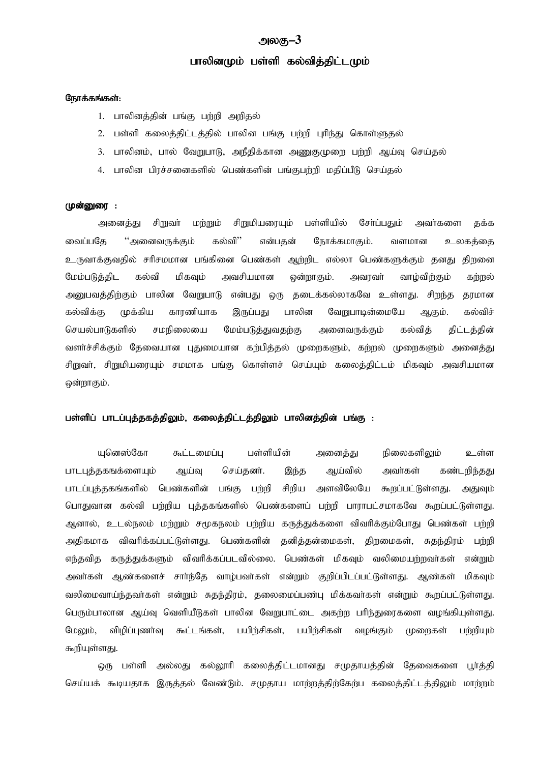# அலகு–3

## பாலினமும் பள்ளி கல்வித்திட்டமும்

**நோக்கங்கள்:**

1. பாலினத்தின் பங்கு பற்றி அறிதல்
2. பள்ளி கலைத்திட்டத்தில் பாலின பங்கு பற்றி புரிந்து கொள்ளுதல்
3. பாலினம், பால் வேறுபாடு, அநீதிக்கான அணுகுமுறை பற்றி ஆய்வு செய்தல்
4. பாலின பிரச்சனைகளில் பெண்களின் பங்குபற்றி மதிப்பீடு செய்தல்

**முன்னுரை :**

அனைத்து சிறுவர் மற்றும் சிறுமியரையும் பள்ளியில் சேர்ப்பதும் அவர்களை தக்க வைப்பதே "அனைவருக்கும் கல்வி" என்பதன் நோக்கமாகும். வளமான உலகத்தை உருவாக்குவதில் சரிசமமான பங்கினை பெண்கள் ஆற்றிட எல்லா பெண்களுக்கும் தனது திறனை மேம்படுத்திட கல்வி மிகவும் அவசியமான ஒன்றாகும். அவரவர் வாழ்விற்கும் கற்றல் அனுபவத்திற்கும் பாலின வேறுபாடு என்பது ஒரு தடைக்கல்லாகவே உள்ளது. சிறந்த தரமான கல்விக்கு முக்கிய காரணியாக இருப்பது பாலின வேறுபாடின்மையே ஆகும். கல்விச் செயல்பாடுகளில் சமநிலையை மேம்படுத்துவதற்கு அனைவருக்கும் கல்வித் திட்டத்தின் வளர்ச்சிக்கும் தேவையான புதுமையான கற்பித்தல் முறைகளும், கற்றல் முறைகளும் அனைத்து சிறுவர், சிறுமியரையும் சமமாக பங்கு கொள்ளச் செய்யும் கலைத்திட்டம் மிகவும் அவசியமான ஒன்றாகும்.

**பள்ளிப் பாடப்புத்தகத்திலும், கலைத்திட்டத்திலும் பாலினத்தின் பங்கு :**

யுனெஸ்கோ கூட்டமைப்பு பள்ளியின் அனைத்து நிலைகளிலும் உள்ள பாடபுத்தகங்களையும் ஆய்வு செய்தனர். இந்த ஆய்வில் அவர்கள் கண்டறிந்தது பாடப்புத்தகங்களில் பெண்களின் பங்கு பற்றி சிறிய அளவிலேயே கூறப்பட்டுள்ளது. அதுவும் பொதுவான கல்வி பற்றிய புத்தகங்களில் பெண்களைப் பற்றி பாராபட்சமாகவே கூறப்பட்டுள்ளது. ஆனால், உடல்நலம் மற்றும் சமூகநலம் பற்றிய கருத்துக்களை விவரிக்கும்போது பெண்கள் பற்றி அதிகமாக விவரிக்கப்பட்டுள்ளது. பெண்களின் தனித்தன்மைகள், திறமைகள், சுதந்திரம் பற்றி எந்தவித கருத்துக்களும் விவரிக்கப்படவில்லை. பெண்கள் மிகவும் வலிமையற்றவர்கள் என்றும் அவர்கள் ஆண்களைச் சார்ந்தே வாழ்பவர்கள் என்றும் குறிப்பிடப்பட்டுள்ளது. ஆண்கள் மிகவும் வலிமைவாய்ந்தவர்கள் என்றும் சுதந்திரம், தலைமைப்பண்பு மிக்கவர்கள் என்றும் கூறப்பட்டுள்ளது. பெரும்பாலான ஆய்வு வெளியீடுகள் பாலின வேறுபாட்டை அகற்ற பரிந்துரைகளை வழங்கியுள்ளது. மேலும், விழிப்புணர்வு கூட்டங்கள், பயிற்சிகள், பயிற்சிகள் வழங்கும் முறைகள் பற்றியும் கூறியுள்ளது.

ஒரு பள்ளி அல்லது கல்லூரி கலைத்திட்டமானது சமுதாயத்தின் தேவைகளை பூர்த்தி செய்யக் கூடியதாக இருத்தல் வேண்டும். சமுதாய மாற்றத்திற்கேற்ப கலைத்திட்டத்திலும் மாற்றம்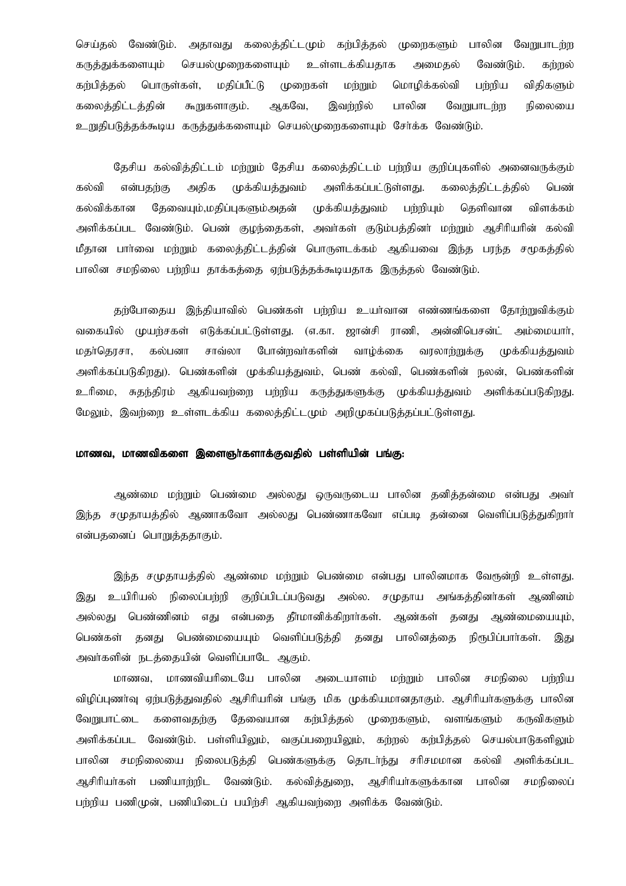செய்தல் வேண்டும். அதாவது கலைத்திட்டமும் கற்பித்தல் முறைகளும் பாலின வேறுபாடற்ற கருத்துக்களையும் செயல்முறைகளையும் உள்ளடக்கியதாக அமைதல் வேண்டும். கற்றல் கற்பித்தல் பொருள்கள், மதிப்பீட்டு முறைகள் மற்றும் மொழிக்கல்வி பற்றிய விதிகளும் கலைத்திட்டத்தின் கூறுகளாகும். ஆகவே, இவற்றில் பாலின வேறுபாடற்ற நிலையை உறுதிபடுத்தக்கூடிய கருத்துக்களையும் செயல்முறைகளையும் சேர்க்க வேண்டும்.

தேசிய கல்வித்திட்டம் மற்றும் தேசிய கலைத்திட்டம் பற்றிய குறிப்புகளில் அனைவருக்கும் கல்வி என்பதற்கு அதிக முக்கியத்துவம் அளிக்கப்பட்டுள்ளது. கலைத்திட்டத்தில் பெண் கல்விக்கான தேவையும்,மதிப்புகளும்அதன் முக்கியத்துவம் பற்றியும் தெளிவான விளக்கம் அளிக்கப்பட வேண்டும். பெண் குழந்தைகள், அவர்கள் குடும்பத்தினர் மற்றும் ஆசிரியரின் கல்வி மீதான பார்வை மற்றும் கலைத்திட்டத்தின் பொருளடக்கம் ஆகியவை இந்த பரந்த சமூகத்தில் பாலின சமநிலை பற்றிய தாக்கத்தை ஏற்படுத்தக்கூடியதாக இருத்தல் வேண்டும்.

தற்போதைய இந்தியாவில் பெண்கள் பற்றிய உயர்வான எண்ணங்களை தோற்றுவிக்கும் வகையில் முயற்சகள் எடுக்கப்பட்டுள்ளது. (எ.கா. ஜான்சி ராணி, அன்னிபெசன்ட் அம்மையார், மதர்தெரசா, கல்பனா சாவ்லா போன்றவர்களின் வாழ்க்கை வரலாற்றுக்கு முக்கியத்துவம் அளிக்கப்படுகிறது). பெண்களின் முக்கியத்துவம், பெண் கல்வி, பெண்களின் நலன், பெண்களின் உரிமை, சுதந்திரம் ஆகியவற்றை பற்றிய கருத்துகளுக்கு முக்கியத்துவம் அளிக்கப்படுகிறது. மேலும், இவற்றை உள்ளடக்கிய கலைத்திட்டமும் அறிமுகப்படுத்தப்பட்டுள்ளது.

**மாணவ, மாணவிகளை இளைஞர்களாக்குவதில் பள்ளியின் பங்கு:**

ஆண்மை மற்றும் பெண்மை அல்லது ஒருவருடைய பாலின தனித்தன்மை என்பது அவர் இந்த சமுதாயத்தில் ஆணாகவோ அல்லது பெண்ணாகவோ எப்படி தன்னை வெளிப்படுத்துகிறார் என்பதனைப் பொறுத்ததாகும்.

இந்த சமுதாயத்தில் ஆண்மை மற்றும் பெண்மை என்பது பாலினமாக வேரூன்றி உள்ளது. இது உயிரியல் நிலைப்பற்றி குறிப்பிடப்படுவது அல்ல. சமுதாய அங்கத்தினர்கள் ஆணினம் அல்லது பெண்ணினம் எது என்பதை தீர்மானிக்கிறார்கள். ஆண்கள் தனது ஆண்மையையும், பெண்கள் தனது பெண்மையையும் வெளிப்படுத்தி தனது பாலினத்தை நிரூபிப்பார்கள். இது அவர்களின் நடத்தையின் வெளிப்பாடே ஆகும்.

மாணவ, மாணவியரிடையே பாலின அடையாளம் மற்றும் பாலின சமநிலை பற்றிய விழிப்புணர்வு ஏற்படுத்துவதில் ஆசிரியரின் பங்கு மிக முக்கியமானதாகும். ஆசிரியர்களுக்கு பாலின வேறுபாட்டை களைவதற்கு தேவையான கற்பித்தல் முறைகளும், வளங்களும் கருவிகளும் அளிக்கப்பட வேண்டும். பள்ளியிலும், வகுப்பறையிலும், கற்றல் கற்பித்தல் செயல்பாடுகளிலும் பாலின சமநிலையை நிலைபடுத்தி பெண்களுக்கு தொடர்ந்து சரிசமமான கல்வி அளிக்கப்பட ஆசிரியர்கள் பணியாற்றிட வேண்டும். கல்வித்துறை, ஆசிரியர்களுக்கான பாலின சமநிலைப் பற்றிய பணிமுன், பணியிடைப் பயிற்சி ஆகியவற்றை அளிக்க வேண்டும்.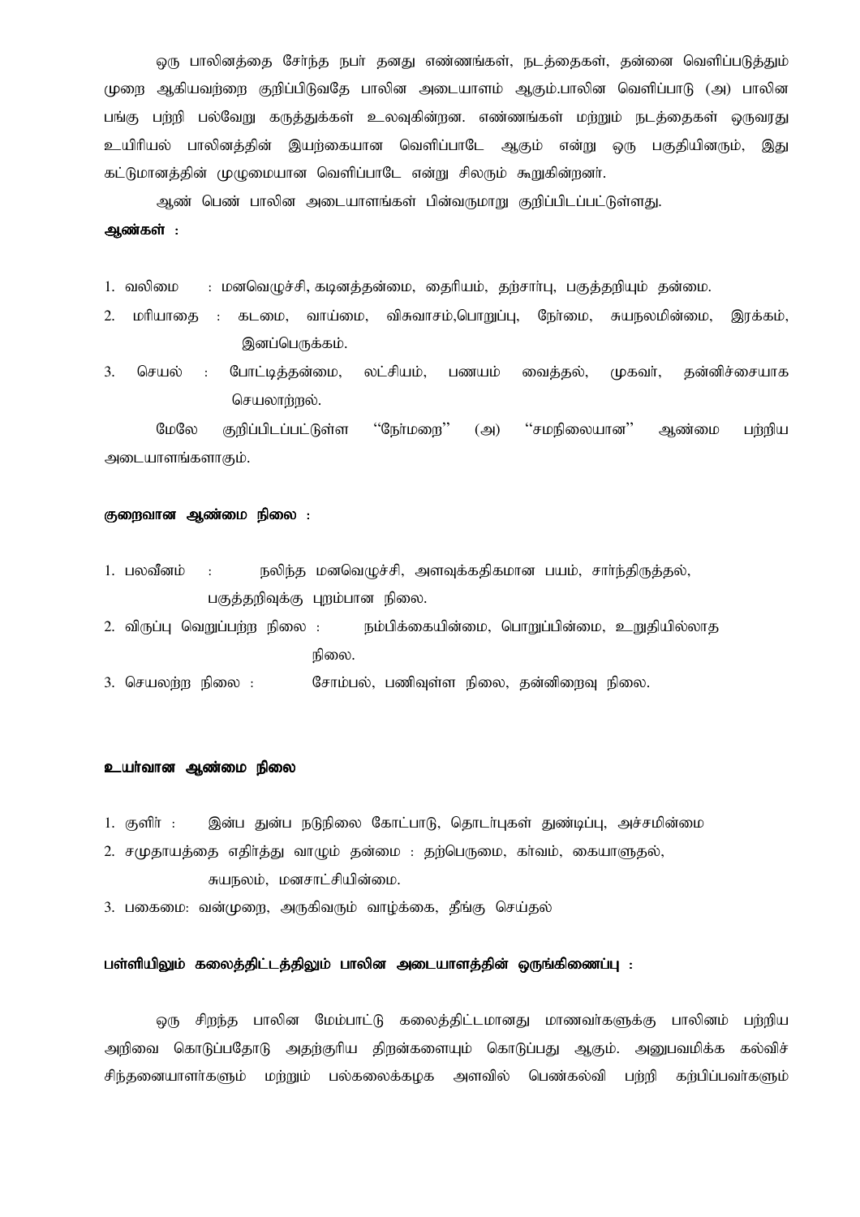ஒரு பாலினத்தை சேர்ந்த நபர் தனது எண்ணங்கள், நடத்தைகள், தன்னை வெளிப்படுத்தும் முறை ஆகியவற்றை குறிப்பிடுவதே பாலின அடையாளம் ஆகும்.பாலின வெளிப்பாடு (அ) பாலின பங்கு பற்றி பல்வேறு கருத்துக்கள் உலவுகின்றன. எண்ணங்கள் மற்றும் நடத்தைகள் ஒருவரது உயிரியல் பாலினத்தின் இயற்கையான வெளிப்பாடே ஆகும் என்று ஒரு பகுதியினரும், இது கட்டுமானத்தின் முழுமையான வெளிப்பாடே என்று சிலரும் கூறுகின்றனர்.

ஆண் பெண் பாலின அடையாளங்கள் பின்வருமாறு குறிப்பிடப்பட்டுள்ளது.

**ஆண்கள் :**

1. வலிமை : மனவெழுச்சி, கடினத்தன்மை, தைரியம், தற்சார்பு, பகுத்தறியும் தன்மை.
2. மரியாதை : கடமை, வாய்மை, விசுவாசம்,பொறுப்பு, நேர்மை, சுயநலமின்மை, இரக்கம், இனப்பெருக்கம்.
3. செயல் : போட்டித்தன்மை, லட்சியம், பணயம் வைத்தல், முகவர், தன்னிச்சையாக செயலாற்றல்.

மேலே குறிப்பிடப்பட்டுள்ள "நேர்மறை" (அ) "சமநிலையான" ஆண்மை பற்றிய அடையாளங்களாகும்.

**குறைவான ஆண்மை நிலை :**

1. பலவீனம் : நலிந்த மனவெழுச்சி, அளவுக்கதிகமான பயம், சார்ந்திருத்தல், பகுத்தறிவுக்கு புறம்பான நிலை.
2. விருப்பு வெறுப்பற்ற நிலை : நம்பிக்கையின்மை, பொறுப்பின்மை, உறுதியில்லாத நிலை.
3. செயலற்ற நிலை : சோம்பல், பணிவுள்ள நிலை, தன்னிறைவு நிலை.

**உயர்வான ஆண்மை நிலை**

1. குளிர் : இன்ப துன்ப நடுநிலை கோட்பாடு, தொடர்புகள் துண்டிப்பு, அச்சமின்மை
2. சமுதாயத்தை எதிர்த்து வாழும் தன்மை : தற்பெருமை, கர்வம், கையாளுதல், சுயநலம், மனசாட்சியின்மை.
3. பகைமை: வன்முறை, அருகிவரும் வாழ்க்கை, தீங்கு செய்தல்

**பள்ளியிலும் கலைத்திட்டத்திலும் பாலின அடையாளத்தின் ஒருங்கிணைப்பு :**

ஒரு சிறந்த பாலின மேம்பாட்டு கலைத்திட்டமானது மாணவர்களுக்கு பாலினம் பற்றிய அறிவை கொடுப்பதோடு அதற்குரிய திறன்களையும் கொடுப்பது ஆகும். அனுபவமிக்க கல்விச் சிந்தனையாளர்களும் மற்றும் பல்கலைக்கழக அளவில் பெண்கல்வி பற்றி கற்பிப்பவர்களும்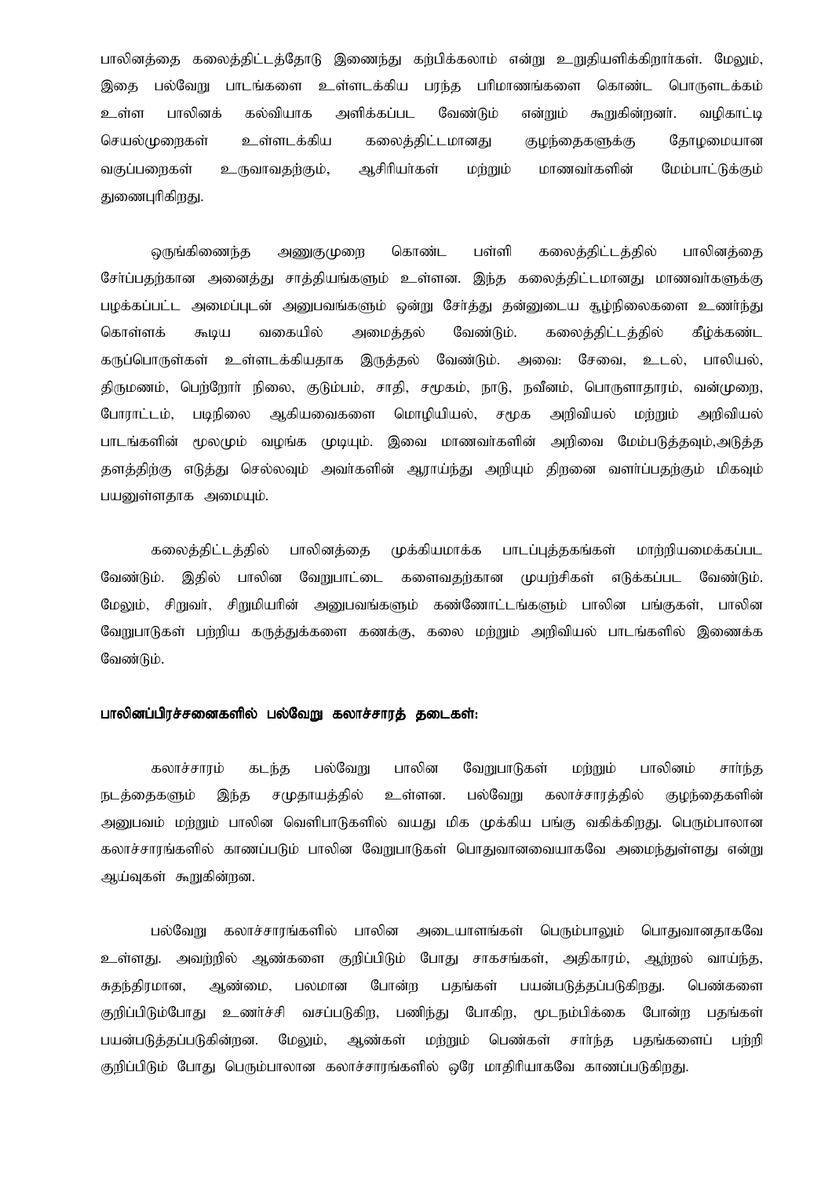பாலினத்தை கலைத்திட்டத்தோடு இணைந்து கற்பிக்கலாம் என்று உறுதியளிக்கிறார்கள். மேலும், இதை பல்வேறு பாடங்களை உள்ளடக்கிய பரந்த பரிமாணங்களை கொண்ட பொருளடக்கம் உள்ள பாலினக் கல்வியாக அளிக்கப்பட வேண்டும் என்றும் கூறுகின்றனர். வழிகாட்டி செயல்முறைகள் உள்ளடக்கிய கலைத்திட்டமானது குழந்தைகளுக்கு தோழமையான வகுப்பறைகள் உருவாவதற்கும், ஆசிரியர்கள் மற்றும் மாணவர்களின் மேம்பாட்டுக்கும் துணைபுரிகிறது.

ஒருங்கிணைந்த அணுகுமுறை கொண்ட பள்ளி கலைத்திட்டத்தில் பாலினத்தை சேர்ப்பதற்கான அனைத்து சாத்தியங்களும் உள்ளன. இந்த கலைத்திட்டமானது மாணவர்களுக்கு பழக்கப்பட்ட அமைப்புடன் அனுபவங்களும் ஒன்று சேர்த்து தன்னுடைய சூழ்நிலைகளை உணர்ந்து கொள்ளக் கூடிய வகையில் அமைத்தல் வேண்டும். கலைத்திட்டத்தில் கீழ்க்கண்ட கருப்பொருள்கள் உள்ளடக்கியதாக இருத்தல் வேண்டும். அவை: சேவை, உடல், பாலியல், திருமணம், பெற்றோர் நிலை, குடும்பம், சாதி, சமூகம், நாடு, நவீனம், பொருளாதாரம், வன்முறை, போராட்டம், படிநிலை ஆகியவைகளை மொழியியல், சமூக அறிவியல் மற்றும் அறிவியல் பாடங்களின் மூலமும் வழங்க முடியும். இவை மாணவர்களின் அறிவை மேம்படுத்தவும்,அடுத்த தளத்திற்கு எடுத்து செல்லவும் அவர்களின் ஆராய்ந்து அறியும் திறனை வளர்ப்பதற்கும் மிகவும் பயனுள்ளதாக அமையும்.

கலைத்திட்டத்தில் பாலினத்தை முக்கியமாக்க பாடப்புத்தகங்கள் மாற்றியமைக்கப்பட வேண்டும். இதில் பாலின வேறுபாட்டை களைவதற்கான முயற்சிகள் எடுக்கப்பட வேண்டும். மேலும், சிறுவர், சிறுமியரின் அனுபவங்களும் கண்ணோட்டங்களும் பாலின பங்குகள், பாலின வேறுபாடுகள் பற்றிய கருத்துக்களை கணக்கு, கலை மற்றும் அறிவியல் பாடங்களில் இணைக்க வேண்டும்.

**பாலினப்பிரச்சனைகளில் பல்வேறு கலாச்சாரத் தடைகள்:**

கலாச்சாரம் கடந்த பல்வேறு பாலின வேறுபாடுகள் மற்றும் பாலினம் சார்ந்த நடத்தைகளும் இந்த சமுதாயத்தில் உள்ளன. பல்வேறு கலாச்சாரத்தில் குழந்தைகளின் அனுபவம் மற்றும் பாலின வெளிபாடுகளில் வயது மிக முக்கிய பங்கு வகிக்கிறது. பெரும்பாலான கலாச்சாரங்களில் காணப்படும் பாலின வேறுபாடுகள் பொதுவானவையாகவே அமைந்துள்ளது என்று ஆய்வுகள் கூறுகின்றன.

பல்வேறு கலாச்சாரங்களில் பாலின அடையாளங்கள் பெரும்பாலும் பொதுவானதாகவே உள்ளது. அவற்றில் ஆண்களை குறிப்பிடும் போது சாகசங்கள், அதிகாரம், ஆற்றல் வாய்ந்த, சுதந்திரமான, ஆண்மை, பலமான போன்ற பதங்கள் பயன்படுத்தப்படுகிறது. பெண்களை குறிப்பிடும்போது உணர்ச்சி வசப்படுகிற, பணிந்து போகிற, மூடநம்பிக்கை போன்ற பதங்கள் பயன்படுத்தப்படுகின்றன. மேலும், ஆண்கள் மற்றும் பெண்கள் சார்ந்த பதங்களைப் பற்றி குறிப்பிடும் போது பெரும்பாலான கலாச்சாரங்களில் ஒரே மாதிரியாகவே காணப்படுகிறது.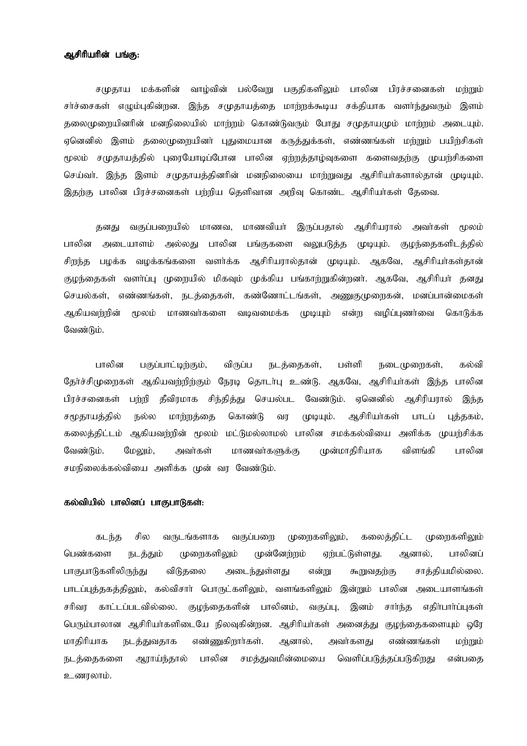**ஆசிரியரின் பங்கு:**

சமுதாய மக்களின் வாழ்வின் பல்வேறு பகுதிகளிலும் பாலின பிரச்சனைகள் மற்றும் சர்ச்சைகள் எழும்புகின்றன. இந்த சமுதாயத்தை மாற்றக்கூடிய சக்தியாக வளர்ந்துவரும் இளம் தலைமுறையினரின் மனநிலையில் மாற்றம் கொண்டுவரும் போது சமுதாயமும் மாற்றம் அடையும். ஏனெனில் இளம் தலைமுறையினர் புதுமையான கருத்துக்கள், எண்ணங்கள் மற்றும் பயிற்சிகள் மூலம் சமுதாயத்தில் புரையோடிப்போன பாலின ஏற்றத்தாழ்வுகளை களைவதற்கு முயற்சிகளை செய்வர். இந்த இளம் சமுதாயத்தினரின் மனநிலையை மாற்றுவது ஆசிரியர்களால்தான் முடியும். இதற்கு பாலின பிரச்சனைகள் பற்றிய தெளிவான அறிவு கொண்ட ஆசிரியர்கள் தேவை.

தனது வகுப்பறையில் மாணவ, மாணவியர் இருப்பதால் ஆசிரியரால் அவர்கள் மூலம் பாலின அடையாளம் அல்லது பாலின பங்குகளை வலுபடுத்த முடியும். குழந்தைகளிடத்தில் சிறந்த பழக்க வழக்கங்களை வளர்க்க ஆசிரியரால்தான் முடியும். ஆகவே, ஆசிரியர்கள்தான் குழந்தைகள் வளர்ப்பு முறையில் மிகவும் முக்கிய பங்காற்றுகின்றனர். ஆகவே, ஆசிரியர் தனது செயல்கள், எண்ணங்கள், நடத்தைகள், கண்ணோட்டங்கள், அணுகுமுறைகள், மனப்பான்மைகள் ஆகியவற்றின் மூலம் மாணவர்களை வடிவமைக்க முடியும் என்ற வழிப்புணர்வை கொடுக்க வேண்டும்.

பாலின பகுப்பாட்டிற்கும், விருப்ப நடத்தைகள், பள்ளி நடைமுறைகள், கல்வி தேர்ச்சிமுறைகள் ஆகியவற்றிற்கும் நேரடி தொடர்பு உண்டு. ஆகவே, ஆசிரியர்கள் இந்த பாலின பிரச்சனைகள் பற்றி தீவிரமாக சிந்தித்து செயல்பட வேண்டும். ஏனெனில் ஆசிரியரால் இந்த சமூதாயத்தில் நல்ல மாற்றத்தை கொண்டு வர முடியும். ஆசிரியர்கள் பாடப் புத்தகம், கலைத்திட்டம் ஆகியவற்றின் மூலம் மட்டுமல்லாமல் பாலின சமக்கல்வியை அளிக்க முயற்சிக்க வேண்டும். மேலும், அவர்கள் மாணவர்களுக்கு முன்மாதிரியாக விளங்கி பாலின சமநிலைக்கல்வியை அளிக்க முன் வர வேண்டும்.

**கல்வியில் பாலினப் பாகுபாடுகள்:**

கடந்த சில வருடங்களாக வகுப்பறை முறைகளிலும், கலைத்திட்ட முறைகளிலும் பெண்களை நடத்தும் முறைகளிலும் முன்னேற்றம் ஏற்பட்டுள்ளது. ஆனால், பாலினப் பாகுபாடுகளிலிருந்து விடுதலை அடைந்துள்ளது என்று கூறுவதற்கு சாத்தியமில்லை. பாடப்புத்தகத்திலும், கல்விசார் பொருட்களிலும், வளங்களிலும் இன்றும் பாலின அடையாளங்கள் சரிவர காட்டப்படவில்லை. குழந்தைகளின் பாலினம், வகுப்பு, இனம் சார்ந்த எதிர்பார்ப்புகள் பெரும்பாலான ஆசிரியர்களிடையே நிலவுகின்றன. ஆசிரியர்கள் அனைத்து குழந்தைகளையும் ஒரே மாதிரியாக நடத்துவதாக எண்ணுகிறார்கள். ஆனால், அவர்களது எண்ணங்கள் மற்றும் நடத்தைகளை ஆராய்ந்தால் பாலின சமத்துவமின்மையை வெளிப்படுத்தப்படுகிறது என்பதை உணரலாம்.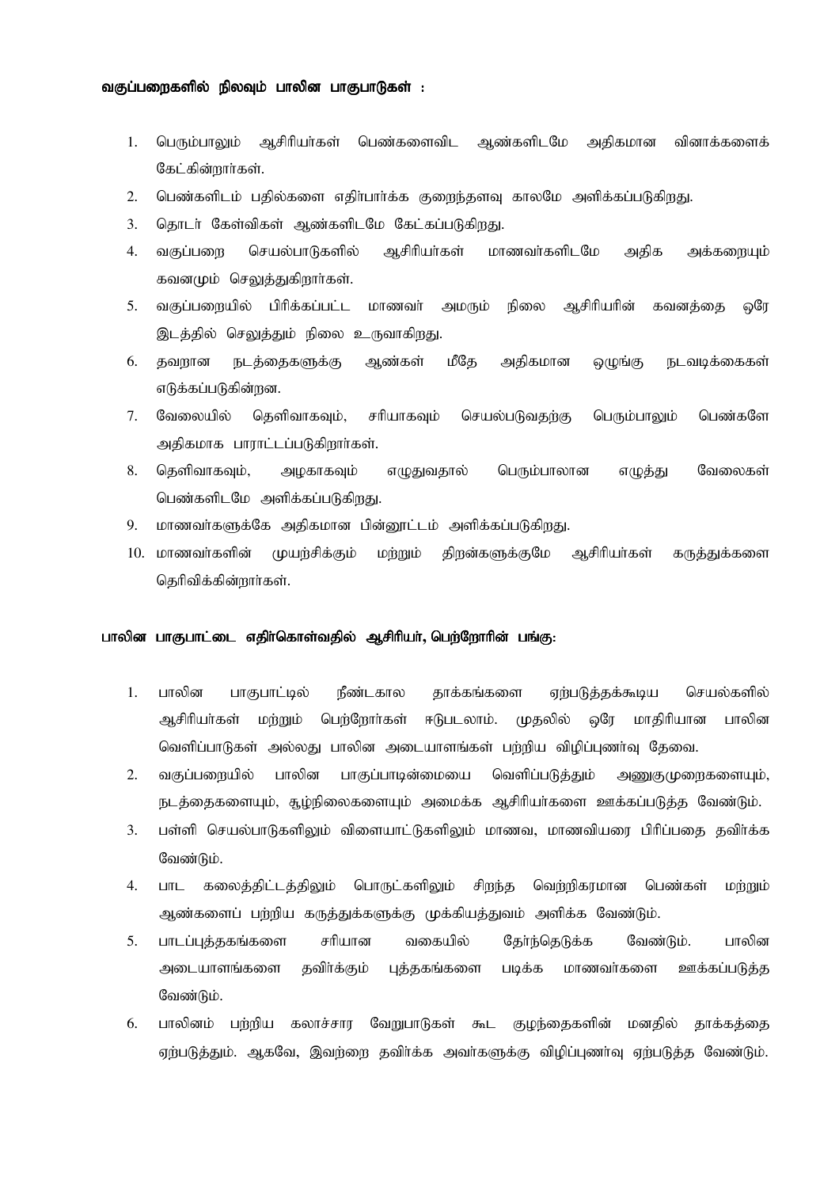**வகுப்பறைகளில் நிலவும் பாலின பாகுபாடுகள் :**

1. பெரும்பாலும் ஆசிரியர்கள் பெண்களைவிட ஆண்களிடமே அதிகமான வினாக்களைக் கேட்கின்றார்கள்.
2. பெண்களிடம் பதில்களை எதிர்பார்க்க குறைந்தளவு காலமே அளிக்கப்படுகிறது.
3. தொடர் கேள்விகள் ஆண்களிடமே கேட்கப்படுகிறது.
4. வகுப்பறை செயல்பாடுகளில் ஆசிரியர்கள் மாணவர்களிடமே அதிக அக்கறையும் கவனமும் செலுத்துகிறார்கள்.
5. வகுப்பறையில் பிரிக்கப்பட்ட மாணவர் அமரும் நிலை ஆசிரியரின் கவனத்தை ஒரே இடத்தில் செலுத்தும் நிலை உருவாகிறது.
6. தவறான நடத்தைகளுக்கு ஆண்கள் மீதே அதிகமான ஒழுங்கு நடவடிக்கைகள் எடுக்கப்படுகின்றன.
7. வேலையில் தெளிவாகவும், சரியாகவும் செயல்படுவதற்கு பெரும்பாலும் பெண்களே அதிகமாக பாராட்டப்படுகிறார்கள்.
8. தெளிவாகவும், அழகாகவும் எழுதுவதால் பெரும்பாலான எழுத்து வேலைகள் பெண்களிடமே அளிக்கப்படுகிறது.
9. மாணவர்களுக்கே அதிகமான பின்னூட்டம் அளிக்கப்படுகிறது.
10. மாணவர்களின் முயற்சிக்கும் மற்றும் திறன்களுக்குமே ஆசிரியர்கள் கருத்துக்களை தெரிவிக்கின்றார்கள்.

**பாலின பாகுபாட்டை எதிர்கொள்வதில் ஆசிரியர், பெற்றோரின் பங்கு:**

1. பாலின பாகுபாட்டில் நீண்டகால தாக்கங்களை ஏற்படுத்தக்கூடிய செயல்களில் ஆசிரியர்கள் மற்றும் பெற்றோர்கள் ஈடுபடலாம். முதலில் ஒரே மாதிரியான பாலின வெளிப்பாடுகள் அல்லது பாலின அடையாளங்கள் பற்றிய விழிப்புணர்வு தேவை.
2. வகுப்பறையில் பாலின பாகுப்பாடின்மையை வெளிப்படுத்தும் அணுகுமுறைகளையும், நடத்தைகளையும், சூழ்நிலைகளையும் அமைக்க ஆசிரியர்களை ஊக்கப்படுத்த வேண்டும்.
3. பள்ளி செயல்பாடுகளிலும் விளையாட்டுகளிலும் மாணவ, மாணவியரை பிரிப்பதை தவிர்க்க வேண்டும்.
4. பாட கலைத்திட்டத்திலும் பொருட்களிலும் சிறந்த வெற்றிகரமான பெண்கள் மற்றும் ஆண்களைப் பற்றிய கருத்துக்களுக்கு முக்கியத்துவம் அளிக்க வேண்டும்.
5. பாடப்புத்தகங்களை சரியான வகையில் தேர்ந்தெடுக்க வேண்டும். பாலின அடையாளங்களை தவிர்க்கும் புத்தகங்களை படிக்க மாணவர்களை ஊக்கப்படுத்த வேண்டும்.
6. பாலினம் பற்றிய கலாச்சார வேறுபாடுகள் கூட குழந்தைகளின் மனதில் தாக்கத்தை ஏற்படுத்தும். ஆகவே, இவற்றை தவிர்க்க அவர்களுக்கு விழிப்புணர்வு ஏற்படுத்த வேண்டும்.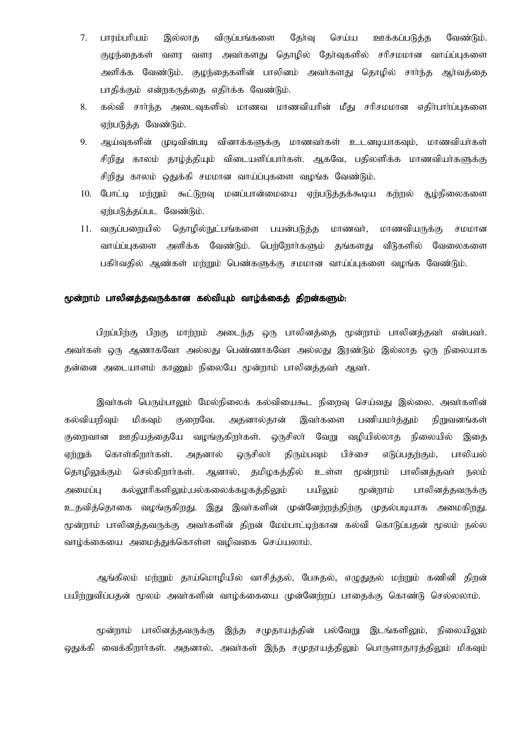7. பாரம்பரியம் இல்லாத விருப்பங்களை தேர்வு செய்ய ஊக்கப்படுத்த வேண்டும். குழந்தைகள் வளர வளர அவர்களது தொழில் தேர்வுகளில் சரிசமமான வாய்ப்புகளை அளிக்க வேண்டும். குழந்தைகளின் பாலினம் அவர்களது தொழில் சார்ந்த ஆர்வத்தை பாதிக்கும் என்றகருத்தை எதிர்க்க வேண்டும்.
8. கல்வி சார்ந்த அடைவுகளில் மாணவ மாணவியரின் மீது சரிசமமான எதிர்பார்ப்புகளை ஏற்படுத்த வேண்டும்.
9. ஆய்வுகளின் முடிவின்படி வினாக்களுக்கு மாணவர்கள் உடனடியாகவும், மாணவியர்கள் சிறிது காலம் தாழ்த்தியும் விடையளிப்பார்கள். ஆகவே, பதிலளிக்க மாணவியர்களுக்கு சிறிது காலம் ஒதுக்கி சமமான வாய்ப்புகளை வழங்க வேண்டும்.
10. போட்டி மற்றும் கூட்டுறவு மனப்பான்மையை ஏற்படுத்தக்கூடிய கற்றல் சூழ்நிலைகளை ஏற்படுத்தப்பட வேண்டும்.
11. வகுப்பறையில் தொழில்நுட்பங்களை பயன்படுத்த மாணவர், மாணவியருக்கு சமமான வாய்ப்புகளை அளிக்க வேண்டும். பெற்றோர்களும் தங்களது வீடுகளில் வேலைகளை பகிர்வதில் ஆண்கள் மற்றும் பெண்களுக்கு சமமான வாய்ப்புகளை வழங்க வேண்டும்.

**மூன்றாம் பாலினத்தவருக்கான கல்வியும் வாழ்க்கைத் திறன்களும்:**

பிறப்பிற்கு பிறகு மாற்றம் அடைந்த ஒரு பாலினத்தை மூன்றாம் பாலினத்தவர் என்பவர். அவர்கள் ஒரு ஆணாகவோ அல்லது பெண்ணாகவோ அல்லது இரண்டும் இல்லாத ஒரு நிலையாக தன்னை அடையாளம் காணும் நிலையே மூன்றாம் பாலினத்தவர் ஆவர்.

இவர்கள் பெரும்பாலும் மேல்நிலைக் கல்வியைகூட நிறைவு செய்வது இல்லை. அவர்களின் கல்வியறிவும் மிகவும் குறைவே. அதனால்தான் இவர்களை பணியமர்த்தும் நிறுவனங்கள் குறைவான ஊதியத்தையே வழங்குகிறார்கள். ஒருசிலர் வேறு வழியில்லாத நிலையில் இதை ஏற்றுக் கொள்கிறார்கள். அதனால் ஒருசிலர் திரும்பவும் பிச்சை எடுப்பதற்கும், பாலியல் தொழிலுக்கும் செல்கிறார்கள். ஆனால், தமிழகத்தில் உள்ள மூன்றாம் பாலினத்தவர் நலம் அமைப்பு கல்லூரிகளிலும்,பல்கலைக்கழகத்திலும் பயிலும் மூன்றாம் பாலினத்தவருக்கு உதவித்தொகை வழங்குகிறது. இது இவர்களின் முன்னேற்றத்திற்கு முதல்படியாக அமைகிறது. மூன்றாம் பாலினத்தவருக்கு அவர்களின் திறன் மேம்பாட்டிற்கான கல்வி கொடுப்பதன் மூலம் நல்ல வாழ்க்கையை அமைத்துக்கொள்ள வழிவகை செய்யலாம்.

ஆங்கிலம் மற்றும் தாய்மொழியில் வாசித்தல், பேசுதல், எழுதுதல் மற்றும் கணினி திறன் பயிற்றுவிப்பதன் மூலம் அவர்களின் வாழ்க்கையை முன்னேற்றப் பாதைக்கு கொண்டு செல்லலாம்.

மூன்றாம் பாலினத்தவருக்கு இந்த சமுதாயத்தின் பல்வேறு இடங்களிலும், நிலையிலும் ஒதுக்கி வைக்கிறார்கள். அதனால், அவர்கள் இந்த சமுதாயத்திலும் பொருளாதாரத்திலும் மிகவும்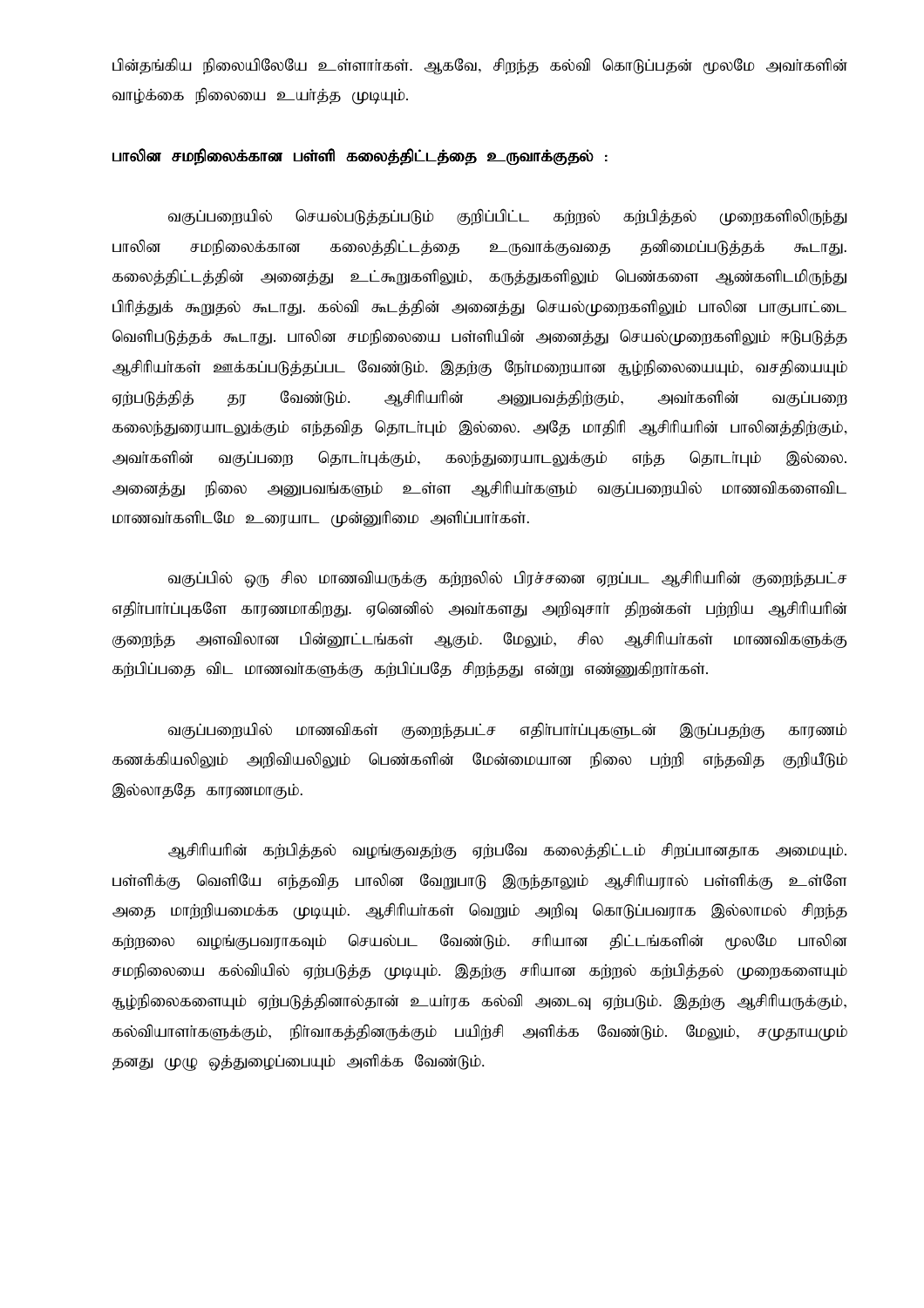பின்தங்கிய நிலையிலேயே உள்ளார்கள். ஆகவே, சிறந்த கல்வி கொடுப்பதன் மூலமே அவர்களின் வாழ்க்கை நிலையை உயர்த்த முடியும்.

**பாலின சமநிலைக்கான பள்ளி கலைத்திட்டத்தை உருவாக்குதல் :**

வகுப்பறையில் செயல்படுத்தப்படும் குறிப்பிட்ட கற்றல் கற்பித்தல் முறைகளிலிருந்து பாலின சமநிலைக்கான கலைத்திட்டத்தை உருவாக்குவதை தனிமைப்படுத்தக் கூடாது. கலைத்திட்டத்தின் அனைத்து உட்கூறுகளிலும், கருத்துகளிலும் பெண்களை ஆண்களிடமிருந்து பிரித்துக் கூறுதல் கூடாது. கல்வி கூடத்தின் அனைத்து செயல்முறைகளிலும் பாலின பாகுபாட்டை வெளிபடுத்தக் கூடாது. பாலின சமநிலையை பள்ளியின் அனைத்து செயல்முறைகளிலும் ஈடுபடுத்த ஆசிரியர்கள் ஊக்கப்படுத்தப்பட வேண்டும். இதற்கு நேர்மறையான சூழ்நிலையையும், வசதியையும் ஏற்படுத்தித் தர வேண்டும். ஆசிரியரின் அனுபவத்திற்கும், அவர்களின் வகுப்பறை கலைந்துரையாடலுக்கும் எந்தவித தொடர்பும் இல்லை. அதே மாதிரி ஆசிரியரின் பாலினத்திற்கும், அவர்களின் வகுப்பறை தொடர்புக்கும், கலந்துரையாடலுக்கும் எந்த தொடர்பும் இல்லை. அனைத்து நிலை அனுபவங்களும் உள்ள ஆசிரியர்களும் வகுப்பறையில் மாணவிகளைவிட மாணவர்களிடமே உரையாட முன்னுரிமை அளிப்பார்கள்.

வகுப்பில் ஒரு சில மாணவியருக்கு கற்றலில் பிரச்சனை ஏற்பட ஆசிரியரின் குறைந்தபட்ச எதிர்பார்ப்புகளே காரணமாகிறது. ஏனெனில் அவர்களது அறிவுசார் திறன்கள் பற்றிய ஆசிரியரின் குறைந்த அளவிலான பின்னூட்டங்கள் ஆகும். மேலும், சில ஆசிரியர்கள் மாணவிகளுக்கு கற்பிப்பதை விட மாணவர்களுக்கு கற்பிப்பதே சிறந்தது என்று எண்ணுகிறார்கள்.

வகுப்பறையில் மாணவிகள் குறைந்தபட்ச எதிர்பார்ப்புகளுடன் இருப்பதற்கு காரணம் கணக்கியலிலும் அறிவியலிலும் பெண்களின் மேன்மையான நிலை பற்றி எந்தவித குறியீடும் இல்லாததே காரணமாகும்.

ஆசிரியரின் கற்பித்தல் வழங்குவதற்கு ஏற்பவே கலைத்திட்டம் சிறப்பானதாக அமையும். பள்ளிக்கு வெளியே எந்தவித பாலின வேறுபாடு இருந்தாலும் ஆசிரியரால் பள்ளிக்கு உள்ளே அதை மாற்றியமைக்க முடியும். ஆசிரியர்கள் வெறும் அறிவு கொடுப்பவராக இல்லாமல் சிறந்த கற்றலை வழங்குபவராகவும் செயல்பட வேண்டும். சரியான திட்டங்களின் மூலமே பாலின சமநிலையை கல்வியில் ஏற்படுத்த முடியும். இதற்கு சரியான கற்றல் கற்பித்தல் முறைகளையும் சூழ்நிலைகளையும் ஏற்படுத்தினால்தான் உயர்தர கல்வி அடைவு ஏற்படும். இதற்கு ஆசிரியருக்கும், கல்வியாளர்களுக்கும், நிர்வாகத்தினருக்கும் பயிற்சி அளிக்க வேண்டும். மேலும், சமுதாயமும் தனது முழு ஒத்துழைப்பையும் அளிக்க வேண்டும்.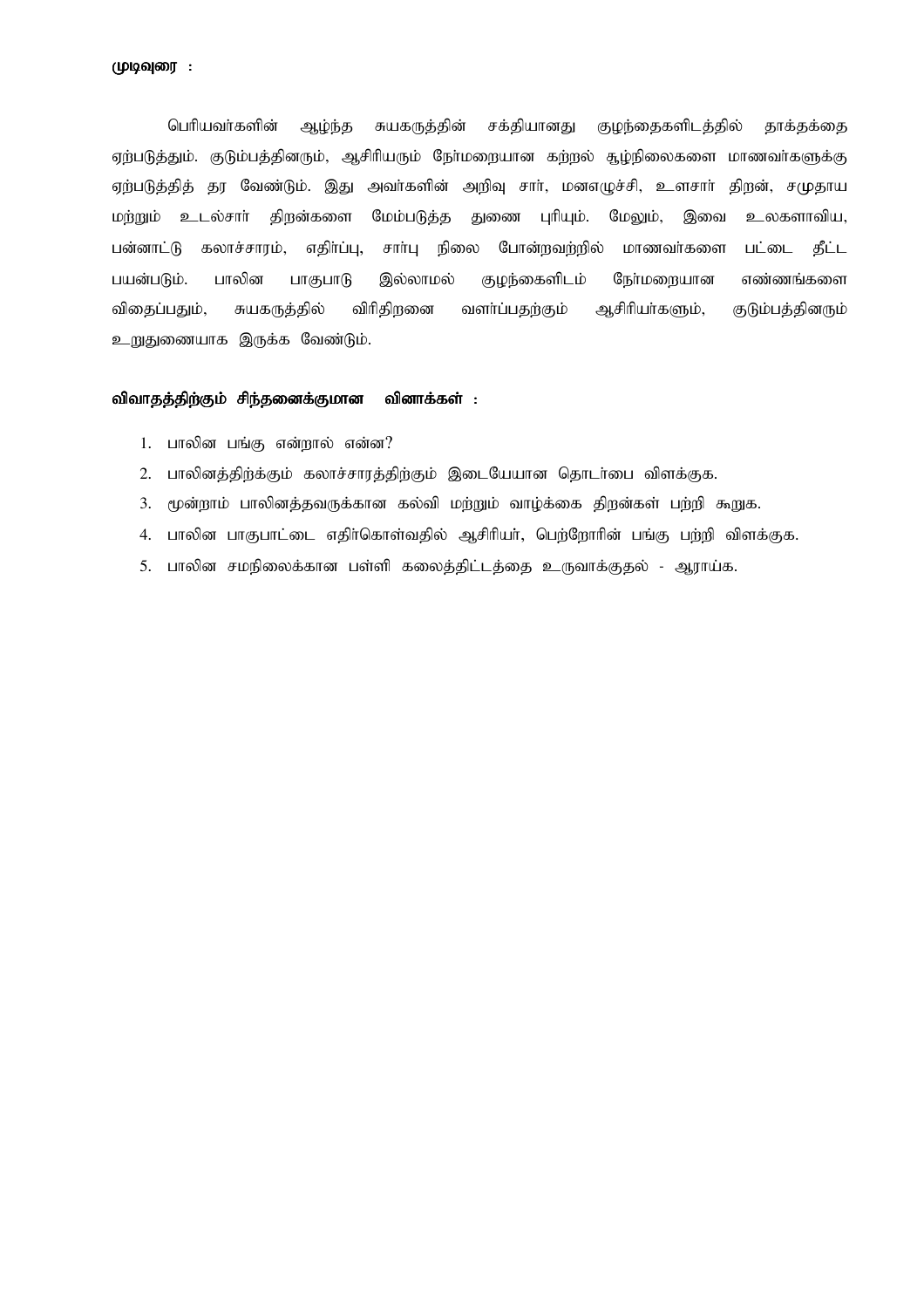**முடிவுரை :**

பெரியவர்களின் ஆழ்ந்த சுயகருத்தின் சக்தியானது குழந்தைகளிடத்தில் தாக்கத்தை ஏற்படுத்தும். குடும்பத்தினரும், ஆசிரியரும் நேர்மறையான கற்றல் சூழ்நிலைகளை மாணவர்களுக்கு ஏற்படுத்தித் தர வேண்டும். இது அவர்களின் அறிவு சார், மனஎழுச்சி, உளசார் திறன், சமுதாய மற்றும் உடல்சார் திறன்களை மேம்படுத்த துணை புரியும். மேலும், இவை உலகளாவிய, பன்னாட்டு கலாச்சாரம், எதிர்ப்பு, சார்பு நிலை போன்றவற்றில் மாணவர்களை பட்டை தீட்ட பயன்படும். பாலின பாகுபாடு இல்லாமல் குழந்தைகளிடம் நேர்மறையான எண்ணங்களை விதைப்பதும், சுயகருத்தில் விரிதிறனை வளர்ப்பதற்கும் ஆசிரியர்களும், குடும்பத்தினரும் உறுதுணையாக இருக்க வேண்டும்.

**விவாதத்திற்கும் சிந்தனைக்குமான வினாக்கள் :**

1. பாலின பங்கு என்றால் என்ன?
2. பாலினத்திற்க்கும் கலாச்சாரத்திற்கும் இடையேயான தொடர்பை விளக்குக.
3. மூன்றாம் பாலினத்தவருக்கான கல்வி மற்றும் வாழ்க்கை திறன்கள் பற்றி கூறுக.
4. பாலின பாகுபாட்டை எதிர்கொள்வதில் ஆசிரியர், பெற்றோரின் பங்கு பற்றி விளக்குக.
5. பாலின சமநிலைக்கான பள்ளி கலைத்திட்டத்தை உருவாக்குதல் - ஆராய்க.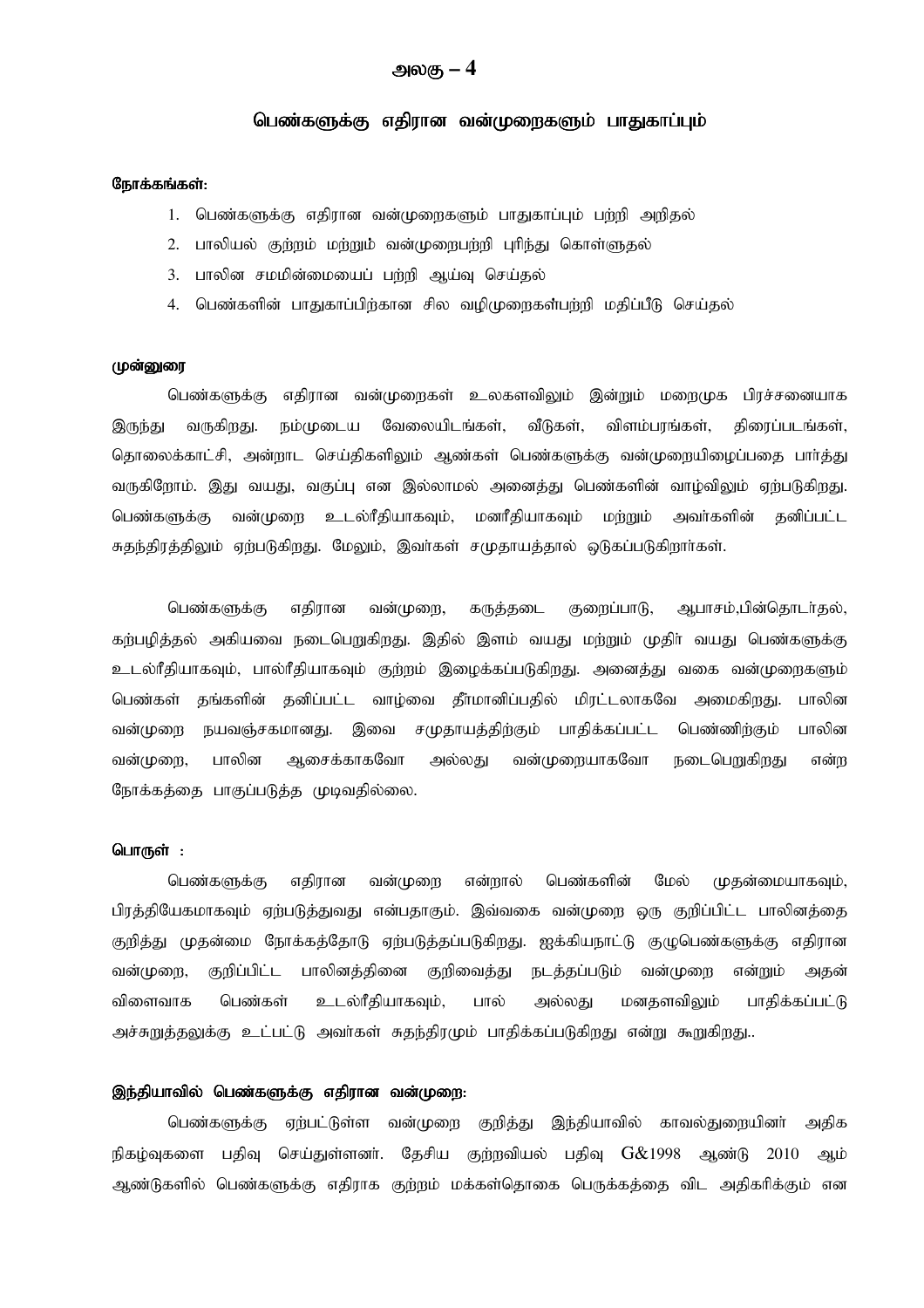# அலகு – 4

## பெண்களுக்கு எதிரான வன்முறைகளும் பாதுகாப்பும்

**நோக்கங்கள்:**

1. பெண்களுக்கு எதிரான வன்முறைகளும் பாதுகாப்பும் பற்றி அறிதல்
2. பாலியல் குற்றம் மற்றும் வன்முறைபற்றி புரிந்து கொள்ளுதல்
3. பாலின சமமின்மையைப் பற்றி ஆய்வு செய்தல்
4. பெண்களின் பாதுகாப்பிற்கான சில வழிமுறைகள்பற்றி மதிப்பீடு செய்தல்

**முன்னுரை**

பெண்களுக்கு எதிரான வன்முறைகள் உலகளவிலும் இன்றும் மறைமுக பிரச்சனையாக இருந்து வருகிறது. நம்முடைய வேலையிடங்கள், வீடுகள், விளம்பரங்கள், திரைப்படங்கள், தொலைக்காட்சி, அன்றாட செய்திகளிலும் ஆண்கள் பெண்களுக்கு வன்முறையிழைப்பதை பார்த்து வருகிறோம். இது வயது, வகுப்பு என இல்லாமல் அனைத்து பெண்களின் வாழ்விலும் ஏற்படுகிறது. பெண்களுக்கு வன்முறை உடல்ரீதியாகவும், மனரீதியாகவும் மற்றும் அவர்களின் தனிப்பட்ட சுதந்திரத்திலும் ஏற்படுகிறது. மேலும், இவர்கள் சமுதாயத்தால் ஒடுகப்படுகிறார்கள்.

பெண்களுக்கு எதிரான வன்முறை, கருத்தடை குறைப்பாடு, ஆபாசம்,பின்தொடர்தல், கற்பழித்தல் அகியவை நடைபெறுகிறது. இதில் இளம் வயது மற்றும் முதிர் வயது பெண்களுக்கு உடல்ரீதியாகவும், பால்ரீதியாகவும் குற்றம் இழைக்கப்படுகிறது. அனைத்து வகை வன்முறைகளும் பெண்கள் தங்களின் தனிப்பட்ட வாழ்வை தீர்மானிப்பதில் மிரட்டலாகவே அமைகிறது. பாலின வன்முறை நயவஞ்சகமானது. இவை சமுதாயத்திற்கும் பாதிக்கப்பட்ட பெண்ணிற்கும் பாலின வன்முறை, பாலின ஆசைக்காகவோ அல்லது வன்முறையாகவோ நடைபெறுகிறது என்ற நோக்கத்தை பாகுப்படுத்த முடிவதில்லை.

**பொருள் :**

பெண்களுக்கு எதிரான வன்முறை என்றால் பெண்களின் மேல் முதன்மையாகவும், பிரத்தியேகமாகவும் ஏற்படுத்துவது என்பதாகும். இவ்வகை வன்முறை ஒரு குறிப்பிட்ட பாலினத்தை குறித்து முதன்மை நோக்கத்தோடு ஏற்படுத்தப்படுகிறது. ஐக்கியநாட்டு குழுபெண்களுக்கு எதிரான வன்முறை, குறிப்பிட்ட பாலினத்தினை குறிவைத்து நடத்தப்படும் வன்முறை என்றும் அதன் விளைவாக பெண்கள் உடல்ரீதியாகவும், பால் அல்லது மனதளவிலும் பாதிக்கப்பட்டு அச்சுறுத்தலுக்கு உட்பட்டு அவர்கள் சுதந்திரமும் பாதிக்கப்படுகிறது என்று கூறுகிறது..

**இந்தியாவில் பெண்களுக்கு எதிரான வன்முறை:**

பெண்களுக்கு ஏற்பட்டுள்ள வன்முறை குறித்து இந்தியாவில் காவல்துறையினர் அதிக நிகழ்வுகளை பதிவு செய்துள்ளனர். தேசிய குற்றவியல் பதிவு G&1998 ஆண்டு 2010 ஆம் ஆண்டுகளில் பெண்களுக்கு எதிராக குற்றம் மக்கள்தொகை பெருக்கத்தை விட அதிகரிக்கும் என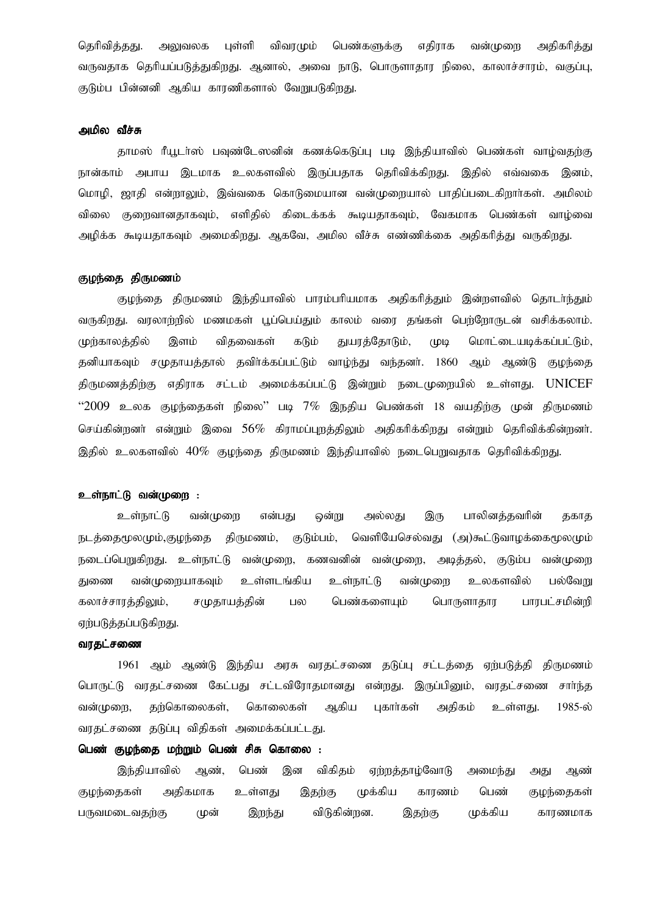தெரிவித்தது. அலுவலக புள்ளி விவரமும் பெண்களுக்கு எதிராக வன்முறை அதிகரித்து வருவதாக தெரியப்படுத்துகிறது. ஆனால், அவை நாடு, பொருளாதார நிலை, காலாச்சாரம், வகுப்பு, குடும்ப பின்னனி ஆகிய காரணிகளால் வேறுபடுகிறது.

### அமில வீச்சு

தாமஸ் ரீயூடர்ஸ் பவுண்டேஸனின் கணக்கெடுப்பு படி இந்தியாவில் பெண்கள் வாழ்வதற்கு நான்காம் அபாய இடமாக உலகளவில் இருப்பதாக தெரிவிக்கிறது. இதில் எவ்வகை இனம், மொழி, ஜாதி என்றாலும், இவ்வகை கொடுமையான வன்முறையால் பாதிப்படைகிறார்கள். அமிலம் விலை குறைவானதாகவும், எளிதில் கிடைக்கக் கூடியதாகவும், வேகமாக பெண்கள் வாழ்வை அழிக்க கூடியதாகவும் அமைகிறது. ஆகவே, அமில வீச்சு எண்ணிக்கை அதிகரித்து வருகிறது.

### குழந்தை திருமணம்

குழந்தை திருமணம் இந்தியாவில் பாரம்பரியமாக அதிகரித்தும் இன்றளவில் தொடர்ந்தும் வருகிறது. வரலாற்றில் மணமகள் பூப்பெய்தும் காலம் வரை தங்கள் பெற்றோருடன் வசிக்கலாம். முற்காலத்தில் இளம் விதவைகள் கடும் துயரத்தோடும், முடி மொட்டையடிக்கப்பட்டும், தனியாகவும் சமுதாயத்தால் தவிர்க்கப்பட்டும் வாழ்ந்து வந்தனர். 1860 ஆம் ஆண்டு குழந்தை திருமணத்திற்கு எதிராக சட்டம் அமைக்கப்பட்டு இன்றும் நடைமுறையில் உள்ளது. UNICEF "2009 உலக குழந்தைகள் நிலை" படி 7% இநதிய பெண்கள் 18 வயதிற்கு முன் திருமணம் செய்கின்றனர் என்றும் இவை 56% கிராமப்புறத்திலும் அதிகரிக்கிறது என்றும் தெரிவிக்கின்றனர். இதில் உலகளவில் 40% குழந்தை திருமணம் இந்தியாவில் நடைபெறுவதாக தெரிவிக்கிறது.

### உள்நாட்டு வன்முறை :

உள்நாட்டு வன்முறை என்பது ஒன்று அல்லது இரு பாலினத்தவரின் தகாத நடத்தைமூலமும்,குழந்தை திருமணம், குடும்பம், வெளியேசெல்வது (அ)கூட்டுவாழக்கைமூலமும் நடைப்பெறுகிறது. உள்நாட்டு வன்முறை, கணவனின் வன்முறை, அடித்தல், குடும்ப வன்முறை துணை வன்முறையாகவும் உள்ளடங்கிய உள்நாட்டு வன்முறை உலகளவில் பல்வேறு கலாச்சாரத்திலும், சமுதாயத்தின் பல பெண்களையும் பொருளாதார பாரபட்சமின்றி ஏற்படுத்தப்படுகிறது.

### வரதட்சணை

1961 ஆம் ஆண்டு இந்திய அரசு வரதட்சணை தடுப்பு சட்டத்தை ஏற்படுத்தி திருமணம் பொருட்டு வரதட்சணை கேட்பது சட்டவிரோதமானது என்றது. இருப்பினும், வரதட்சணை சார்ந்த வன்முறை, தற்கொலைகள், கொலைகள் ஆகிய புகார்கள் அதிகம் உள்ளது. 1985-ல் வரதட்சணை தடுப்பு விதிகள் அமைக்கப்பட்டது.

### பெண் குழந்தை மற்றும் பெண் சிசு கொலை :

இந்தியாவில் ஆண், பெண் இன விகிதம் ஏற்றத்தாழ்வோடு அமைந்து அது ஆண் குழந்தைகள் அதிகமாக உள்ளது இதற்கு முக்கிய காரணம் பெண் குழந்தைகள் பருவமடைவதற்கு முன் இறந்து விடுகின்றன. இதற்கு முக்கிய காரணமாக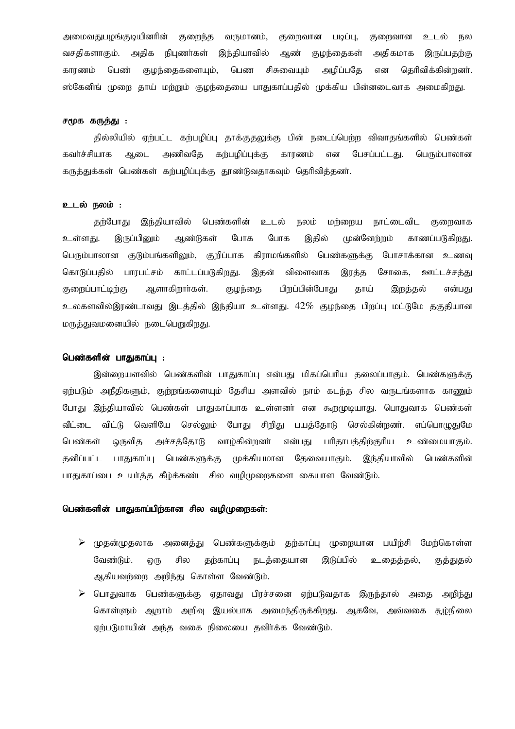அமைவதுபழங்குடியினரின் குறைந்த வருமானம், குறைவான படிப்பு, குறைவான உடல் நல வசதிகளாகும். அதிக நிபுணர்கள் இந்தியாவில் ஆண் குழந்தைகள் அதிகமாக இருப்பதற்கு காரணம் பெண் குழந்தைகளையும், பெண சிசுவையும் அழிப்பதே என தெரிவிக்கின்றனர். ஸ்கேனிங் முறை தாய் மற்றும் குழந்தையை பாதுகாப்பதில் முக்கிய பின்னடைவாக அமைகிறது.

**சமூக கருத்து :**

தில்லியில் ஏற்பட்ட கற்பழிப்பு தாக்குதலுக்கு பின் நடைப்பெற்ற விவாதங்களில் பெண்கள் கவர்ச்சியாக ஆடை அணிவதே கற்பழிப்புக்கு காரணம் என பேசப்பட்டது. பெரும்பாலான கருத்துக்கள் பெண்கள் கற்பழிப்புக்கு தூண்டுவதாகவும் தெரிவித்தனர்.

**உடல் நலம் :**

தற்போது இந்தியாவில் பெண்களின் உடல் நலம் மற்றைய நாட்டைவிட குறைவாக உள்ளது. இருப்பினும் ஆண்டுகள் போக போக இதில் முன்னேற்றம் காணப்படுகிறது. பெரும்பாலான குடும்பங்களிலும், குறிப்பாக கிராமங்களில் பெண்களுக்கு போசாக்கான உணவு கொடுப்பதில் பாரபட்சம் காட்டப்படுகிறது. இதன் விளைவாக இரத்த சோகை, ஊட்டச்சத்து குறைப்பாட்டிற்கு ஆளாகிறார்கள். குழந்தை பிறப்பின்போது தாய் இறத்தல் என்பது உலகளவில்இரண்டாவது இடத்தில் இந்தியா உள்ளது. 42% குழந்தை பிறப்பு மட்டுமே தகுதியான மருத்துவமனையில் நடைபெறுகிறது.

**பெண்களின் பாதுகாப்பு :**

இன்றையளவில் பெண்களின் பாதுகாப்பு என்பது மிகப்பெரிய தலைப்பாகும். பெண்களுக்கு ஏற்படும் அநீதிகளும், குற்றங்களையும் தேசிய அளவில் நாம் கடந்த சில வருடங்களாக காணும் போது இந்தியாவில் பெண்கள் பாதுகாப்பாக உள்ளனர் என கூறமுடியாது. பொதுவாக பெண்கள் வீட்டை விட்டு வெளியே செல்லும் போது சிறிது பயத்தோடு செல்கின்றனர். எப்பொழுதுமே பெண்கள் ஒருவித அச்சத்தோடு வாழ்கின்றனர் என்பது பரிதாபத்திற்குரிய உண்மையாகும். தனிப்பட்ட பாதுகாப்பு பெண்களுக்கு முக்கியமான தேவையாகும். இந்தியாவில் பெண்களின் பாதுகாப்பை உயர்த்த கீழ்க்கண்ட சில வழிமுறைகளை கையாள வேண்டும்.

**பெண்களின் பாதுகாப்பிற்கான சில வழிமுறைகள்:**

- முதன்முதலாக அனைத்து பெண்களுக்கும் தற்காப்பு முறையான பயிற்சி மேற்கொள்ள வேண்டும். ஒரு சில தற்காப்பு நடத்தையான இடுப்பில் உதைத்தல், குத்துதல் ஆகியவற்றை அறிந்து கொள்ள வேண்டும்.
- பொதுவாக பெண்களுக்கு ஏதாவது பிரச்சனை ஏற்படுவதாக இருந்தால் அதை அறிந்து கொள்ளும் ஆறாம் அறிவு இயல்பாக அமைந்திருக்கிறது. ஆகவே, அவ்வகை சூழ்நிலை ஏற்படுமாயின் அந்த வகை நிலையை தவிர்க்க வேண்டும்.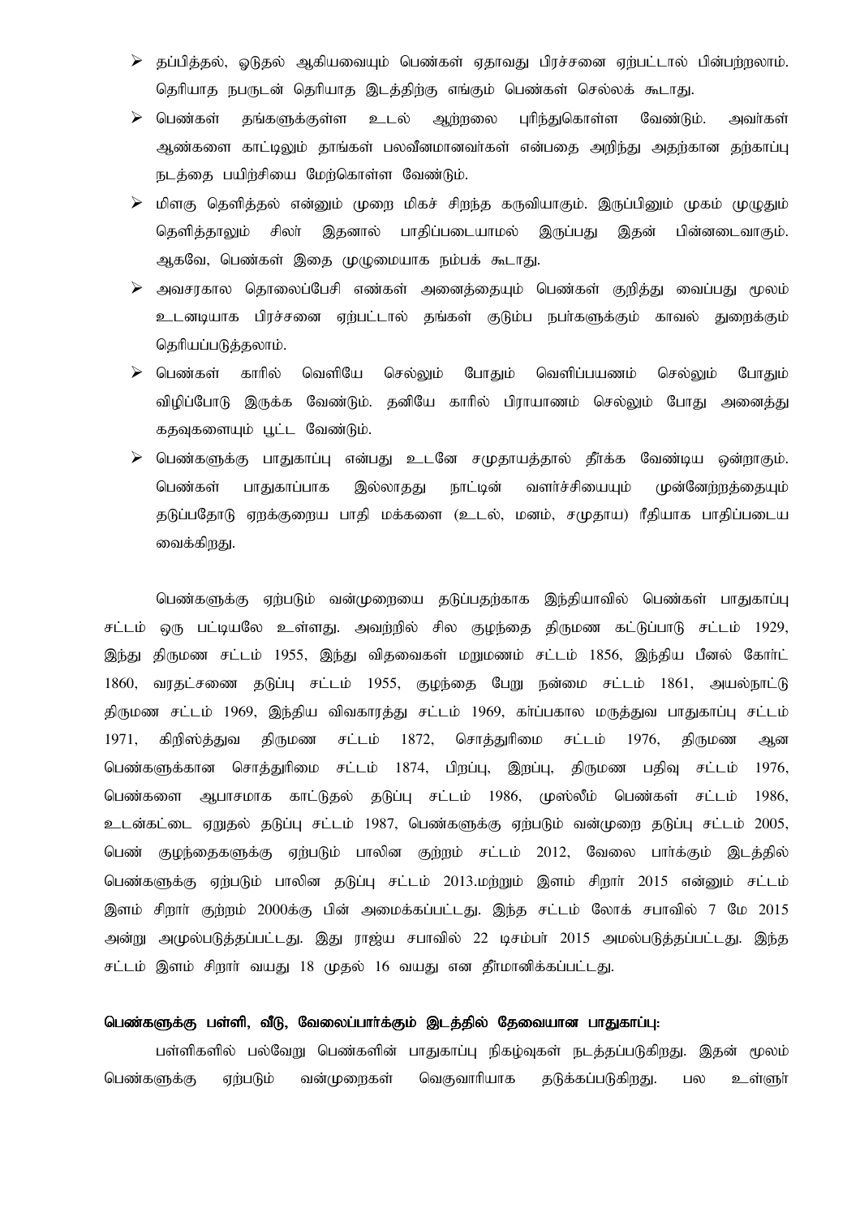- தப்பித்தல், ஓடுதல் ஆகியவையும் பெண்கள் ஏதாவது பிரச்சனை ஏற்பட்டால் பின்பற்றலாம். தெரியாத நபருடன் தெரியாத இடத்திற்கு எங்கும் பெண்கள் செல்லக் கூடாது.
- பெண்கள் தங்களுக்குள்ள உடல் ஆற்றலை புரிந்துகொள்ள வேண்டும். அவர்கள் ஆண்களை காட்டிலும் தாங்கள் பலவீனமானவர்கள் என்பதை அறிந்து அதற்கான தற்காப்பு நடத்தை பயிற்சியை மேற்கொள்ள வேண்டும்.
- மிளகு தெளித்தல் என்னும் முறை மிகச் சிறந்த கருவியாகும். இருப்பினும் முகம் முழுதும் தெளித்தாலும் சிலர் இதனால் பாதிப்படையாமல் இருப்பது இதன் பின்னடைவாகும். ஆகவே, பெண்கள் இதை முழுமையாக நம்பக் கூடாது.
- அவசரகால தொலைப்பேசி எண்கள் அனைத்தையும் பெண்கள் குறித்து வைப்பது மூலம் உடனடியாக பிரச்சனை ஏற்பட்டால் தங்கள் குடும்ப நபர்களுக்கும் காவல் துறைக்கும் தெரியப்படுத்தலாம்.
- பெண்கள் காரில் வெளியே செல்லும் போதும் வெளிப்பயணம் செல்லும் போதும் விழிப்போடு இருக்க வேண்டும். தனியே காரில் பிராயாணம் செல்லும் போது அனைத்து கதவுகளையும் பூட்ட வேண்டும்.
- பெண்களுக்கு பாதுகாப்பு என்பது உடனே சமுதாயத்தால் தீர்க்க வேண்டிய ஒன்றாகும். பெண்கள் பாதுகாப்பாக இல்லாதது நாட்டின் வளர்ச்சியையும் முன்னேற்றத்தையும் தடுப்பதோடு ஏறக்குறைய பாதி மக்களை (உடல், மனம், சமுதாய) ரீதியாக பாதிப்படைய வைக்கிறது.

பெண்களுக்கு ஏற்படும் வன்முறையை தடுப்பதற்காக இந்தியாவில் பெண்கள் பாதுகாப்பு சட்டம் ஒரு பட்டியலே உள்ளது. அவற்றில் சில குழந்தை திருமண கட்டுப்பாடு சட்டம் 1929, இந்து திருமண சட்டம் 1955, இந்து விதவைகள் மறுமணம் சட்டம் 1856, இந்திய பீனல் கோர்ட் 1860, வரதட்சணை தடுப்பு சட்டம் 1955, குழந்தை பேறு நன்மை சட்டம் 1861, அயல்நாட்டு திருமண சட்டம் 1969, இந்திய விவகாரத்து சட்டம் 1969, கர்ப்பகால மருத்துவ பாதுகாப்பு சட்டம் 1971, கிறிஸ்த்துவ திருமண சட்டம் 1872, சொத்துரிமை சட்டம் 1976, திருமண ஆன பெண்களுக்கான சொத்துரிமை சட்டம் 1874, பிறப்பு, இறப்பு, திருமண பதிவு சட்டம் 1976, பெண்களை ஆபாசமாக காட்டுதல் தடுப்பு சட்டம் 1986, முஸ்லீம் பெண்கள் சட்டம் 1986, உடன்கட்டை ஏறுதல் தடுப்பு சட்டம் 1987, பெண்களுக்கு ஏற்படும் வன்முறை தடுப்பு சட்டம் 2005, பெண் குழந்தைகளுக்கு ஏற்படும் பாலின குற்றம் சட்டம் 2012, வேலை பார்க்கும் இடத்தில் பெண்களுக்கு ஏற்படும் பாலின தடுப்பு சட்டம் 2013.மற்றும் இளம் சிறார் 2015 என்னும் சட்டம் இளம் சிறார் குற்றம் 2000க்கு பின் அமைக்கப்பட்டது. இந்த சட்டம் லோக் சபாவில் 7 மே 2015 அன்று அமுல்படுத்தப்பட்டது. இது ராஜ்ய சபாவில் 22 டிசம்பர் 2015 அமல்படுத்தப்பட்டது. இந்த சட்டம் இளம் சிறார் வயது 18 முதல் 16 வயது என தீர்மானிக்கப்பட்டது.

**பெண்களுக்கு பள்ளி, வீடு, வேலைப்பார்க்கும் இடத்தில் தேவையான பாதுகாப்பு:**

பள்ளிகளில் பல்வேறு பெண்களின் பாதுகாப்பு நிகழ்வுகள் நடத்தப்படுகிறது. இதன் மூலம் பெண்களுக்கு ஏற்படும் வன்முறைகள் வெகுவாரியாக தடுக்கப்படுகிறது. பல உள்ளூர்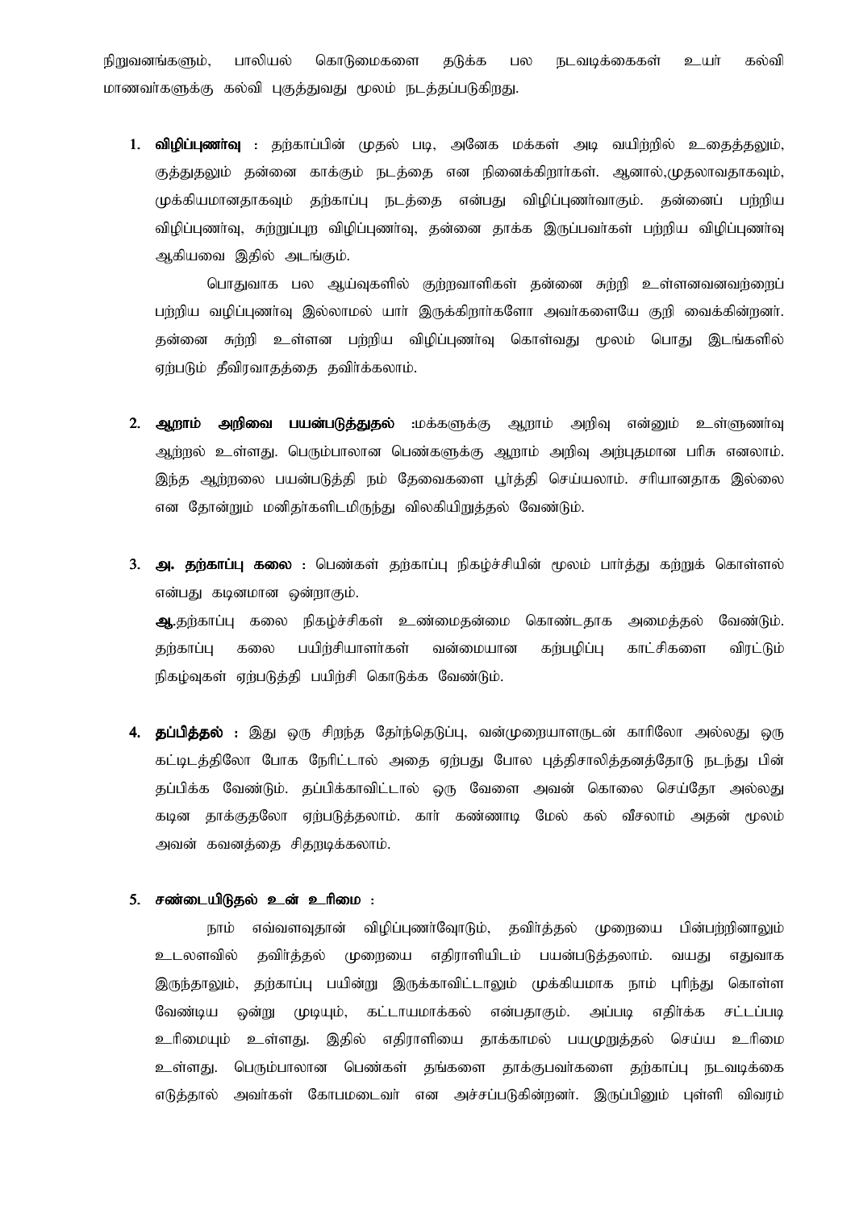நிறுவனங்களும், பாலியல் கொடுமைகளை தடுக்க பல நடவடிக்கைகள் உயர் கல்வி மாணவர்களுக்கு கல்வி புகுத்துவது மூலம் நடத்தப்படுகிறது.

1. **விழிப்புணர்வு :** தற்காப்பின் முதல் படி, அனேக மக்கள் அடி வயிற்றில் உதைத்தலும், குத்துதலும் தன்னை காக்கும் நடத்தை என நினைக்கிறார்கள். ஆனால்,முதலாவதாகவும், முக்கியமானதாகவும் தற்காப்பு நடத்தை என்பது விழிப்புணர்வாகும். தன்னைப் பற்றிய விழிப்புணர்வு, சுற்றுப்புற விழிப்புணர்வு, தன்னை தாக்க இருப்பவர்கள் பற்றிய விழிப்புணர்வு ஆகியவை இதில் அடங்கும்.

   பொதுவாக பல ஆய்வுகளில் குற்றவாளிகள் தன்னை சுற்றி உள்ளனவனவற்றைப் பற்றிய வழிப்புணர்வு இல்லாமல் யார் இருக்கிறார்களோ அவர்களையே குறி வைக்கின்றனர். தன்னை சுற்றி உள்ளன பற்றிய விழிப்புணர்வு கொள்வது மூலம் பொது இடங்களில் ஏற்படும் தீவிரவாதத்தை தவிர்க்கலாம்.

2. **ஆறாம் அறிவை பயன்படுத்துதல் :**மக்களுக்கு ஆறாம் அறிவு என்னும் உள்ளுணர்வு ஆற்றல் உள்ளது. பெரும்பாலான பெண்களுக்கு ஆறாம் அறிவு அற்புதமான பரிசு எனலாம். இந்த ஆற்றலை பயன்படுத்தி நம் தேவைகளை பூர்த்தி செய்யலாம். சரியானதாக இல்லை என தோன்றும் மனிதர்களிடமிருந்து விலகியிறுத்தல் வேண்டும்.

3. **அ. தற்காப்பு கலை :** பெண்கள் தற்காப்பு நிகழ்ச்சியின் மூலம் பார்த்து கற்றுக் கொள்ளல் என்பது கடினமான ஒன்றாகும்.

   **ஆ.**தற்காப்பு கலை நிகழ்ச்சிகள் உண்மைதன்மை கொண்டதாக அமைத்தல் வேண்டும். தற்காப்பு கலை பயிற்சியாளர்கள் வன்மையான கற்பழிப்பு காட்சிகளை விரட்டும் நிகழ்வுகள் ஏற்படுத்தி பயிற்சி கொடுக்க வேண்டும்.

4. **தப்பித்தல் :** இது ஒரு சிறந்த தேர்ந்தெடுப்பு, வன்முறையாளருடன் காரிலோ அல்லது ஒரு கட்டிடத்திலோ போக நேரிட்டால் அதை ஏற்பது போல புத்திசாலித்தனத்தோடு நடந்து பின் தப்பிக்க வேண்டும். தப்பிக்காவிட்டால் ஒரு வேளை அவன் கொலை செய்தோ அல்லது கடின தாக்குதலோ ஏற்படுத்தலாம். கார் கண்ணாடி மேல் கல் வீசலாம் அதன் மூலம் அவன் கவனத்தை சிதறடிக்கலாம்.

5. **சண்டையிடுதல் உன் உரிமை :**

   நாம் எவ்வளவுதான் விழிப்புணர்வோடும், தவிர்த்தல் முறையை பின்பற்றினாலும் உடலளவில் தவிர்த்தல் முறையை எதிராளியிடம் பயன்படுத்தலாம். வயது எதுவாக இருந்தாலும், தற்காப்பு பயின்று இருக்காவிட்டாலும் முக்கியமாக நாம் புரிந்து கொள்ள வேண்டிய ஒன்று முடியும், கட்டாயமாக்கல் என்பதாகும். அப்படி எதிர்க்க சட்டப்படி உரிமையும் உள்ளது. இதில் எதிராளியை தாக்காமல் பயமுறுத்தல் செய்ய உரிமை உள்ளது. பெரும்பாலான பெண்கள் தங்களை தாக்குபவர்களை தற்காப்பு நடவடிக்கை எடுத்தால் அவர்கள் கோபமடைவர் என அச்சப்படுகின்றனர். இருப்பினும் புள்ளி விவரம்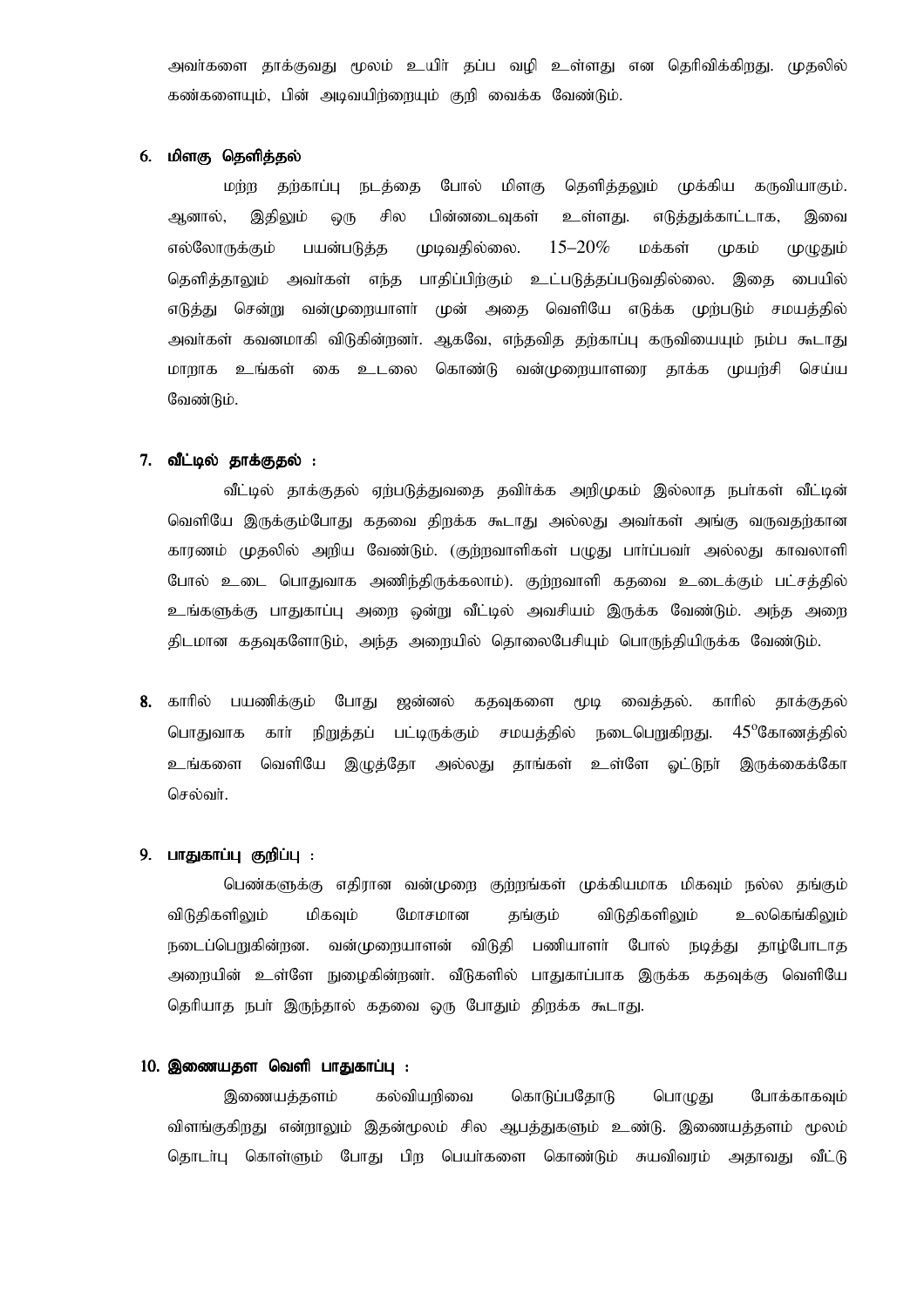அவர்களை தாக்குவது மூலம் உயிர் தப்ப வழி உள்ளது என தெரிவிக்கிறது. முதலில் கண்களையும், பின் அடிவயிற்றையும் குறி வைக்க வேண்டும்.

### 6. மிளகு தெளித்தல்

மற்ற தற்காப்பு நடத்தை போல் மிளகு தெளித்தலும் முக்கிய கருவியாகும். ஆனால், இதிலும் ஒரு சில பின்னடைவுகள் உள்ளது. எடுத்துக்காட்டாக, இவை எல்லோருக்கும் பயன்படுத்த முடிவதில்லை. 15–20% மக்கள் முகம் முழுதும் தெளித்தாலும் அவர்கள் எந்த பாதிப்பிற்கும் உட்படுத்தப்படுவதில்லை. இதை பையில் எடுத்து சென்று வன்முறையாளர் முன் அதை வெளியே எடுக்க முற்படும் சமயத்தில் அவர்கள் கவனமாகி விடுகின்றனர். ஆகவே, எந்தவித தற்காப்பு கருவியையும் நம்ப கூடாது மாறாக உங்கள் கை உடலை கொண்டு வன்முறையாளரை தாக்க முயற்சி செய்ய வேண்டும்.

### 7. வீட்டில் தாக்குதல் :

வீட்டில் தாக்குதல் ஏற்படுத்துவதை தவிர்க்க அறிமுகம் இல்லாத நபர்கள் வீட்டின் வெளியே இருக்கும்போது கதவை திறக்க கூடாது அல்லது அவர்கள் அங்கு வருவதற்கான காரணம் முதலில் அறிய வேண்டும். (குற்றவாளிகள் பழுது பார்ப்பவர் அல்லது காவலாளி போல் உடை பொதுவாக அணிந்திருக்கலாம்). குற்றவாளி கதவை உடைக்கும் பட்சத்தில் உங்களுக்கு பாதுகாப்பு அறை ஒன்று வீட்டில் அவசியம் இருக்க வேண்டும். அந்த அறை திடமான கதவுகளோடும், அந்த அறையில் தொலைபேசியும் பொருந்தியிருக்க வேண்டும்.

**8.** காரில் பயணிக்கும் போது ஜன்னல் கதவுகளை மூடி வைத்தல். காரில் தாக்குதல் பொதுவாக கார் நிறுத்தப் பட்டிருக்கும் சமயத்தில் நடைபெறுகிறது. $45^{o}$கோணத்தில் உங்களை வெளியே இழுத்தோ அல்லது தாங்கள் உள்ளே ஓட்டுநர் இருக்கைக்கோ செல்வர்.

### 9. பாதுகாப்பு குறிப்பு :

பெண்களுக்கு எதிரான வன்முறை குற்றங்கள் முக்கியமாக மிகவும் நல்ல தங்கும் விடுதிகளிலும் மிகவும் மோசமான தங்கும் விடுதிகளிலும் உலகெங்கிலும் நடைப்பெறுகின்றன. வன்முறையாளன் விடுதி பணியாளர் போல் நடித்து தாழ்போடாத அறையின் உள்ளே நுழைகின்றனர். வீடுகளில் பாதுகாப்பாக இருக்க கதவுக்கு வெளியே தெரியாத நபர் இருந்தால் கதவை ஒரு போதும் திறக்க கூடாது.

### 10. இணையதள வெளி பாதுகாப்பு :

இணையத்தளம் கல்வியறிவை கொடுப்பதோடு பொழுது போக்காகவும் விளங்குகிறது என்றாலும் இதன்மூலம் சில ஆபத்துகளும் உண்டு. இணையத்தளம் மூலம் தொடர்பு கொள்ளும் போது பிற பெயர்களை கொண்டும் சுயவிவரம் அதாவது வீட்டு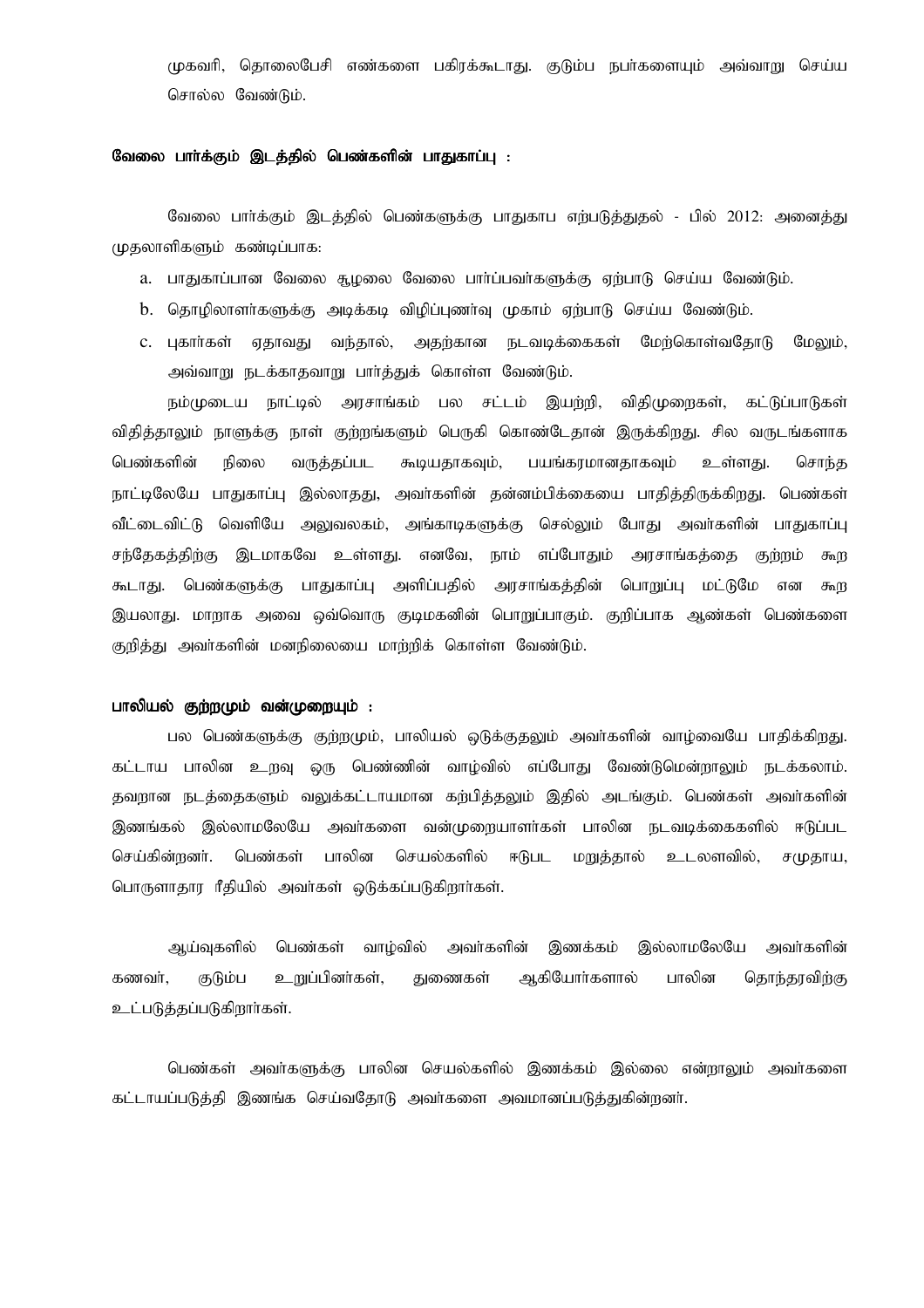முகவரி, தொலைபேசி எண்களை பகிரக்கூடாது. குடும்ப நபர்களையும் அவ்வாறு செய்ய சொல்ல வேண்டும்.

**வேலை பார்க்கும் இடத்தில் பெண்களின் பாதுகாப்பு :**

வேலை பார்க்கும் இடத்தில் பெண்களுக்கு பாதுகாப எற்படுத்துதல் - பில் 2012: அனைத்து முதலாளிகளும் கண்டிப்பாக:

a. பாதுகாப்பான வேலை சூழலை வேலை பார்ப்பவர்களுக்கு ஏற்பாடு செய்ய வேண்டும்.
b. தொழிலாளர்களுக்கு அடிக்கடி விழிப்புணர்வு முகாம் ஏற்பாடு செய்ய வேண்டும்.
c. புகார்கள் ஏதாவது வந்தால், அதற்கான நடவடிக்கைகள் மேற்கொள்வதோடு மேலும், அவ்வாறு நடக்காதவாறு பார்த்துக் கொள்ள வேண்டும்.

நம்முடைய நாட்டில் அரசாங்கம் பல சட்டம் இயற்றி, விதிமுறைகள், கட்டுப்பாடுகள் விதித்தாலும் நாளுக்கு நாள் குற்றங்களும் பெருகி கொண்டேதான் இருக்கிறது. சில வருடங்களாக பெண்களின் நிலை வருத்தப்பட கூடியதாகவும், பயங்கரமானதாகவும் உள்ளது. சொந்த நாட்டிலேயே பாதுகாப்பு இல்லாதது, அவர்களின் தன்னம்பிக்கையை பாதித்திருக்கிறது. பெண்கள் வீட்டைவிட்டு வெளியே அலுவலகம், அங்காடிகளுக்கு செல்லும் போது அவர்களின் பாதுகாப்பு சந்தேகத்திற்கு இடமாகவே உள்ளது. எனவே, நாம் எப்போதும் அரசாங்கத்தை குற்றம் கூற கூடாது. பெண்களுக்கு பாதுகாப்பு அளிப்பதில் அரசாங்கத்தின் பொறுப்பு மட்டுமே என கூற இயலாது. மாறாக அவை ஒவ்வொரு குடிமகனின் பொறுப்பாகும். குறிப்பாக ஆண்கள் பெண்களை குறித்து அவர்களின் மனநிலையை மாற்றிக் கொள்ள வேண்டும்.

**பாலியல் குற்றமும் வன்முறையும் :**

பல பெண்களுக்கு குற்றமும், பாலியல் ஒடுக்குதலும் அவர்களின் வாழ்வையே பாதிக்கிறது. கட்டாய பாலின உறவு ஒரு பெண்ணின் வாழ்வில் எப்போது வேண்டுமென்றாலும் நடக்கலாம். தவறான நடத்தைகளும் வலுக்கட்டாயமான கற்பித்தலும் இதில் அடங்கும். பெண்கள் அவர்களின் இணங்கல் இல்லாமலேயே அவர்களை வன்முறையாளர்கள் பாலின நடவடிக்கைகளில் ஈடுபட செய்கின்றனர். பெண்கள் பாலின செயல்களில் ஈடுபட மறுத்தால் உடலளவில், சமுதாய, பொருளாதார ரீதியில் அவர்கள் ஒடுக்கப்படுகிறார்கள்.

ஆய்வுகளில் பெண்கள் வாழ்வில் அவர்களின் இணக்கம் இல்லாமலேயே அவர்களின் கணவர், குடும்ப உறுப்பினர்கள், துணைகள் ஆகியோர்களால் பாலின தொந்தரவிற்கு உட்படுத்தப்படுகிறார்கள்.

பெண்கள் அவர்களுக்கு பாலின செயல்களில் இணக்கம் இல்லை என்றாலும் அவர்களை கட்டாயப்படுத்தி இணங்க செய்வதோடு அவர்களை அவமானப்படுத்துகின்றனர்.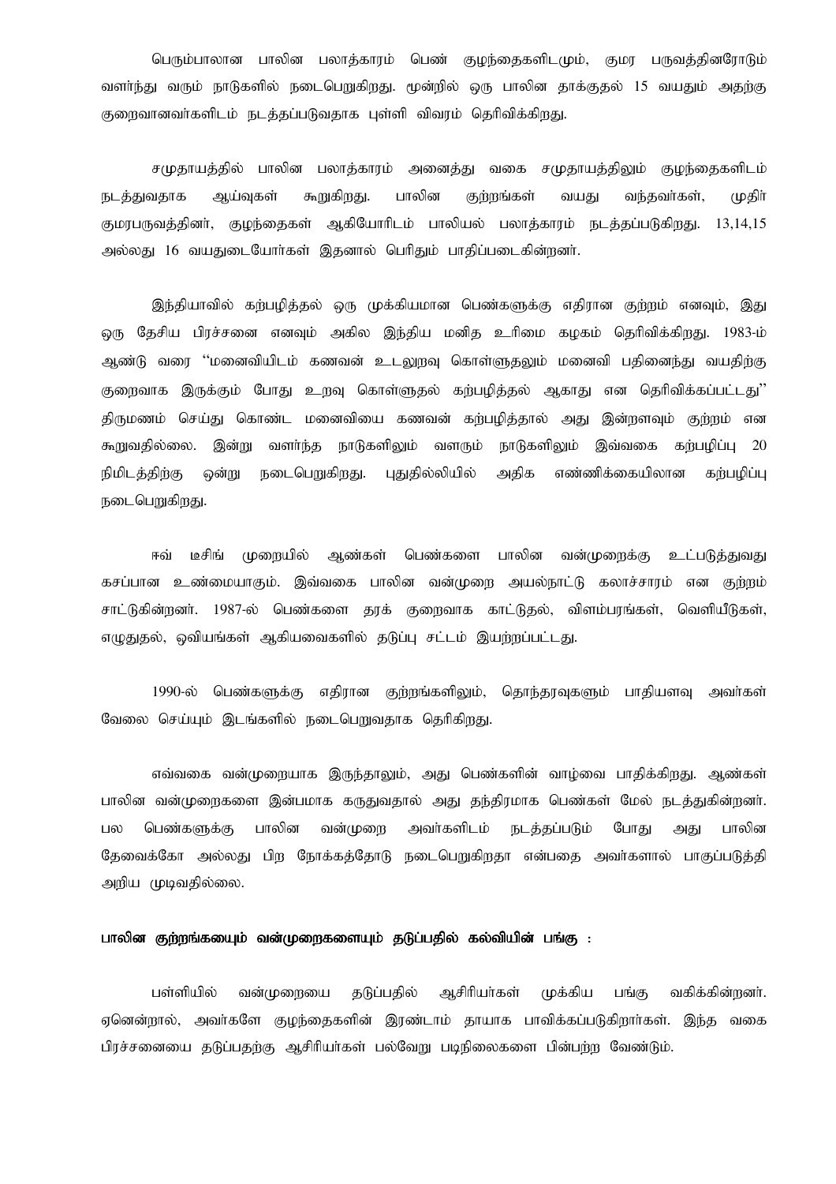பெரும்பாலான பாலின பலாத்காரம் பெண் குழந்தைகளிடமும், குமர பருவத்தினரோடும் வளர்ந்து வரும் நாடுகளில் நடைபெறுகிறது. மூன்றில் ஒரு பாலின தாக்குதல் 15 வயதும் அதற்கு குறைவானவர்களிடம் நடத்தப்படுவதாக புள்ளி விவரம் தெரிவிக்கிறது.

சமுதாயத்தில் பாலின பலாத்காரம் அனைத்து வகை சமுதாயத்திலும் குழந்தைகளிடம் நடத்துவதாக ஆய்வுகள் கூறுகிறது. பாலின குற்றங்கள் வயது வந்தவர்கள், முதிர் குமரபருவத்தினர், குழந்தைகள் ஆகியோரிடம் பாலியல் பலாத்காரம் நடத்தப்படுகிறது. 13,14,15 அல்லது 16 வயதுடையோர்கள் இதனால் பெரிதும் பாதிப்படைகின்றனர்.

இந்தியாவில் கற்பழித்தல் ஒரு முக்கியமான பெண்களுக்கு எதிரான குற்றம் எனவும், இது ஒரு தேசிய பிரச்சனை எனவும் அகில இந்திய மனித உரிமை கழகம் தெரிவிக்கிறது. 1983-ம் ஆண்டு வரை "மனைவியிடம் கணவன் உடலுறவு கொள்ளுதலும் மனைவி பதினைந்து வயதிற்கு குறைவாக இருக்கும் போது உறவு கொள்ளுதல் கற்பழித்தல் ஆகாது என தெரிவிக்கப்பட்டது" திருமணம் செய்து கொண்ட மனைவியை கணவன் கற்பழித்தால் அது இன்றளவும் குற்றம் என கூறுவதில்லை. இன்று வளர்ந்த நாடுகளிலும் வளரும் நாடுகளிலும் இவ்வகை கற்பழிப்பு 20 நிமிடத்திற்கு ஒன்று நடைபெறுகிறது. புதுதில்லியில் அதிக எண்ணிக்கையிலான கற்பழிப்பு நடைபெறுகிறது.

ஈவ் டீசிங் முறையில் ஆண்கள் பெண்களை பாலின வன்முறைக்கு உட்படுத்துவது கசப்பான உண்மையாகும். இவ்வகை பாலின வன்முறை அயல்நாட்டு கலாச்சாரம் என குற்றம் சாட்டுகின்றனர். 1987-ல் பெண்களை தரக் குறைவாக காட்டுதல், விளம்பரங்கள், வெளியீடுகள், எழுதுதல், ஓவியங்கள் ஆகியவைகளில் தடுப்பு சட்டம் இயற்றப்பட்டது.

1990-ல் பெண்களுக்கு எதிரான குற்றங்களிலும், தொந்தரவுகளும் பாதியளவு அவர்கள் வேலை செய்யும் இடங்களில் நடைபெறுவதாக தெரிகிறது.

எவ்வகை வன்முறையாக இருந்தாலும், அது பெண்களின் வாழ்வை பாதிக்கிறது. ஆண்கள் பாலின வன்முறைகளை இன்பமாக கருதுவதால் அது தந்திரமாக பெண்கள் மேல் நடத்துகின்றனர். பல பெண்களுக்கு பாலின வன்முறை அவர்களிடம் நடத்தப்படும் போது அது பாலின தேவைக்கோ அல்லது பிற நோக்கத்தோடு நடைபெறுகிறதா என்பதை அவர்களால் பாகுப்படுத்தி அறிய முடிவதில்லை.

**பாலின குற்றங்கயும் வன்முறைகளையும் தடுப்பதில் கல்வியின் பங்கு :**

பள்ளியில் வன்முறையை தடுப்பதில் ஆசிரியர்கள் முக்கிய பங்கு வகிக்கின்றனர். ஏனென்றால், அவர்களே குழந்தைகளின் இரண்டாம் தாயாக பாவிக்கப்படுகிறார்கள். இந்த வகை பிரச்சனையை தடுப்பதற்கு ஆசிரியர்கள் பல்வேறு படிநிலைகளை பின்பற்ற வேண்டும்.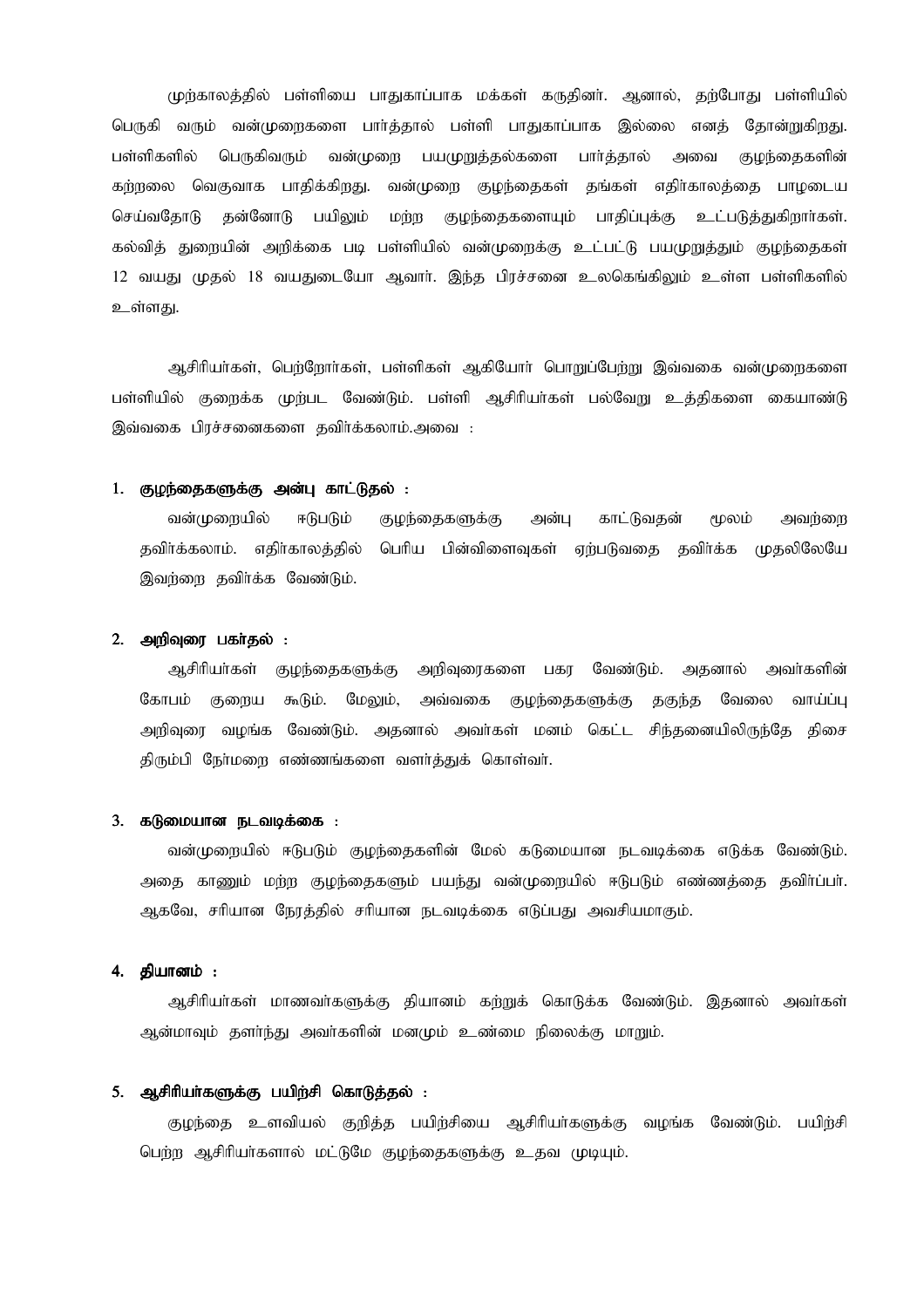முற்காலத்தில் பள்ளியை பாதுகாப்பாக மக்கள் கருதினர். ஆனால், தற்போது பள்ளியில் பெருகி வரும் வன்முறைகளை பார்த்தால் பள்ளி பாதுகாப்பாக இல்லை எனத் தோன்றுகிறது. பள்ளிகளில் பெருகிவரும் வன்முறை பயமுறுத்தல்களை பார்த்தால் அவை குழந்தைகளின் கற்றலை வெகுவாக பாதிக்கிறது. வன்முறை குழந்தைகள் தங்கள் எதிர்காலத்தை பாழடைய செய்வதோடு தன்னோடு பயிலும் மற்ற குழந்தைகளையும் பாதிப்புக்கு உட்படுத்துகிறார்கள். கல்வித் துறையின் அறிக்கை படி பள்ளியில் வன்முறைக்கு உட்பட்டு பயமுறுத்தும் குழந்தைகள் 12 வயது முதல் 18 வயதுடையோ ஆவார். இந்த பிரச்சனை உலகெங்கிலும் உள்ள பள்ளிகளில் உள்ளது.

ஆசிரியர்கள், பெற்றோர்கள், பள்ளிகள் ஆகியோர் பொறுப்பேற்று இவ்வகை வன்முறைகளை பள்ளியில் குறைக்க முற்பட வேண்டும். பள்ளி ஆசிரியர்கள் பல்வேறு உத்திகளை கையாண்டு இவ்வகை பிரச்சனைகளை தவிர்க்கலாம்.அவை :

1. **குழந்தைகளுக்கு அன்பு காட்டுதல் :**

   வன்முறையில் ஈடுபடும் குழந்தைகளுக்கு அன்பு காட்டுவதன் மூலம் அவற்றை தவிர்க்கலாம். எதிர்காலத்தில் பெரிய பின்விளைவுகள் ஏற்படுவதை தவிர்க்க முதலிலேயே இவற்றை தவிர்க்க வேண்டும்.

2. **அறிவுரை பகர்தல் :**

   ஆசிரியர்கள் குழந்தைகளுக்கு அறிவுரைகளை பகர வேண்டும். அதனால் அவர்களின் கோபம் குறைய கூடும். மேலும், அவ்வகை குழந்தைகளுக்கு தகுந்த வேலை வாய்ப்பு அறிவுரை வழங்க வேண்டும். அதனால் அவர்கள் மனம் கெட்ட சிந்தனையிலிருந்தே திசை திரும்பி நேர்மறை எண்ணங்களை வளர்த்துக் கொள்வர்.

3. **கடுமையான நடவடிக்கை :**

   வன்முறையில் ஈடுபடும் குழந்தைகளின் மேல் கடுமையான நடவடிக்கை எடுக்க வேண்டும். அதை காணும் மற்ற குழந்தைகளும் பயந்து வன்முறையில் ஈடுபடும் எண்ணத்தை தவிர்ப்பர். ஆகவே, சரியான நேரத்தில் சரியான நடவடிக்கை எடுப்பது அவசியமாகும்.

4. **தியானம் :**

   ஆசிரியர்கள் மாணவர்களுக்கு தியானம் கற்றுக் கொடுக்க வேண்டும். இதனால் அவர்கள் ஆன்மாவும் தளர்ந்து அவர்களின் மனமும் உண்மை நிலைக்கு மாறும்.

5. **ஆசிரியர்களுக்கு பயிற்சி கொடுத்தல் :**

   குழந்தை உளவியல் குறித்த பயிற்சியை ஆசிரியர்களுக்கு வழங்க வேண்டும். பயிற்சி பெற்ற ஆசிரியர்களால் மட்டுமே குழந்தைகளுக்கு உதவ முடியும்.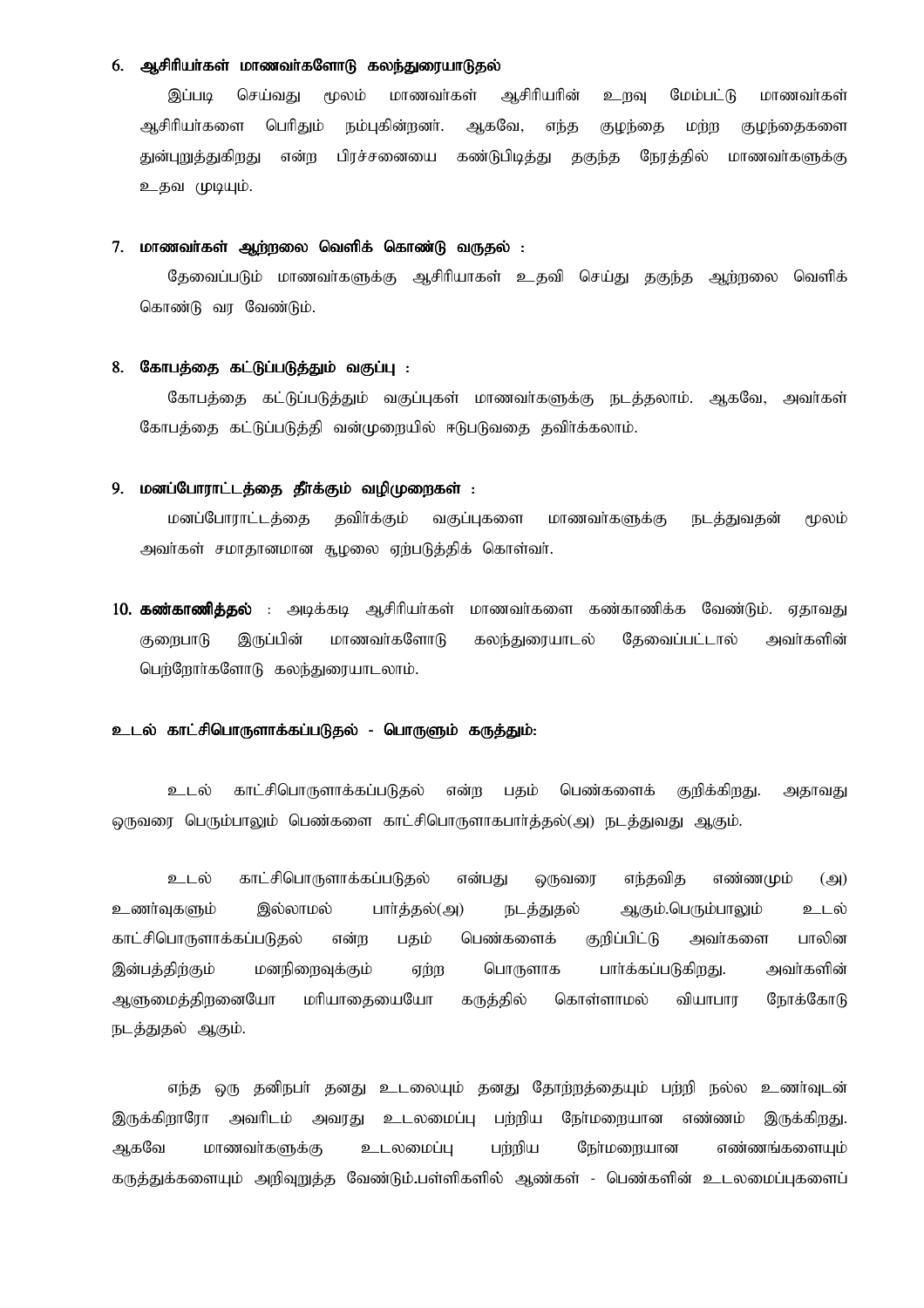### 6. ஆசிரியர்கள் மாணவர்களோடு கலந்துரையாடுதல்

இப்படி செய்வது மூலம் மாணவர்கள் ஆசிரியரின் உறவு மேம்பட்டு மாணவர்கள் ஆசிரியர்களை பெரிதும் நம்புகின்றனர். ஆகவே, எந்த குழந்தை மற்ற குழந்தைகளை துன்புறுத்துகிறது என்ற பிரச்சனையை கண்டுபிடித்து தகுந்த நேரத்தில் மாணவர்களுக்கு உதவ முடியும்.

### 7. மாணவர்கள் ஆற்றலை வெளிக் கொண்டு வருதல் :

தேவைப்படும் மாணவர்களுக்கு ஆசிரியாகள் உதவி செய்து தகுந்த ஆற்றலை வெளிக் கொண்டு வர வேண்டும்.

### 8. கோபத்தை கட்டுப்படுத்தும் வகுப்பு :

கோபத்தை கட்டுப்படுத்தும் வகுப்புகள் மாணவர்களுக்கு நடத்தலாம். ஆகவே, அவர்கள் கோபத்தை கட்டுப்படுத்தி வன்முறையில் ஈடுபடுவதை தவிர்க்கலாம்.

### 9. மனப்போராட்டத்தை தீர்க்கும் வழிமுறைகள் :

மனப்போராட்டத்தை தவிர்க்கும் வகுப்புகளை மாணவர்களுக்கு நடத்துவதன் மூலம் அவர்கள் சமாதானமான சூழலை ஏற்படுத்திக் கொள்வர்.

**10. கண்காணித்தல்** : அடிக்கடி ஆசிரியர்கள் மாணவர்களை கண்காணிக்க வேண்டும். ஏதாவது குறைபாடு இருப்பின் மாணவர்களோடு கலந்துரையாடல் தேவைப்பட்டால் அவர்களின் பெற்றோர்களோடு கலந்துரையாடலாம்.

### உடல் காட்சிபொருளாக்கப்படுதல் - பொருளும் கருத்தும்:

உடல் காட்சிபொருளாக்கப்படுதல் என்ற பதம் பெண்களைக் குறிக்கிறது. அதாவது ஒருவரை பெரும்பாலும் பெண்களை காட்சிபொருளாகபார்த்தல்(அ) நடத்துவது ஆகும்.

உடல் காட்சிபொருளாக்கப்படுதல் என்பது ஒருவரை எந்தவித எண்ணமும் (அ) உணர்வுகளும் இல்லாமல் பார்த்தல்(அ) நடத்துதல் ஆகும்.பெரும்பாலும் உடல் காட்சிபொருளாக்கப்படுதல் என்ற பதம் பெண்களைக் குறிப்பிட்டு அவர்களை பாலின இன்பத்திற்கும் மனநிறைவுக்கும் ஏற்ற பொருளாக பார்க்கப்படுகிறது. அவர்களின் ஆளுமைத்திறனையோ மரியாதையையோ கருத்தில் கொள்ளாமல் வியாபார நோக்கோடு நடத்துதல் ஆகும்.

எந்த ஒரு தனிநபர் தனது உடலையும் தனது தோற்றத்தையும் பற்றி நல்ல உணர்வுடன் இருக்கிறாரோ அவரிடம் அவரது உடலமைப்பு பற்றிய நேர்மறையான எண்ணம் இருக்கிறது. ஆகவே மாணவர்களுக்கு உடலமைப்பு பற்றிய நேர்மறையான எண்ணங்களையும் கருத்துக்களையும் அறிவுறுத்த வேண்டும்.பள்ளிகளில் ஆண்கள் - பெண்களின் உடலமைப்புகளைப்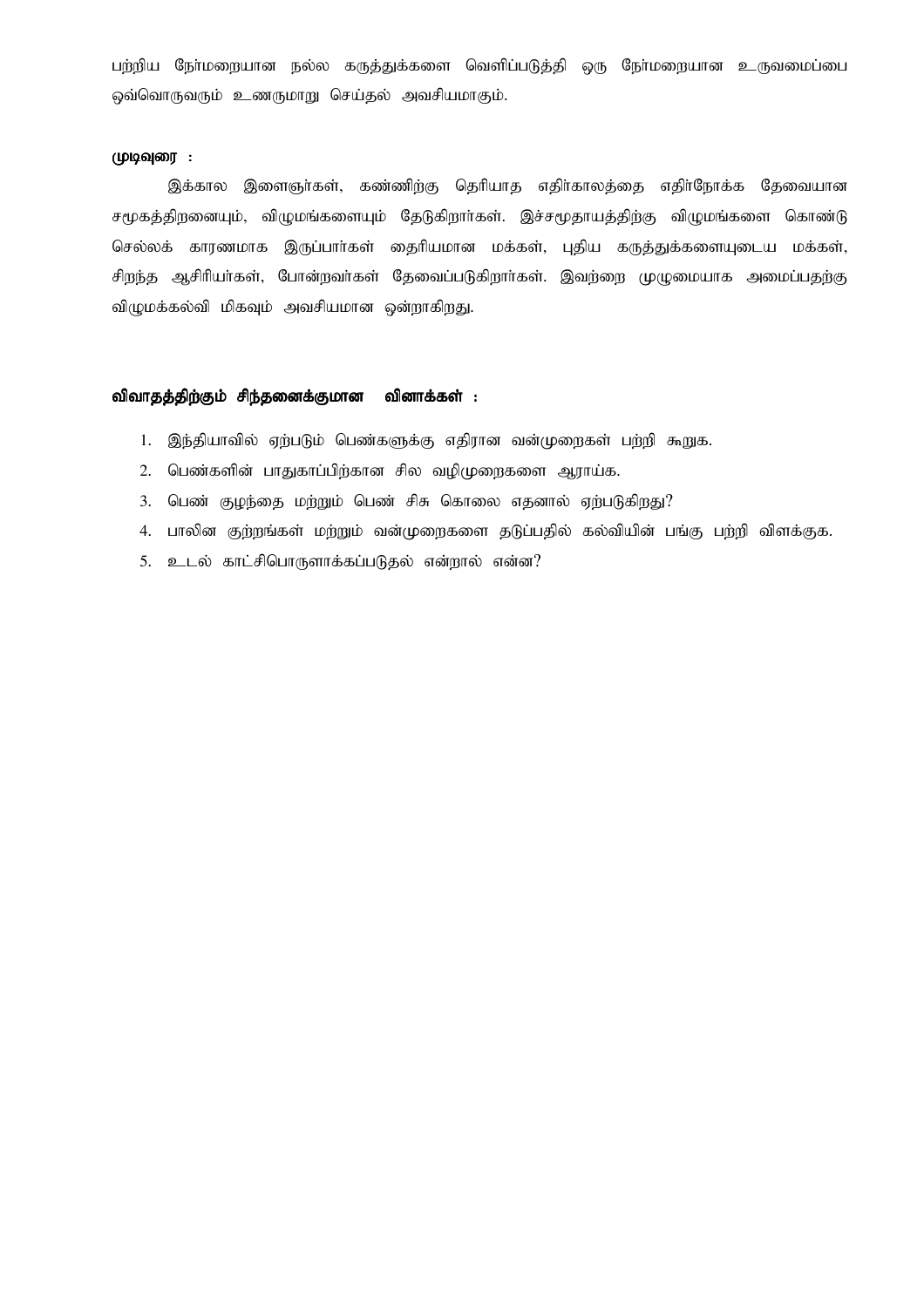பற்றிய நேர்மறையான நல்ல கருத்துக்களை வெளிப்படுத்தி ஒரு நேர்மறையான உருவமைப்பை ஒவ்வொருவரும் உணருமாறு செய்தல் அவசியமாகும்.

**முடிவுரை :**

இக்கால இளைஞர்கள், கண்ணிற்கு தெரியாத எதிர்காலத்தை எதிர்நோக்க தேவையான சமூகத்திறனையும், விழுமங்களையும் தேடுகிறார்கள். இச்சமூதாயத்திற்கு விழுமங்களை கொண்டு செல்லக் காரணமாக இருப்பார்கள் தைரியமான மக்கள், புதிய கருத்துக்களையுடைய மக்கள், சிறந்த ஆசிரியர்கள், போன்றவர்கள் தேவைப்படுகிறார்கள். இவற்றை முழுமையாக அமைப்பதற்கு விழுமக்கல்வி மிகவும் அவசியமான ஒன்றாகிறது.

**விவாதத்திற்கும் சிந்தனைக்குமான வினாக்கள் :**

1. இந்தியாவில் ஏற்படும் பெண்களுக்கு எதிரான வன்முறைகள் பற்றி கூறுக.
2. பெண்களின் பாதுகாப்பிற்கான சில வழிமுறைகளை ஆராய்க.
3. பெண் குழந்தை மற்றும் பெண் சிசு கொலை எதனால் ஏற்படுகிறது?
4. பாலின குற்றங்கள் மற்றும் வன்முறைகளை தடுப்பதில் கல்வியின் பங்கு பற்றி விளக்குக.
5. உடல் காட்சிபொருளாக்கப்படுதல் என்றால் என்ன?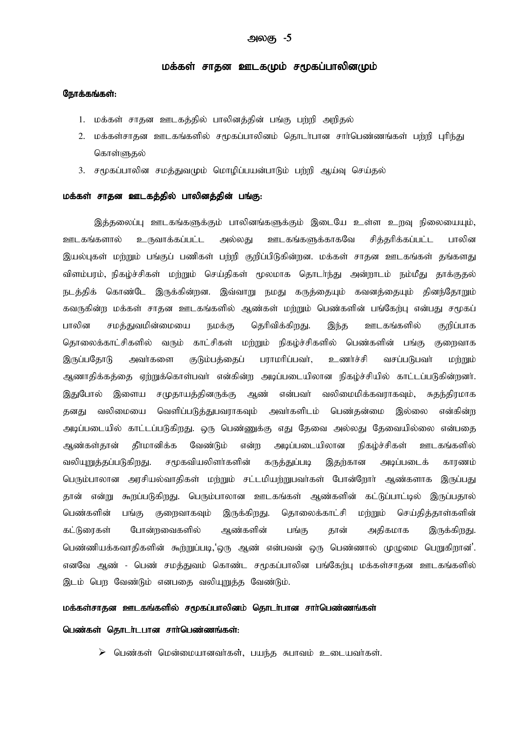# அலகு -5

## மக்கள் சாதன ஊடகமும் சமூகப்பாலினமும்

**நோக்கங்கள்:**

1. மக்கள் சாதன ஊடகத்தில் பாலினத்தின் பங்கு பற்றி அறிதல்
2. மக்கள்சாதன ஊடகங்களில் சமூகப்பாலினம் தொடர்பான சார்பெண்ணங்கள் பற்றி புரிந்து கொள்ளுதல்
3. சமூகப்பாலின சமத்துவமும் மொழிப்பயன்பாடும் பற்றி ஆய்வு செய்தல்

### மக்கள் சாதன ஊடகத்தில் பாலினத்தின் பங்கு:

இத்தலைப்பு ஊடகங்களுக்கும் பாலினங்களுக்கும் இடையே உள்ள உறவு நிலையையும், ஊடகங்களால் உருவாக்கப்பட்ட அல்லது ஊடகங்களுக்காகவே சித்தரிக்கப்பட்ட பாலின இயல்புகள் மற்றும் பங்குப் பணிகள் பற்றி குறிப்பிடுகின்றன. மக்கள் சாதன ஊடகங்கள் தங்களது விளம்பரம், நிகழ்ச்சிகள் மற்றும் செய்திகள் மூலமாக தொடர்ந்து அன்றாடம் நம்மீது தாக்குதல் நடத்திக் கொண்டே இருக்கின்றன. இவ்வாறு நமது கருத்தையும் கவனத்தையும் தினந்தோறும் கவருகின்ற மக்கள் சாதன ஊடகங்களில் ஆண்கள் மற்றும் பெண்களின் பங்கேற்பு என்பது சமூகப் பாலின சமத்துவமின்மையை நமக்கு தெரிவிக்கிறது. இந்த ஊடகங்களில் குறிப்பாக தொலைக்காட்சிகளில் வரும் காட்சிகள் மற்றும் நிகழ்ச்சிகளில் பெண்களின் பங்கு குறைவாக இருப்பதோடு அவர்களை குடும்பத்தைப் பராமரிப்பவர், உணர்ச்சி வசப்படுபவர் மற்றும் ஆணாதிக்கத்தை ஏற்றுக்கொள்பவர் என்கின்ற அடிப்படையிலான நிகழ்ச்சியில் காட்டப்படுகின்றனர். இதுபோல் இளைய சமுதாயத்தினருக்கு ஆண் என்பவர் வலிமைமிக்கவராகவும், சுதந்திரமாக தனது வலிமையை வெளிப்படுத்துபவராகவும் அவர்களிடம் பெண்தன்மை இல்லை என்கின்ற அடிப்படையில் காட்டப்படுகிறது. ஒரு பெண்ணுக்கு எது தேவை அல்லது தேவையில்லை என்பதை ஆண்கள்தான் தீர்மானிக்க வேண்டும் என்ற அடிப்படையிலான நிகழ்ச்சிகள் ஊடகங்களில் வலியுறுத்தப்படுகிறது. சமூகவியலாளர்களின் கருத்துப்படி இதற்கான அடிப்படைக் காரணம் பெரும்பாலான அரசியல்வாதிகள் மற்றும் சட்டமியற்றுபவர்கள் போன்றோர் ஆண்களாக இருப்பது தான் என்று கூறப்படுகிறது. பெரும்பாலான ஊடகங்கள் ஆண்களின் கட்டுப்பாட்டில் இருப்பதால் பெண்களின் பங்கு குறைவாகவும் இருக்கிறது. தொலைக்காட்சி மற்றும் செய்தித்தாள்களின் கட்டுரைகள் போன்றவைகளில் ஆண்களின் பங்கு தான் அதிகமாக இருக்கிறது. பெண்ணியக்கவாதிகளின் கூற்றுப்படி,'ஒரு ஆண் என்பவன் ஒரு பெண்ணால் முழுமை பெறுகிறான்'. எனவே ஆண் - பெண் சமத்துவம் கொண்ட சமூகப்பாலின பங்கேற்பு மக்கள்சாதன ஊடகங்களில் இடம் பெற வேண்டும் எனபதை வலியுறுத்த வேண்டும்.

### மக்கள்சாதன ஊடகங்களில் சமூகப்பாலினம் தொடர்பான சார்பெண்ணங்கள்

**பெண்கள் தொடர்டபான சார்பெண்ணங்கள்:**

- பெண்கள் மென்மையானவர்கள், பயந்த சுபாவம் உடையவர்கள்.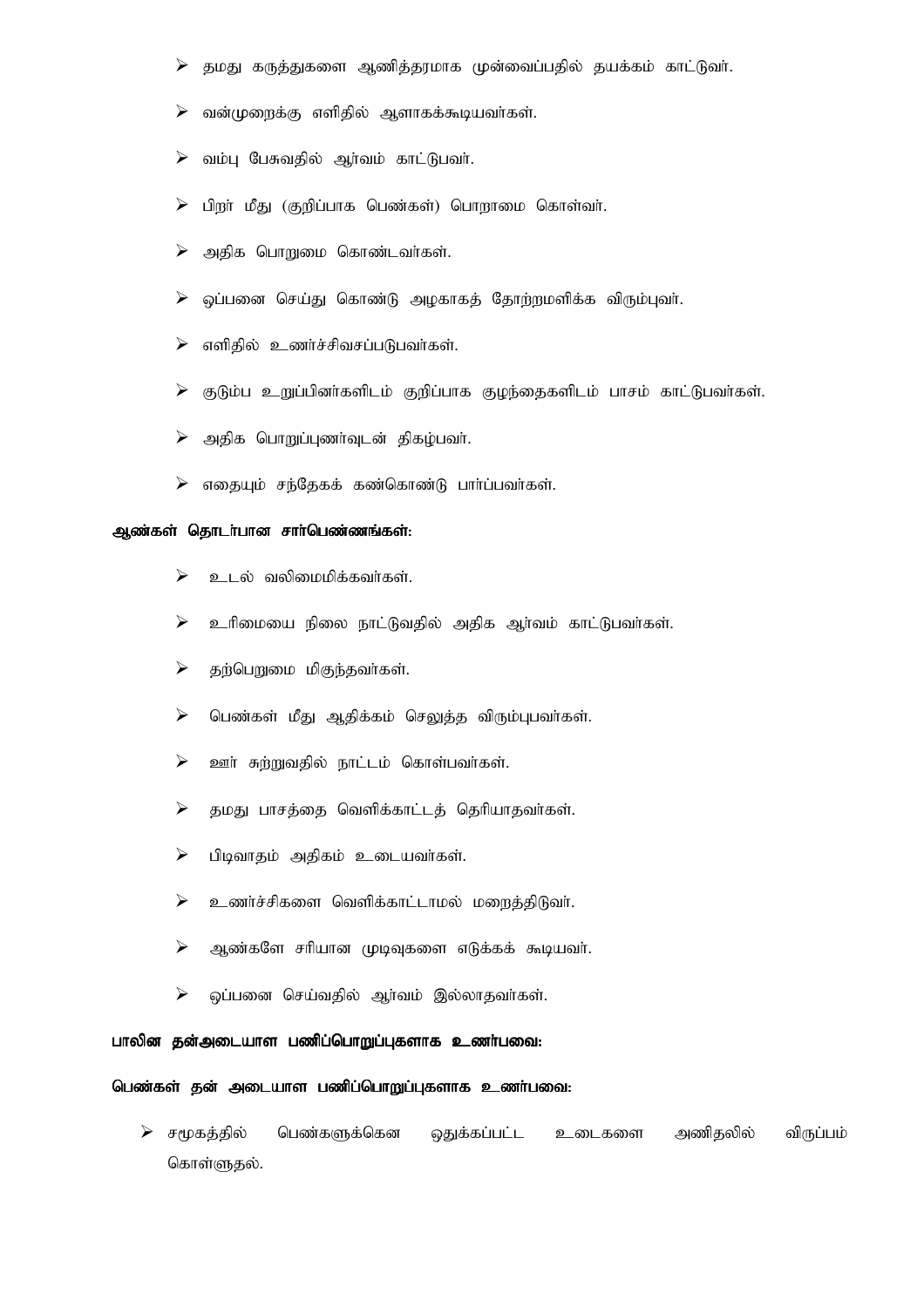- தமது கருத்துகளை ஆணித்தரமாக முன்வைப்பதில் தயக்கம் காட்டுவர்.
- வன்முறைக்கு எளிதில் ஆளாகக்கூடியவர்கள்.
- வம்பு பேசுவதில் ஆர்வம் காட்டுபவர்.
- பிறர் மீது (குறிப்பாக பெண்கள்) பொறாமை கொள்வர்.
- அதிக பொறுமை கொண்டவர்கள்.
- ஒப்பனை செய்து கொண்டு அழகாகத் தோற்றமளிக்க விரும்புவர்.
- எளிதில் உணர்ச்சிவசப்படுபவர்கள்.
- குடும்ப உறுப்பினர்களிடம் குறிப்பாக குழந்தைகளிடம் பாசம் காட்டுபவர்கள்.
- அதிக பொறுப்புணர்வுடன் திகழ்பவர்.
- எதையும் சந்தேகக் கண்கொண்டு பார்ப்பவர்கள்.

**ஆண்கள் தொடர்பான சார்பெண்ணங்கள்:**

- உடல் வலிமைமிக்கவர்கள்.
- உரிமையை நிலை நாட்டுவதில் அதிக ஆர்வம் காட்டுபவர்கள்.
- தற்பெறுமை மிகுந்தவர்கள்.
- பெண்கள் மீது ஆதிக்கம் செலுத்த விரும்புபவர்கள்.
- ஊர் சுற்றுவதில் நாட்டம் கொள்பவர்கள்.
- தமது பாசத்தை வெளிக்காட்டத் தெரியாதவர்கள்.
- பிடிவாதம் அதிகம் உடையவர்கள்.
- உணர்ச்சிகளை வெளிக்காட்டாமல் மறைத்திடுவர்.
- ஆண்களே சரியான முடிவுகளை எடுக்கக் கூடியவர்.
- ஒப்பனை செய்வதில் ஆர்வம் இல்லாதவர்கள்.

**பாலின தன்அடையாள பணிப்பொறுப்புகளாக உணர்பவை:**

**பெண்கள் தன் அடையாள பணிப்பொறுப்புகளாக உணர்பவை:**

- சமூகத்தில் பெண்களுக்கென ஒதுக்கப்பட்ட உடைகளை அணிதலில் விருப்பம் கொள்ளுதல்.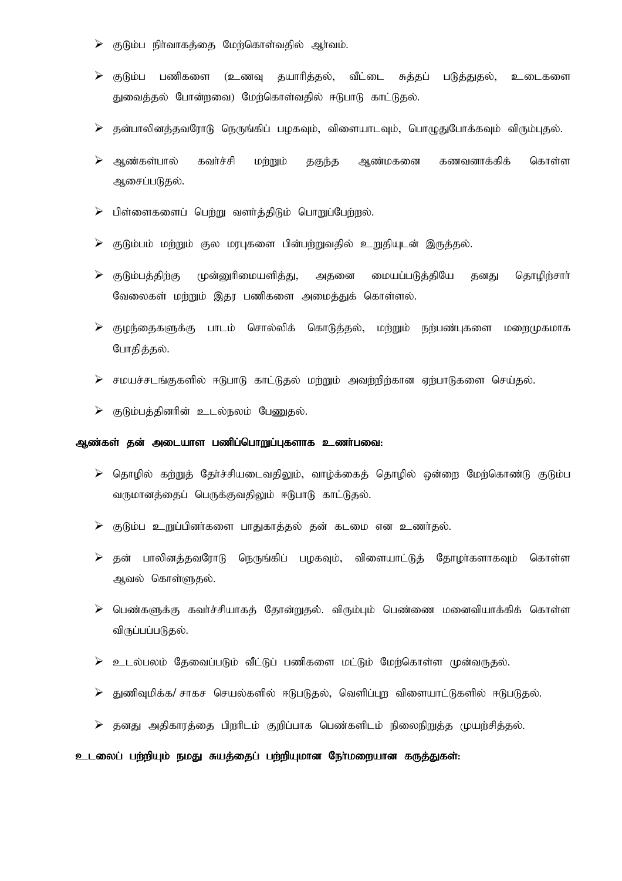- குடும்ப நிர்வாகத்தை மேற்கொள்வதில் ஆர்வம்.
- குடும்ப பணிகளை (உணவு தயாரித்தல், வீட்டை சுத்தப் படுத்துதல், உடைகளை துவைத்தல் போன்றவை) மேற்கொள்வதில் ஈடுபாடு காட்டுதல்.
- தன்பாலினத்தவரோடு நெருங்கிப் பழகவும், விளையாடவும், பொழுதுபோக்கவும் விரும்புதல்.
- ஆண்கள்பால் கவர்ச்சி மற்றும் தகுந்த ஆண்மகனை கணவனாக்கிக் கொள்ள ஆசைப்படுதல்.
- பிள்ளைகளைப் பெற்று வளர்த்திடும் பொறுப்பேற்றல்.
- குடும்பம் மற்றும் குல மரபுகளை பின்பற்றுவதில் உறுதியுடன் இருத்தல்.
- குடும்பத்திற்கு முன்னுரிமையளித்து, அதனை மையப்படுத்தியே தனது தொழிற்சார் வேலைகள் மற்றும் இதர பணிகளை அமைத்துக் கொள்ளல்.
- குழந்தைகளுக்கு பாடம் சொல்லிக் கொடுத்தல், மற்றும் நற்பண்புகளை மறைமுகமாக போதித்தல்.
- சமயச்சடங்குகளில் ஈடுபாடு காட்டுதல் மற்றும் அவற்றிற்கான ஏற்பாடுகளை செய்தல்.
- குடும்பத்தினரின் உடல்நலம் பேணுதல்.

**ஆண்கள் தன் அடையாள பணிப்பொறுப்புகளாக உணர்பவை:**

- தொழில் கற்றுத் தேர்ச்சியடைவதிலும், வாழ்க்கைத் தொழில் ஒன்றை மேற்கொண்டு குடும்ப வருமானத்தைப் பெருக்குவதிலும் ஈடுபாடு காட்டுதல்.
- குடும்ப உறுப்பினர்களை பாதுகாத்தல் தன் கடமை என உணர்தல்.
- தன் பாலினத்தவரோடு நெருங்கிப் பழகவும், விளையாட்டுத் தோழர்களாகவும் கொள்ள ஆவல் கொள்ளுதல்.
- பெண்களுக்கு கவர்ச்சியாகத் தோன்றுதல். விரும்பும் பெண்ணை மனைவியாக்கிக் கொள்ள விருப்பப்படுதல்.
- உடல்பலம் தேவைப்படும் வீட்டுப் பணிகளை மட்டும் மேற்கொள்ள முன்வருதல்.
- துணிவுமிக்க/ சாகச செயல்களில் ஈடுபடுதல், வெளிப்புற விளையாட்டுகளில் ஈடுபடுதல்.
- தனது அதிகாரத்தை பிறரிடம் குறிப்பாக பெண்களிடம் நிலைநிறுத்த முயற்சித்தல்.

**உடலைப் பற்றியும் நமது சுயத்தைப் பற்றியுமான நேர்மறையான கருத்துகள்:**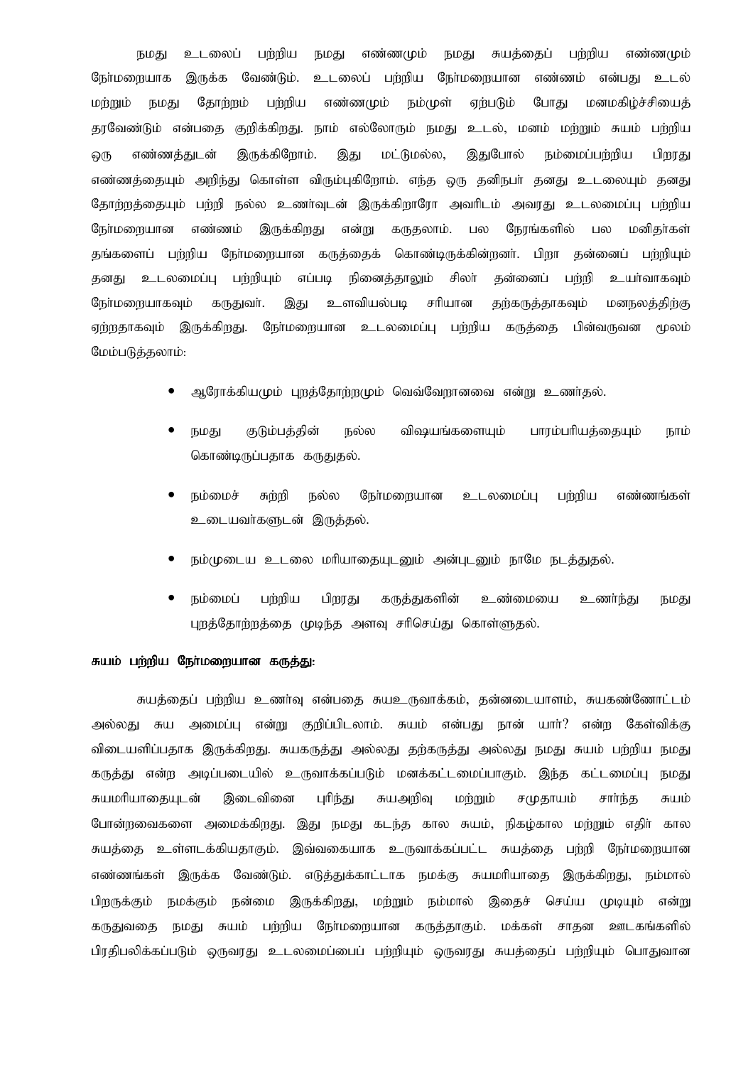நமது உடலைப் பற்றிய நமது எண்ணமும் நமது சுயத்தைப் பற்றிய எண்ணமும் நேர்மறையாக இருக்க வேண்டும். உடலைப் பற்றிய நேர்மறையான எண்ணம் என்பது உடல் மற்றும் நமது தோற்றம் பற்றிய எண்ணமும் நம்முள் ஏற்படும் போது மனமகிழ்ச்சியைத் தரவேண்டும் என்பதை குறிக்கிறது. நாம் எல்லோரும் நமது உடல், மனம் மற்றும் சுயம் பற்றிய ஒரு எண்ணத்துடன் இருக்கிறோம். இது மட்டுமல்ல, இதுபோல் நம்மைப்பற்றிய பிறரது எண்ணத்தையும் அறிந்து கொள்ள விரும்புகிறோம். எந்த ஒரு தனிநபர் தனது உடலையும் தனது தோற்றத்தையும் பற்றி நல்ல உணர்வுடன் இருக்கிறாரோ அவரிடம் அவரது உடலமைப்பு பற்றிய நேர்மறையான எண்ணம் இருக்கிறது என்று கருதலாம். பல நேரங்களில் பல மனிதர்கள் தங்களைப் பற்றிய நேர்மறையான கருத்தைக் கொண்டிருக்கின்றனர். பிறர் தன்னைப் பற்றியும் தனது உடலமைப்பு பற்றியும் எப்படி நினைத்தாலும் சிலர் தன்னைப் பற்றி உயர்வாகவும் நேர்மறையாகவும் கருதுவர். இது உளவியல்படி சரியான தற்கருத்தாகவும் மனநலத்திற்கு ஏற்றதாகவும் இருக்கிறது. நேர்மறையான உடலமைப்பு பற்றிய கருத்தை பின்வருவன மூலம் மேம்படுத்தலாம்:

- ஆரோக்கியமும் புறத்தோற்றமும் வெவ்வேறானவை என்று உணர்தல்.
- நமது குடும்பத்தின் நல்ல விஷயங்களையும் பாரம்பரியத்தையும் நாம் கொண்டிருப்பதாக கருதுதல்.
- நம்மைச் சுற்றி நல்ல நேர்மறையான உடலமைப்பு பற்றிய எண்ணங்கள் உடையவர்களுடன் இருத்தல்.
- நம்முடைய உடலை மரியாதையுடனும் அன்புடனும் நாமே நடத்துதல்.
- நம்மைப் பற்றிய பிறரது கருத்துகளின் உண்மையை உணர்ந்து நமது புறத்தோற்றத்தை முடிந்த அளவு சரிசெய்து கொள்ளுதல்.

**சுயம் பற்றிய நேர்மறையான கருத்து:**

சுயத்தைப் பற்றிய உணர்வு என்பதை சுயஉருவாக்கம், தன்னடையாளம், சுயகண்ணோட்டம் அல்லது சுய அமைப்பு என்று குறிப்பிடலாம். சுயம் என்பது நான் யார்? என்ற கேள்விக்கு விடையளிப்பதாக இருக்கிறது. சுயகருத்து அல்லது தற்கருத்து அல்லது நமது சுயம் பற்றிய நமது கருத்து என்ற அடிப்படையில் உருவாக்கப்படும் மனக்கட்டமைப்பாகும். இந்த கட்டமைப்பு நமது சுயமரியாதையுடன் இடைவினை புரிந்து சுயஅறிவு மற்றும் சமுதாயம் சார்ந்த சுயம் போன்றவைகளை அமைக்கிறது. இது நமது கடந்த கால சுயம், நிகழ்கால மற்றும் எதிர் கால சுயத்தை உள்ளடக்கியதாகும். இவ்வகையாக உருவாக்கப்பட்ட சுயத்தை பற்றி நேர்மறையான எண்ணங்கள் இருக்க வேண்டும். எடுத்துக்காட்டாக நமக்கு சுயமரியாதை இருக்கிறது, நம்மால் பிறருக்கும் நமக்கும் நன்மை இருக்கிறது, மற்றும் நம்மால் இதைச் செய்ய முடியும் என்று கருதுவதை நமது சுயம் பற்றிய நேர்மறையான கருத்தாகும். மக்கள் சாதன ஊடகங்களில் பிரதிபலிக்கப்படும் ஒருவரது உடலமைப்பைப் பற்றியும் ஒருவரது சுயத்தைப் பற்றியும் பொதுவான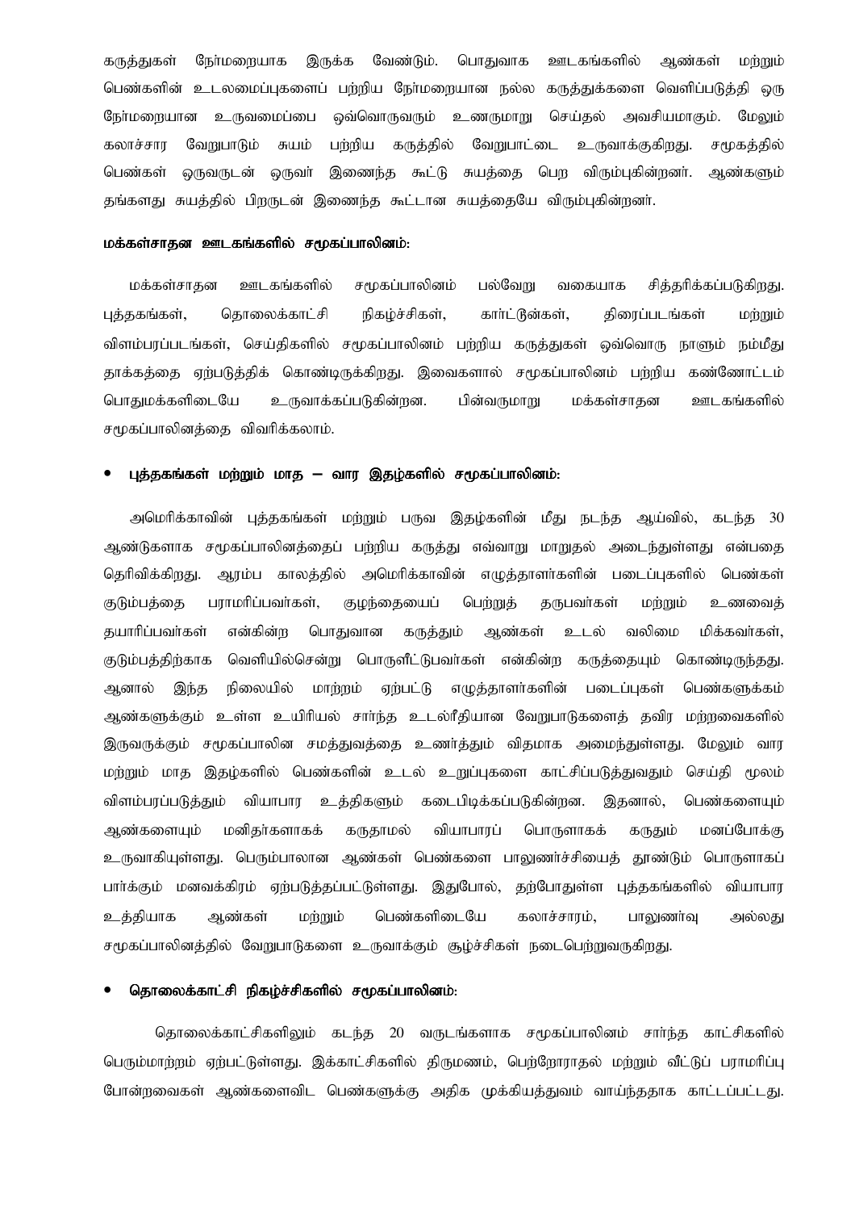கருத்துகள் நேர்மறையாக இருக்க வேண்டும். பொதுவாக ஊடகங்களில் ஆண்கள் மற்றும் பெண்களின் உடலமைப்புகளைப் பற்றிய நேர்மறையான நல்ல கருத்துக்களை வெளிப்படுத்தி ஒரு நேர்மறையான உருவமைப்பை ஒவ்வொருவரும் உணருமாறு செய்தல் அவசியமாகும். மேலும் கலாச்சார வேறுபாடும் சுயம் பற்றிய கருத்தில் வேறுபாட்டை உருவாக்குகிறது. சமூகத்தில் பெண்கள் ஒருவருடன் ஒருவர் இணைந்த கூட்டு சுயத்தை பெற விரும்புகின்றனர். ஆண்களும் தங்களது சுயத்தில் பிறருடன் இணைந்த கூட்டான சுயத்தையே விரும்புகின்றனர்.

**மக்கள்சாதன ஊடகங்களில் சமூகப்பாலினம்:**

மக்கள்சாதன ஊடகங்களில் சமூகப்பாலினம் பல்வேறு வகையாக சித்தரிக்கப்படுகிறது. புத்தகங்கள், தொலைக்காட்சி நிகழ்ச்சிகள், கார்ட்டூன்கள், திரைப்படங்கள் மற்றும் விளம்பரப்படங்கள், செய்திகளில் சமூகப்பாலினம் பற்றிய கருத்துகள் ஒவ்வொரு நாளும் நம்மீது தாக்கத்தை ஏற்படுத்திக் கொண்டிருக்கிறது. இவைகளால் சமூகப்பாலினம் பற்றிய கண்ணோட்டம் பொதுமக்களிடையே உருவாக்கப்படுகின்றன. பின்வருமாறு மக்கள்சாதன ஊடகங்களில் சமூகப்பாலினத்தை விவரிக்கலாம்.

- **புத்தகங்கள் மற்றும் மாத – வார இதழ்களில் சமூகப்பாலினம்:**

அமெரிக்காவின் புத்தகங்கள் மற்றும் பருவ இதழ்களின் மீது நடந்த ஆய்வில், கடந்த 30 ஆண்டுகளாக சமூகப்பாலினத்தைப் பற்றிய கருத்து எவ்வாறு மாறுதல் அடைந்துள்ளது என்பதை தெரிவிக்கிறது. ஆரம்ப காலத்தில் அமெரிக்காவின் எழுத்தாளர்களின் படைப்புகளில் பெண்கள் குடும்பத்தை பராமரிப்பவர்கள், குழந்தையைப் பெற்றுத் தருபவர்கள் மற்றும் உணவைத் தயாரிப்பவர்கள் என்கின்ற பொதுவான கருத்தும் ஆண்கள் உடல் வலிமை மிக்கவர்கள், குடும்பத்திற்காக வெளியில்சென்று பொருளீட்டுபவர்கள் என்கின்ற கருத்தையும் கொண்டிருந்தது. ஆனால் இந்த நிலையில் மாற்றம் ஏற்பட்டு எழுத்தாளர்களின் படைப்புகள் பெண்களுக்கும் ஆண்களுக்கும் உள்ள உயிரியல் சார்ந்த உடல்ரீதியான வேறுபாடுகளைத் தவிர மற்றவைகளில் இருவருக்கும் சமூகப்பாலின சமத்துவத்தை உணர்த்தும் விதமாக அமைந்துள்ளது. மேலும் வார மற்றும் மாத இதழ்களில் பெண்களின் உடல் உறுப்புகளை காட்சிப்படுத்துவதும் செய்தி மூலம் விளம்பரப்படுத்தும் வியாபார உத்திகளும் கடைபிடிக்கப்படுகின்றன. இதனால், பெண்களையும் ஆண்களையும் மனிதர்களாகக் கருதாமல் வியாபாரப் பொருளாகக் கருதும் மனப்போக்கு உருவாகியுள்ளது. பெரும்பாலான ஆண்கள் பெண்களை பாலுணர்ச்சியைத் தூண்டும் பொருளாகப் பார்க்கும் மனவக்கிரம் ஏற்படுத்தப்பட்டுள்ளது. இதுபோல், தற்போதுள்ள புத்தகங்களில் வியாபார உத்தியாக ஆண்கள் மற்றும் பெண்களிடையே கலாச்சாரம், பாலுணர்வு அல்லது சமூகப்பாலினத்தில் வேறுபாடுகளை உருவாக்கும் சூழ்ச்சிகள் நடைபெற்றுவருகிறது.

- **தொலைக்காட்சி நிகழ்ச்சிகளில் சமூகப்பாலினம்:**

தொலைக்காட்சிகளிலும் கடந்த 20 வருடங்களாக சமூகப்பாலினம் சார்ந்த காட்சிகளில் பெரும்மாற்றம் ஏற்பட்டுள்ளது. இக்காட்சிகளில் திருமணம், பெற்றோராதல் மற்றும் வீட்டுப் பராமரிப்பு போன்றவைகள் ஆண்களைவிட பெண்களுக்கு அதிக முக்கியத்துவம் வாய்ந்ததாக காட்டப்பட்டது.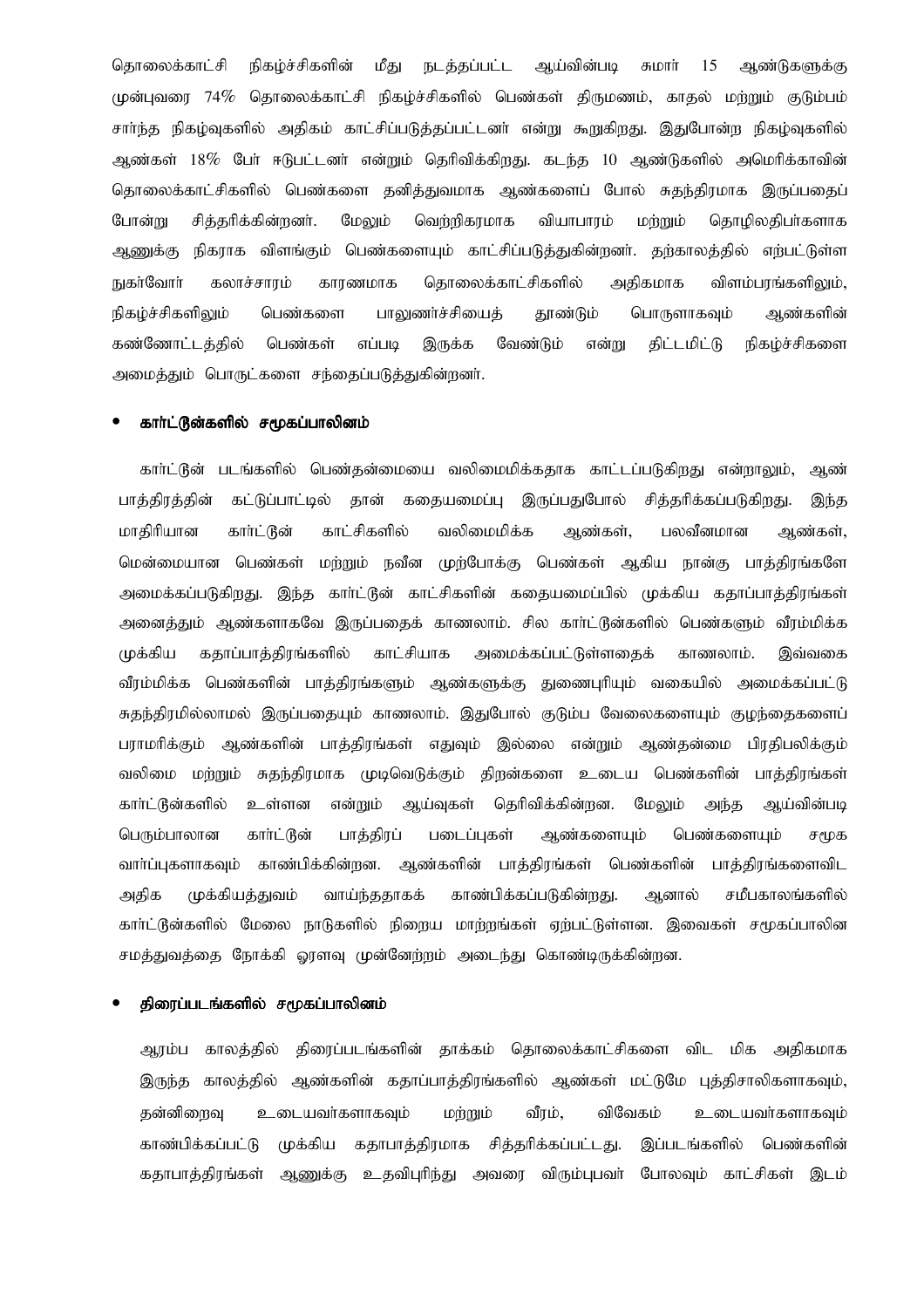தொலைக்காட்சி நிகழ்ச்சிகளின் மீது நடத்தப்பட்ட ஆய்வின்படி சுமார் 15 ஆண்டுகளுக்கு முன்புவரை 74% தொலைக்காட்சி நிகழ்ச்சிகளில் பெண்கள் திருமணம், காதல் மற்றும் குடும்பம் சார்ந்த நிகழ்வுகளில் அதிகம் காட்சிப்படுத்தப்பட்டனர் என்று கூறுகிறது. இதுபோன்ற நிகழ்வுகளில் ஆண்கள் 18% பேர் ஈடுபட்டனர் என்றும் தெரிவிக்கிறது. கடந்த 10 ஆண்டுகளில் அமெரிக்காவின் தொலைக்காட்சிகளில் பெண்களை தனித்துவமாக ஆண்களைப் போல் சுதந்திரமாக இருப்பதைப் போன்று சித்தரிக்கின்றனர். மேலும் வெற்றிகரமாக வியாபாரம் மற்றும் தொழிலதிபர்களாக ஆணுக்கு நிகராக விளங்கும் பெண்களையும் காட்சிப்படுத்துகின்றனர். தற்காலத்தில் எற்பட்டுள்ள நுகர்வோர் கலாச்சாரம் காரணமாக தொலைக்காட்சிகளில் அதிகமாக விளம்பரங்களிலும், நிகழ்ச்சிகளிலும் பெண்களை பாலுணர்ச்சியைத் தூண்டும் பொருளாகவும் ஆண்களின் கண்ணோட்டத்தில் பெண்கள் எப்படி இருக்க வேண்டும் என்று திட்டமிட்டு நிகழ்ச்சிகளை அமைத்தும் பொருட்களை சந்தைப்படுத்துகின்றனர்.

- **கார்ட்டூன்களில் சமூகப்பாலினம்**

கார்ட்டூன் படங்களில் பெண்தன்மையை வலிமைமிக்கதாக காட்டப்படுகிறது என்றாலும், ஆண் பாத்திரத்தின் கட்டுப்பாட்டில் தான் கதையமைப்பு இருப்பதுபோல் சித்தரிக்கப்படுகிறது. இந்த மாதிரியான கார்ட்டூன் காட்சிகளில் வலிமைமிக்க ஆண்கள், பலவீனமான ஆண்கள், மென்மையான பெண்கள் மற்றும் நவீன முற்போக்கு பெண்கள் ஆகிய நான்கு பாத்திரங்களே அமைக்கப்படுகிறது. இந்த கார்ட்டூன் காட்சிகளின் கதையமைப்பில் முக்கிய கதாப்பாத்திரங்கள் அனைத்தும் ஆண்களாகவே இருப்பதைக் காணலாம். சில கார்ட்டூன்களில் பெண்களும் வீரம்மிக்க முக்கிய கதாப்பாத்திரங்களில் காட்சியாக அமைக்கப்பட்டுள்ளதைக் காணலாம். இவ்வகை வீரம்மிக்க பெண்களின் பாத்திரங்களும் ஆண்களுக்கு துணைபுரியும் வகையில் அமைக்கப்பட்டு சுதந்திரமில்லாமல் இருப்பதையும் காணலாம். இதுபோல் குடும்ப வேலைகளையும் குழந்தைகளைப் பராமரிக்கும் ஆண்களின் பாத்திரங்கள் எதுவும் இல்லை என்றும் ஆண்தன்மை பிரதிபலிக்கும் வலிமை மற்றும் சுதந்திரமாக முடிவெடுக்கும் திறன்களை உடைய பெண்களின் பாத்திரங்கள் கார்ட்டூன்களில் உள்ளன என்றும் ஆய்வுகள் தெரிவிக்கின்றன. மேலும் அந்த ஆய்வின்படி பெரும்பாலான கார்ட்டூன் பாத்திரப் படைப்புகள் ஆண்களையும் பெண்களையும் சமூக வார்ப்புகளாகவும் காண்பிக்கின்றன. ஆண்களின் பாத்திரங்கள் பெண்களின் பாத்திரங்களைவிட அதிக முக்கியத்துவம் வாய்ந்ததாகக் காண்பிக்கப்படுகின்றது. ஆனால் சமீபகாலங்களில் கார்ட்டூன்களில் மேலை நாடுகளில் நிறைய மாற்றங்கள் ஏற்பட்டுள்ளன. இவைகள் சமூகப்பாலின சமத்துவத்தை நோக்கி ஓரளவு முன்னேற்றம் அடைந்து கொண்டிருக்கின்றன.

- **திரைப்படங்களில் சமூகப்பாலினம்**

ஆரம்ப காலத்தில் திரைப்படங்களின் தாக்கம் தொலைக்காட்சிகளை விட மிக அதிகமாக இருந்த காலத்தில் ஆண்களின் கதாப்பாத்திரங்களில் ஆண்கள் மட்டுமே புத்திசாலிகளாகவும், தன்னிறைவு உடையவர்களாகவும் மற்றும் வீரம், விவேகம் உடையவர்களாகவும் காண்பிக்கப்பட்டு முக்கிய கதாபாத்திரமாக சித்தரிக்கப்பட்டது. இப்படங்களில் பெண்களின் கதாபாத்திரங்கள் ஆணுக்கு உதவிபுரிந்து அவரை விரும்புபவர் போலவும் காட்சிகள் இடம்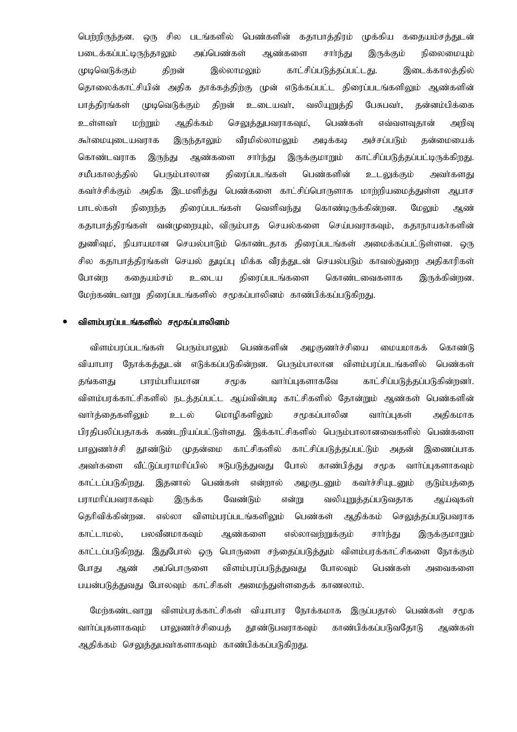பெற்றிருந்தன. ஒரு சில படங்களில் பெண்களின் கதாபாத்திரம் முக்கிய கதையம்சத்துடன் படைக்கப்பட்டிருந்தாலும் அப்பெண்கள் ஆண்களை சார்ந்து இருக்கும் நிலைமையும் முடிவெடுக்கும் திறன் இல்லாமலும் காட்சிப்படுத்தப்பட்டது. இடைக்காலத்தில் தொலைக்காட்சியின் அதிக தாக்கத்திற்கு முன் எடுக்கப்பட்ட திரைப்படங்களிலும் ஆண்களின் பாத்திரங்கள் முடிவெடுக்கும் திறன் உடையவர், வலியுறுத்தி பேசுபவர், தன்னம்பிக்கை உள்ளவர் மற்றும் ஆதிக்கம் செலுத்துபவராகவும், பெண்கள் எவ்வளவுதான் அறிவு கூர்மையுடையவராக இருந்தாலும் வீரமில்லாமலும் அடிக்கடி அச்சப்படும் தன்மையைக் கொண்டவராக இருந்து ஆண்களை சார்ந்து இருக்குமாறும் காட்சிப்படுத்தப்பட்டிருக்கிறது. சமீபகாலத்தில் பெரும்பாலான திரைப்படங்கள் பெண்களின் உடலுக்கும் அவர்களது கவர்ச்சிக்கும் அதிக இடமளித்து பெண்களை காட்சிப்பொருளாக மாற்றியமைத்துள்ள ஆபாச பாடல்கள் நிறைந்த திரைப்படங்கள் வெளிவந்து கொண்டிருக்கின்றன. மேலும் ஆண் கதாபாத்திரங்கள் வன்முறையும், விரும்பாத செயல்களை செய்பவராகவும், கதாநாயகர்களின் துணிவும், நியாயமான செயல்பாடும் கொண்டதாக திரைப்படங்கள் அமைக்கப்பட்டுள்ளன. ஒரு சில கதாபாத்திரங்கள் செயல் துடிப்பு மிக்க வீரத்துடன் செயல்படும் காவல்துறை அதிகாரிகள் போன்ற கதையம்சம் உடைய திரைப்படங்களை கொண்டவைகளாக இருக்கின்றன. மேற்கண்டவாறு திரைப்படங்களில் சமூகப்பாலினம் காண்பிக்கப்படுகிறது.

- **விளம்பரப்படங்களில் சமூகப்பாலினம்**

விளம்பரப்படங்கள் பெரும்பாலும் பெண்களின் அழகுணர்ச்சியை மையமாகக் கொண்டு வியாபார நோக்கத்துடன் எடுக்கப்படுகின்றன. பெரும்பாலான விளம்பரப்படங்களில் பெண்கள் தங்களது பாரம்பரியமான சமூக வார்ப்புகளாகவே காட்சிப்படுத்தப்படுகின்றனர். விளம்பரக்காட்சிகளில் நடத்தப்பட்ட ஆய்வின்படி காட்சிகளில் தோன்றும் ஆண்கள் பெண்களின் வார்த்தைகளிலும் உடல் மொழிகளிலும் சமூகப்பாலின வார்ப்புகள் அதிகமாக பிரதிபலிப்பதாகக் கண்டறியப்பட்டுள்ளது. இக்காட்சிகளில் பெரும்பாலானவைகளில் பெண்களை பாலுணர்ச்சி தூண்டும் முதன்மை காட்சிகளில் காட்சிப்படுத்தப்பட்டும் அதன் இணைப்பாக அவர்களை வீட்டுப்பராமரிப்பில் ஈடுபடுத்துவது போல் காண்பித்து சமூக வார்ப்புகளாகவும் காட்டப்படுகிறது. இதனால் பெண்கள் என்றால் அழகுடனும் கவர்ச்சியுடனும் குடும்பத்தை பராமரிப்பவராகவும் இருக்க வேண்டும் என்று வலியுறுத்தப்படுவதாக ஆய்வுகள் தெரிவிக்கின்றன. எல்லா விளம்பரப்படங்களிலும் பெண்கள் ஆதிக்கம் செலுத்தப்படுபவராக காட்டாமல், பலவீனமாகவும் ஆண்களை எல்லாவற்றுக்கும் சார்ந்து இருக்குமாறும் காட்டப்படுகிறது. இதுபோல் ஒரு பொருளை சந்தைப்படுத்தும் விளம்பரக்காட்சிகளை நோக்கும் போது ஆண் அப்பொருளை விளம்பரப்படுத்துவது போலவும் பெண்கள் அவைகளை பயன்படுத்துவது போலவும் காட்சிகள் அமைந்துள்ளதைக் காணலாம்.

மேற்கண்டவாறு விளம்பரக்காட்சிகள் வியாபார நோக்கமாக இருப்பதால் பெண்கள் சமூக வார்ப்புகளாகவும் பாலுணர்ச்சியைத் தூண்டுபவராகவும் காண்பிக்கப்படுவதோடு ஆண்கள் ஆதிக்கம் செலுத்துபவர்களாகவும் காண்பிக்கப்படுகிறது.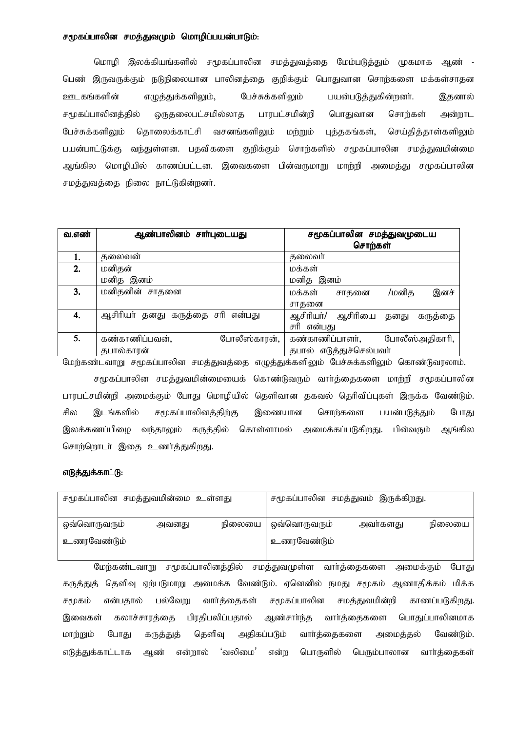### சமூகப்பாலின சமத்துவமும் மொழிப்பயன்பாடும்:

மொழி இலக்கியங்களில் சமூகப்பாலின சமத்துவத்தை மேம்படுத்தும் முகமாக ஆண் - பெண் இருவருக்கும் நடுநிலையான பாலினத்தை குறிக்கும் பொதுவான சொற்களை மக்கள்சாதன ஊடகங்களின் எழுத்துக்களிலும், பேச்சுக்களிலும் பயன்படுத்துகின்றனர். இதனால் சமூகப்பாலினத்தில் ஒருதலைபட்சமில்லாத பாரபட்சமின்றி பொதுவான சொற்கள் அன்றாட பேச்சுக்களிலும் தொலைக்காட்சி வசனங்களிலும் மற்றும் புத்தகங்கள், செய்தித்தாள்களிலும் பயன்பாட்டுக்கு வந்துள்ளன. பதவிகளை குறிக்கும் சொற்களில் சமூகப்பாலின சமத்துவமின்மை ஆங்கில மொழியில் காணப்பட்டன. இவைகளை பின்வருமாறு மாற்றி அமைத்து சமூகப்பாலின சமத்துவத்தை நிலை நாட்டுகின்றனர்.

| வ.எண் | ஆண்பாலினம் சார்புடையது | சமூகப்பாலின சமத்துவமுடைய சொற்கள் |
|---|---|---|
| 1. | தலைவன் | தலைவர் |
| 2. | மனிதன்<br>மனித இனம் | மக்கள்<br>மனித இனம் |
| 3. | மனிதனின் சாதனை | மக்கள் சாதனை /மனித இனச் சாதனை |
| 4. | ஆசிரியர் தனது கருத்தை சரி என்பது | ஆசிரியர்/ ஆசிரியை தனது கருத்தை சரி என்பது |
| 5. | கண்காணிப்பவன், போலீஸ்காரன், தபால்காரன் | கண்காணிப்பாளர், போலீஸ்அதிகாரி, தபால் எடுத்துச்செல்பவர் |

மேற்கண்டவாறு சமூகப்பாலின சமத்துவத்தை எழுத்துக்களிலும் பேச்சுக்களிலும் கொண்டுவரலாம்.

சமூகப்பாலின சமத்துவமின்மையைக் கொண்டுவரும் வார்த்தைகளை மாற்றி சமூகப்பாலின பாரபட்சமின்றி அமைக்கும் போது மொழியில் தெளிவான தகவல் தெரிவிப்புகள் இருக்க வேண்டும். சில இடங்களில் சமூகப்பாலினத்திற்கு இணையான சொற்களை பயன்படுத்தும் போது இலக்கணப்பிழை வந்தாலும் கருத்தில் கொள்ளாமல் அமைக்கப்படுகிறது. பின்வரும் ஆங்கில சொற்றொடர் இதை உணர்த்துகிறது.

#### எடுத்துக்காட்டு:

| சமூகப்பாலின சமத்துவமின்மை உள்ளது | சமூகப்பாலின சமத்துவம் இருக்கிறது. |
|---|---|
| ஒவ்வொருவரும் அவனது நிலையை உணரவேண்டும் | ஒவ்வொருவரும் அவர்களது நிலையை உணரவேண்டும் |

மேற்கண்டவாறு சமூகப்பாலினத்தில் சமத்துவமுள்ள வார்த்தைகளை அமைக்கும் போது கருத்துத் தெளிவு ஏற்படுமாறு அமைக்க வேண்டும். ஏனெனில் நமது சமூகம் ஆணாதிக்கம் மிக்க சமூகம் என்பதால் பல்வேறு வார்த்தைகள் சமூகப்பாலின சமத்துவமின்றி காணப்படுகிறது. இவைகள் கலாச்சாரத்தை பிரதிபலிப்பதால் ஆண்சார்ந்த வார்த்தைகளை பொதுப்பாலினமாக மாற்றும் போது கருத்துத் தெளிவு அதிகப்படும் வார்த்தைகளை அமைத்தல் வேண்டும். எடுத்துக்காட்டாக ஆண் என்றால் 'வலிமை' என்ற பொருளில் பெரும்பாலான வார்த்தைகள்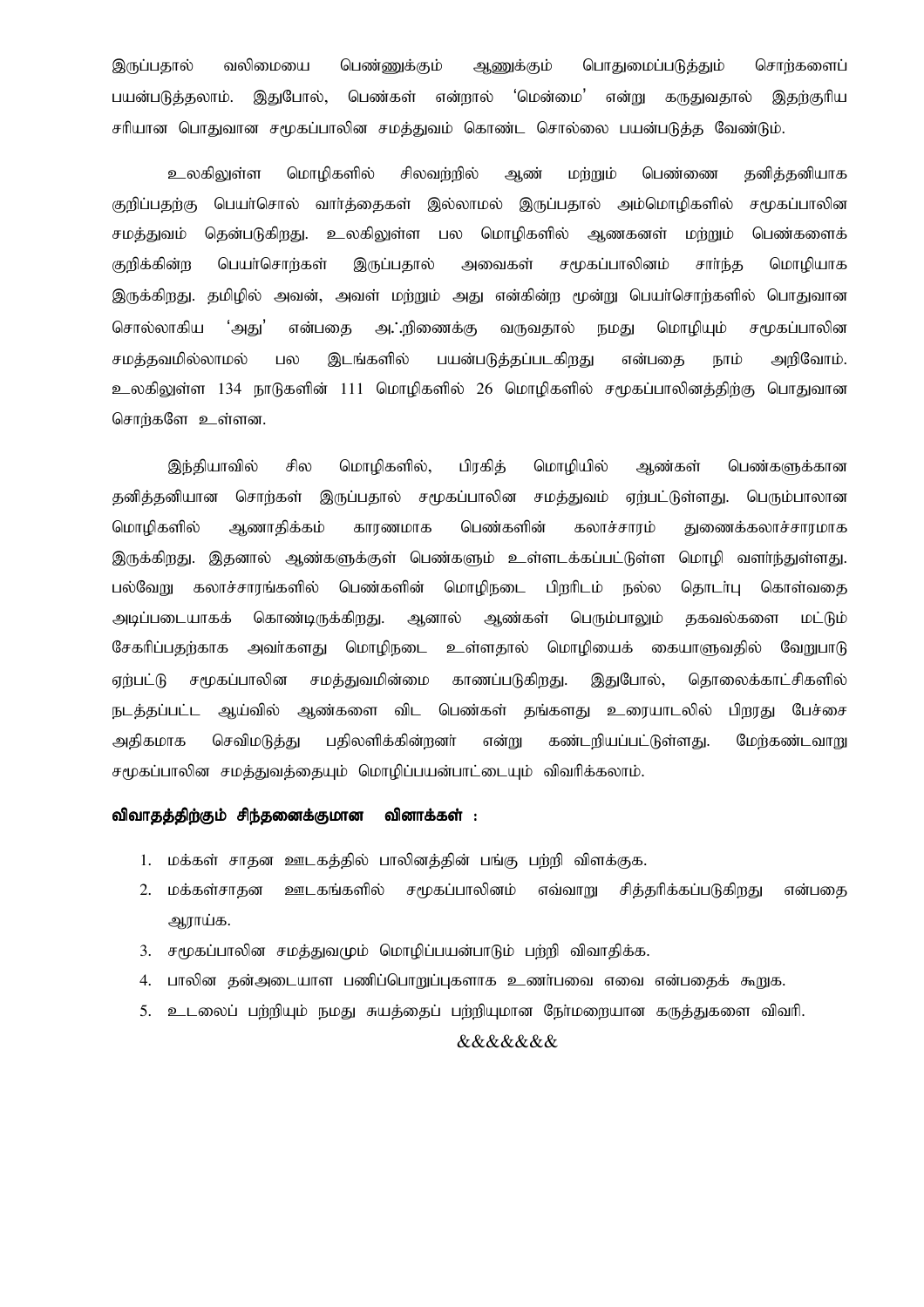இருப்பதால் வலிமையை பெண்ணுக்கும் ஆணுக்கும் பொதுமைப்படுத்தும் சொற்களைப் பயன்படுத்தலாம். இதுபோல், பெண்கள் என்றால் 'மென்மை' என்று கருதுவதால் இதற்குரிய சரியான பொதுவான சமூகப்பாலின சமத்துவம் கொண்ட சொல்லை பயன்படுத்த வேண்டும்.

உலகிலுள்ள மொழிகளில் சிலவற்றில் ஆண் மற்றும் பெண்ணை தனித்தனியாக குறிப்பதற்கு பெயர்சொல் வார்த்தைகள் இல்லாமல் இருப்பதால் அம்மொழிகளில் சமூகப்பாலின சமத்துவம் தென்படுகிறது. உலகிலுள்ள பல மொழிகளில் ஆணகனள் மற்றும் பெண்களைக் குறிக்கின்ற பெயர்சொற்கள் இருப்பதால் அவைகள் சமூகப்பாலினம் சார்ந்த மொழியாக இருக்கிறது. தமிழில் அவன், அவள் மற்றும் அது என்கின்ற மூன்று பெயர்சொற்களில் பொதுவான சொல்லாகிய 'அது' என்பதை அ∴றிணைக்கு வருவதால் நமது மொழியும் சமூகப்பாலின சமத்தவமில்லாமல் பல இடங்களில் பயன்படுத்தப்படகிறது என்பதை நாம் அறிவோம். உலகிலுள்ள 134 நாடுகளின் 111 மொழிகளில் 26 மொழிகளில் சமூகப்பாலினத்திற்கு பொதுவான சொற்களே உள்ளன.

இந்தியாவில் சில மொழிகளில், பிரகித் மொழியில் ஆண்கள் பெண்களுக்கான தனித்தனியான சொற்கள் இருப்பதால் சமூகப்பாலின சமத்துவம் ஏற்பட்டுள்ளது. பெரும்பாலான மொழிகளில் ஆணாதிக்கம் காரணமாக பெண்களின் கலாச்சாரம் துணைக்கலாச்சாரமாக இருக்கிறது. இதனால் ஆண்களுக்குள் பெண்களும் உள்ளடக்கப்பட்டுள்ள மொழி வளர்ந்துள்ளது. பல்வேறு கலாச்சாரங்களில் பெண்களின் மொழிநடை பிறரிடம் நல்ல தொடர்பு கொள்வதை அடிப்படையாகக் கொண்டிருக்கிறது. ஆனால் ஆண்கள் பெரும்பாலும் தகவல்களை மட்டும் சேகரிப்பதற்காக அவர்களது மொழிநடை உள்ளதால் மொழியைக் கையாளுவதில் வேறுபாடு ஏற்பட்டு சமூகப்பாலின சமத்துவமின்மை காணப்படுகிறது. இதுபோல், தொலைக்காட்சிகளில் நடத்தப்பட்ட ஆய்வில் ஆண்களை விட பெண்கள் தங்களது உரையாடலில் பிறரது பேச்சை அதிகமாக செவிமடுத்து பதிலளிக்கின்றனர் என்று கண்டறியப்பட்டுள்ளது. மேற்கண்டவாறு சமூகப்பாலின சமத்துவத்தையும் மொழிப்பயன்பாட்டையும் விவரிக்கலாம்.

**விவாதத்திற்கும் சிந்தனைக்குமான வினாக்கள் :**

1. மக்கள் சாதன ஊடகத்தில் பாலினத்தின் பங்கு பற்றி விளக்குக.
2. மக்கள்சாதன ஊடகங்களில் சமூகப்பாலினம் எவ்வாறு சித்தரிக்கப்படுகிறது என்பதை ஆராய்க.
3. சமூகப்பாலின சமத்துவமும் மொழிப்பயன்பாடும் பற்றி விவாதிக்க.
4. பாலின தன்அடையாள பணிப்பொறுப்புகளாக உணர்பவை எவை என்பதைக் கூறுக.
5. உடலைப் பற்றியும் நமது சுயத்தைப் பற்றியுமான நேர்மறையான கருத்துகளை விவரி.

&&&&&&&